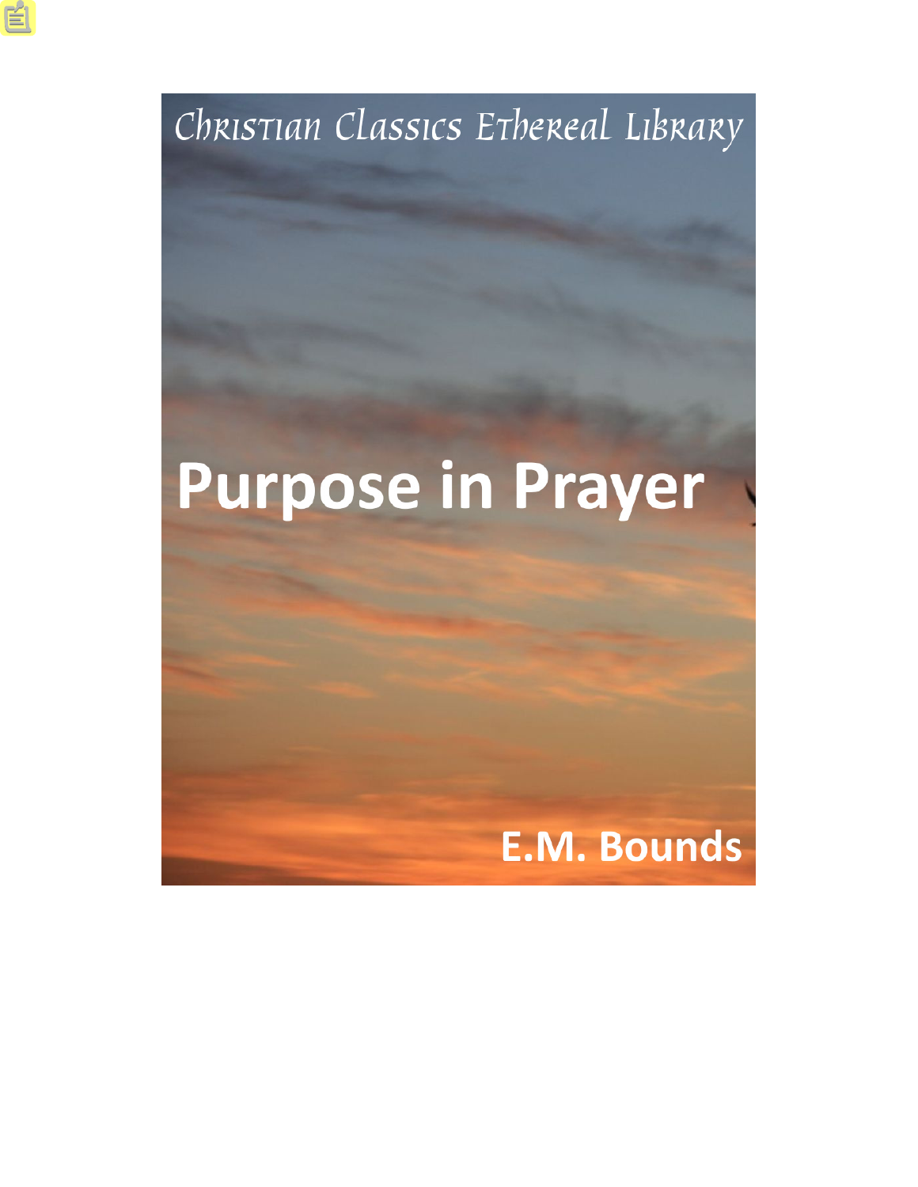Christian Classics Ethereal Library

# Purpose in Prayer

**E.M. Bounds**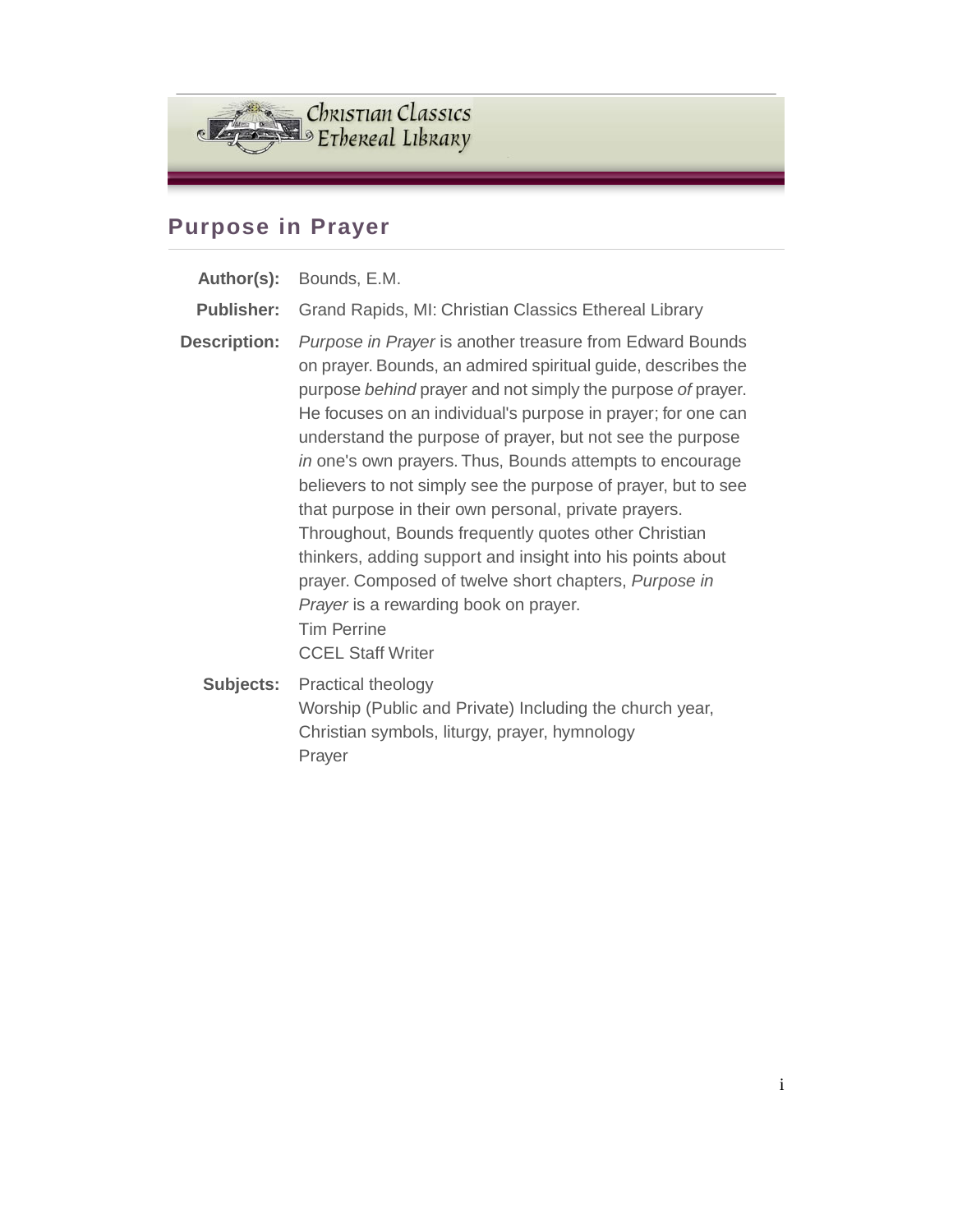Christian Classics Ethereal Library

# Purpose in Prayer

| | |
|---|---|
| **Author(s):** | Bounds, E.M. |
| **Publisher:** | Grand Rapids, MI: Christian Classics Ethereal Library |
| **Description:** | *Purpose in Prayer* is another treasure from Edward Bounds on prayer. Bounds, an admired spiritual guide, describes the purpose *behind* prayer and not simply the purpose *of* prayer. He focuses on an individual's purpose in prayer; for one can understand the purpose of prayer, but not see the purpose *in* one's own prayers. Thus, Bounds attempts to encourage believers to not simply see the purpose of prayer, but to see that purpose in their own personal, private prayers. Throughout, Bounds frequently quotes other Christian thinkers, adding support and insight into his points about prayer. Composed of twelve short chapters, *Purpose in Prayer* is a rewarding book on prayer.<br>Tim Perrine<br>CCEL Staff Writer |
| **Subjects:** | Practical theology<br>Worship (Public and Private) Including the church year, Christian symbols, liturgy, prayer, hymnology<br>Prayer |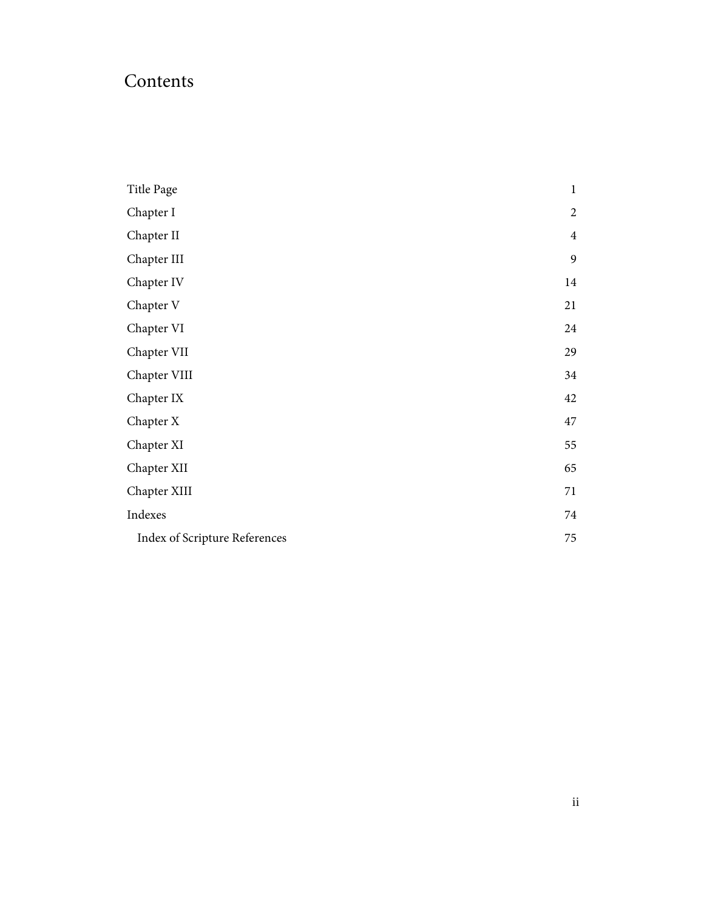# Contents

| | |
|---|---|
| Title Page | 1 |
| Chapter I | 2 |
| Chapter II | 4 |
| Chapter III | 9 |
| Chapter IV | 14 |
| Chapter V | 21 |
| Chapter VI | 24 |
| Chapter VII | 29 |
| Chapter VIII | 34 |
| Chapter IX | 42 |
| Chapter X | 47 |
| Chapter XI | 55 |
| Chapter XII | 65 |
| Chapter XIII | 71 |
| Indexes | 74 |
| Index of Scripture References | 75 |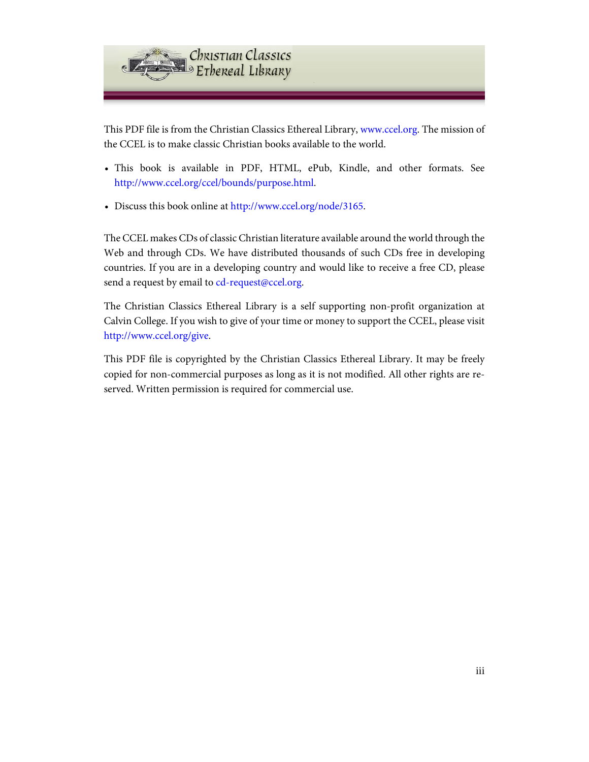This PDF file is from the Christian Classics Ethereal Library, www.ccel.org. The mission of the CCEL is to make classic Christian books available to the world.

- This book is available in PDF, HTML, ePub, Kindle, and other formats. See http://www.ccel.org/ccel/bounds/purpose.html.
- Discuss this book online at http://www.ccel.org/node/3165.

The CCEL makes CDs of classic Christian literature available around the world through the Web and through CDs. We have distributed thousands of such CDs free in developing countries. If you are in a developing country and would like to receive a free CD, please send a request by email to cd-request@ccel.org.

The Christian Classics Ethereal Library is a self supporting non-profit organization at Calvin College. If you wish to give of your time or money to support the CCEL, please visit http://www.ccel.org/give.

This PDF file is copyrighted by the Christian Classics Ethereal Library. It may be freely copied for non-commercial purposes as long as it is not modified. All other rights are reserved. Written permission is required for commercial use.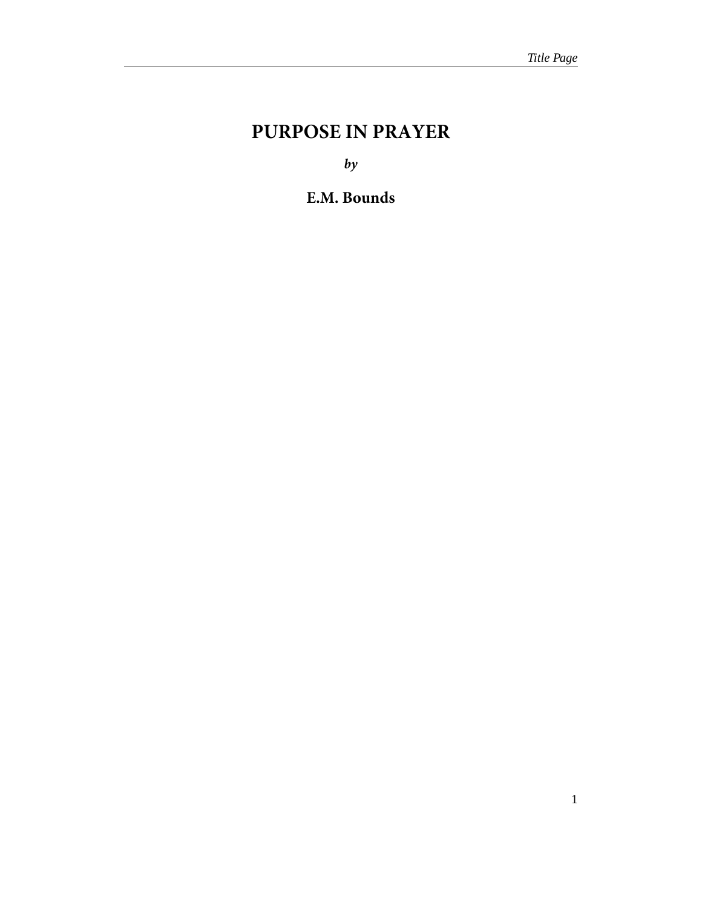# PURPOSE IN PRAYER

***by***

**E.M. Bounds**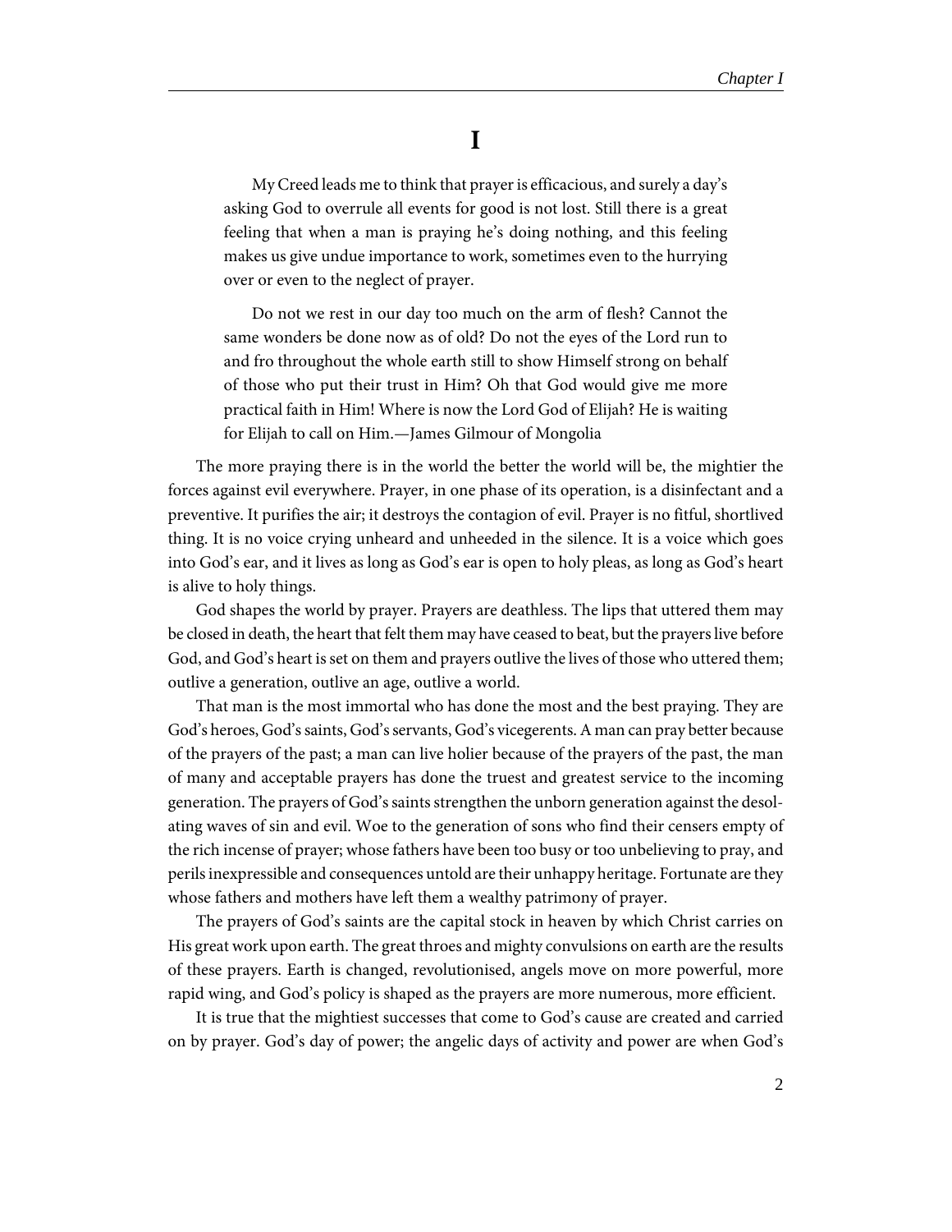# I

> My Creed leads me to think that prayer is efficacious, and surely a day's asking God to overrule all events for good is not lost. Still there is a great feeling that when a man is praying he's doing nothing, and this feeling makes us give undue importance to work, sometimes even to the hurrying over or even to the neglect of prayer.
>
> Do not we rest in our day too much on the arm of flesh? Cannot the same wonders be done now as of old? Do not the eyes of the Lord run to and fro throughout the whole earth still to show Himself strong on behalf of those who put their trust in Him? Oh that God would give me more practical faith in Him! Where is now the Lord God of Elijah? He is waiting for Elijah to call on Him.—James Gilmour of Mongolia

The more praying there is in the world the better the world will be, the mightier the forces against evil everywhere. Prayer, in one phase of its operation, is a disinfectant and a preventive. It purifies the air; it destroys the contagion of evil. Prayer is no fitful, shortlived thing. It is no voice crying unheard and unheeded in the silence. It is a voice which goes into God's ear, and it lives as long as God's ear is open to holy pleas, as long as God's heart is alive to holy things.

God shapes the world by prayer. Prayers are deathless. The lips that uttered them may be closed in death, the heart that felt them may have ceased to beat, but the prayers live before God, and God's heart is set on them and prayers outlive the lives of those who uttered them; outlive a generation, outlive an age, outlive a world.

That man is the most immortal who has done the most and the best praying. They are God's heroes, God's saints, God's servants, God's vicegerents. A man can pray better because of the prayers of the past; a man can live holier because of the prayers of the past, the man of many and acceptable prayers has done the truest and greatest service to the incoming generation. The prayers of God's saints strengthen the unborn generation against the desolating waves of sin and evil. Woe to the generation of sons who find their censers empty of the rich incense of prayer; whose fathers have been too busy or too unbelieving to pray, and perils inexpressible and consequences untold are their unhappy heritage. Fortunate are they whose fathers and mothers have left them a wealthy patrimony of prayer.

The prayers of God's saints are the capital stock in heaven by which Christ carries on His great work upon earth. The great throes and mighty convulsions on earth are the results of these prayers. Earth is changed, revolutionised, angels move on more powerful, more rapid wing, and God's policy is shaped as the prayers are more numerous, more efficient.

It is true that the mightiest successes that come to God's cause are created and carried on by prayer. God's day of power; the angelic days of activity and power are when God's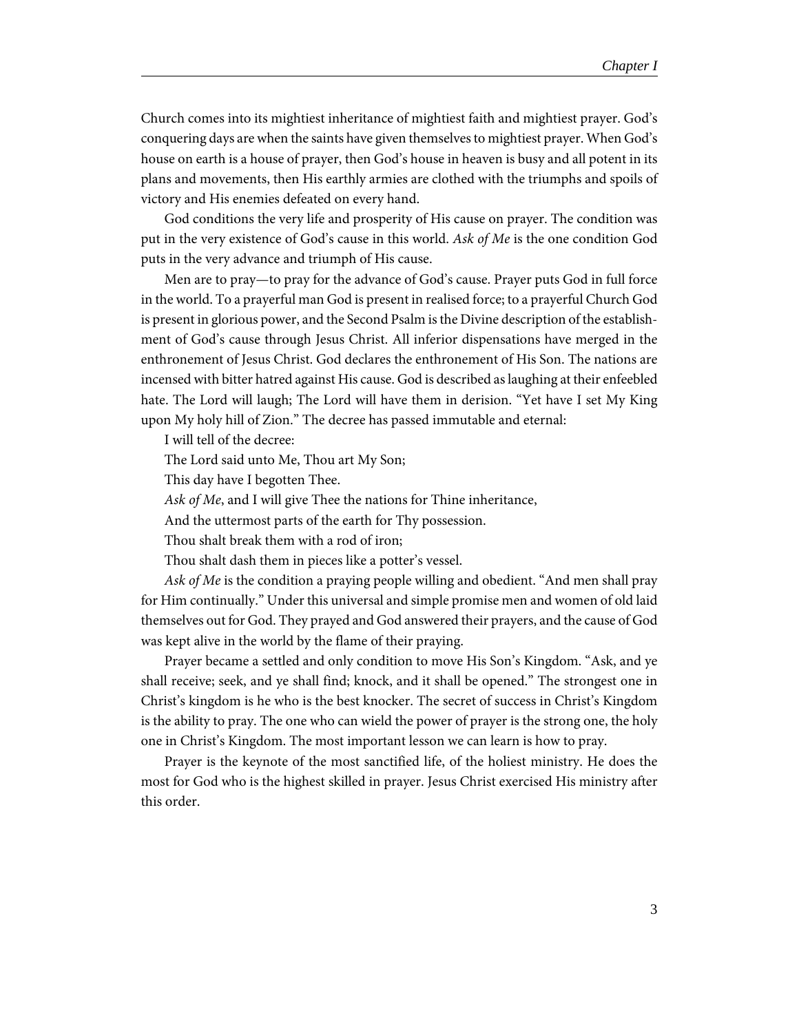Church comes into its mightiest inheritance of mightiest faith and mightiest prayer. God's conquering days are when the saints have given themselves to mightiest prayer. When God's house on earth is a house of prayer, then God's house in heaven is busy and all potent in its plans and movements, then His earthly armies are clothed with the triumphs and spoils of victory and His enemies defeated on every hand.

God conditions the very life and prosperity of His cause on prayer. The condition was put in the very existence of God's cause in this world. *Ask of Me* is the one condition God puts in the very advance and triumph of His cause.

Men are to pray—to pray for the advance of God's cause. Prayer puts God in full force in the world. To a prayerful man God is present in realised force; to a prayerful Church God is present in glorious power, and the Second Psalm is the Divine description of the establishment of God's cause through Jesus Christ. All inferior dispensations have merged in the enthronement of Jesus Christ. God declares the enthronement of His Son. The nations are incensed with bitter hatred against His cause. God is described as laughing at their enfeebled hate. The Lord will laugh; The Lord will have them in derision. "Yet have I set My King upon My holy hill of Zion." The decree has passed immutable and eternal:

I will tell of the decree:

The Lord said unto Me, Thou art My Son;

This day have I begotten Thee.

*Ask of Me*, and I will give Thee the nations for Thine inheritance,

And the uttermost parts of the earth for Thy possession.

Thou shalt break them with a rod of iron;

Thou shalt dash them in pieces like a potter's vessel.

*Ask of Me* is the condition a praying people willing and obedient. "And men shall pray for Him continually." Under this universal and simple promise men and women of old laid themselves out for God. They prayed and God answered their prayers, and the cause of God was kept alive in the world by the flame of their praying.

Prayer became a settled and only condition to move His Son's Kingdom. "Ask, and ye shall receive; seek, and ye shall find; knock, and it shall be opened." The strongest one in Christ's kingdom is he who is the best knocker. The secret of success in Christ's Kingdom is the ability to pray. The one who can wield the power of prayer is the strong one, the holy one in Christ's Kingdom. The most important lesson we can learn is how to pray.

Prayer is the keynote of the most sanctified life, of the holiest ministry. He does the most for God who is the highest skilled in prayer. Jesus Christ exercised His ministry after this order.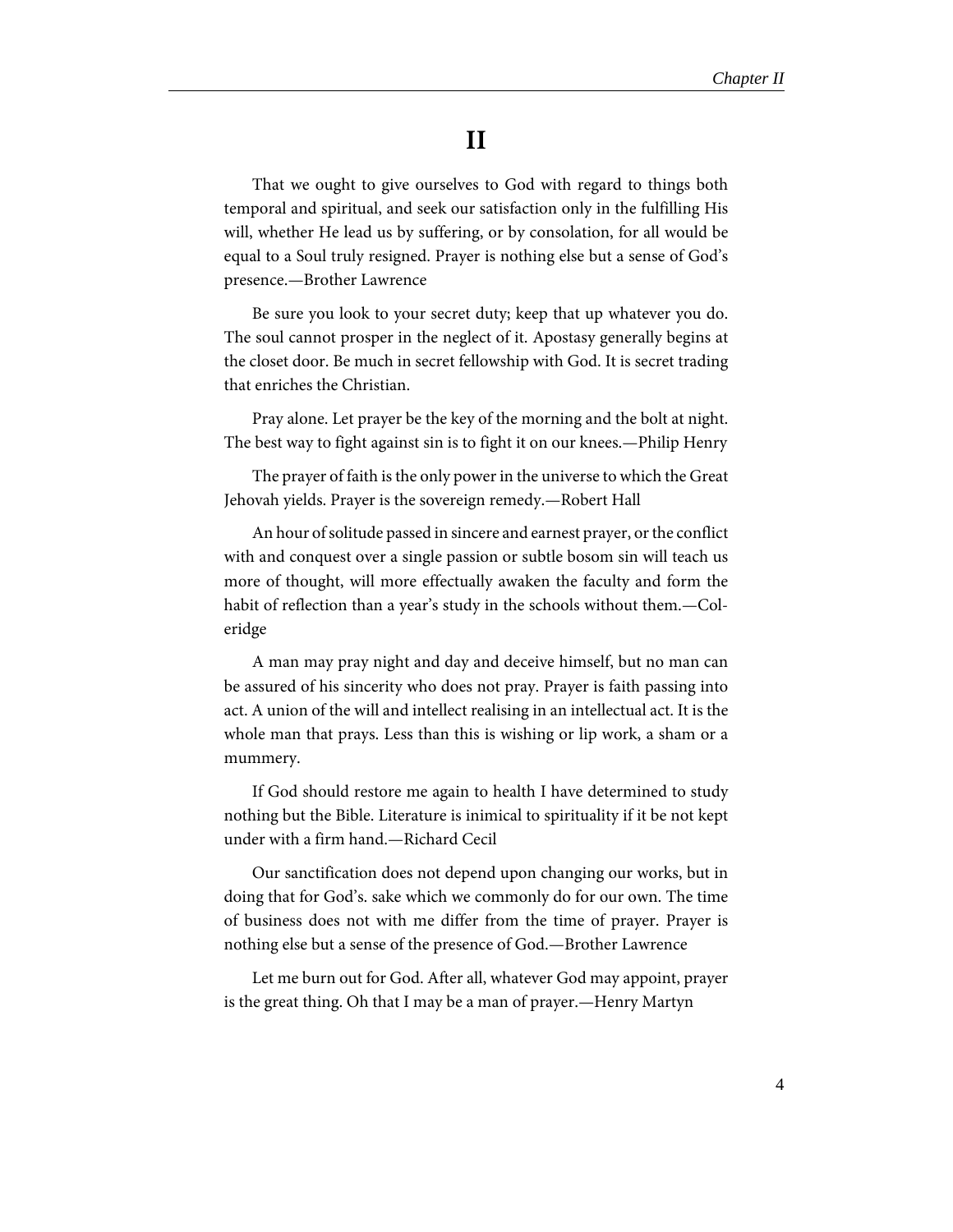# II

That we ought to give ourselves to God with regard to things both temporal and spiritual, and seek our satisfaction only in the fulfilling His will, whether He lead us by suffering, or by consolation, for all would be equal to a Soul truly resigned. Prayer is nothing else but a sense of God's presence.—Brother Lawrence

Be sure you look to your secret duty; keep that up whatever you do. The soul cannot prosper in the neglect of it. Apostasy generally begins at the closet door. Be much in secret fellowship with God. It is secret trading that enriches the Christian.

Pray alone. Let prayer be the key of the morning and the bolt at night. The best way to fight against sin is to fight it on our knees.—Philip Henry

The prayer of faith is the only power in the universe to which the Great Jehovah yields. Prayer is the sovereign remedy.—Robert Hall

An hour of solitude passed in sincere and earnest prayer, or the conflict with and conquest over a single passion or subtle bosom sin will teach us more of thought, will more effectually awaken the faculty and form the habit of reflection than a year's study in the schools without them.—Coleridge

A man may pray night and day and deceive himself, but no man can be assured of his sincerity who does not pray. Prayer is faith passing into act. A union of the will and intellect realising in an intellectual act. It is the whole man that prays. Less than this is wishing or lip work, a sham or a mummery.

If God should restore me again to health I have determined to study nothing but the Bible. Literature is inimical to spirituality if it be not kept under with a firm hand.—Richard Cecil

Our sanctification does not depend upon changing our works, but in doing that for God's. sake which we commonly do for our own. The time of business does not with me differ from the time of prayer. Prayer is nothing else but a sense of the presence of God.—Brother Lawrence

Let me burn out for God. After all, whatever God may appoint, prayer is the great thing. Oh that I may be a man of prayer.—Henry Martyn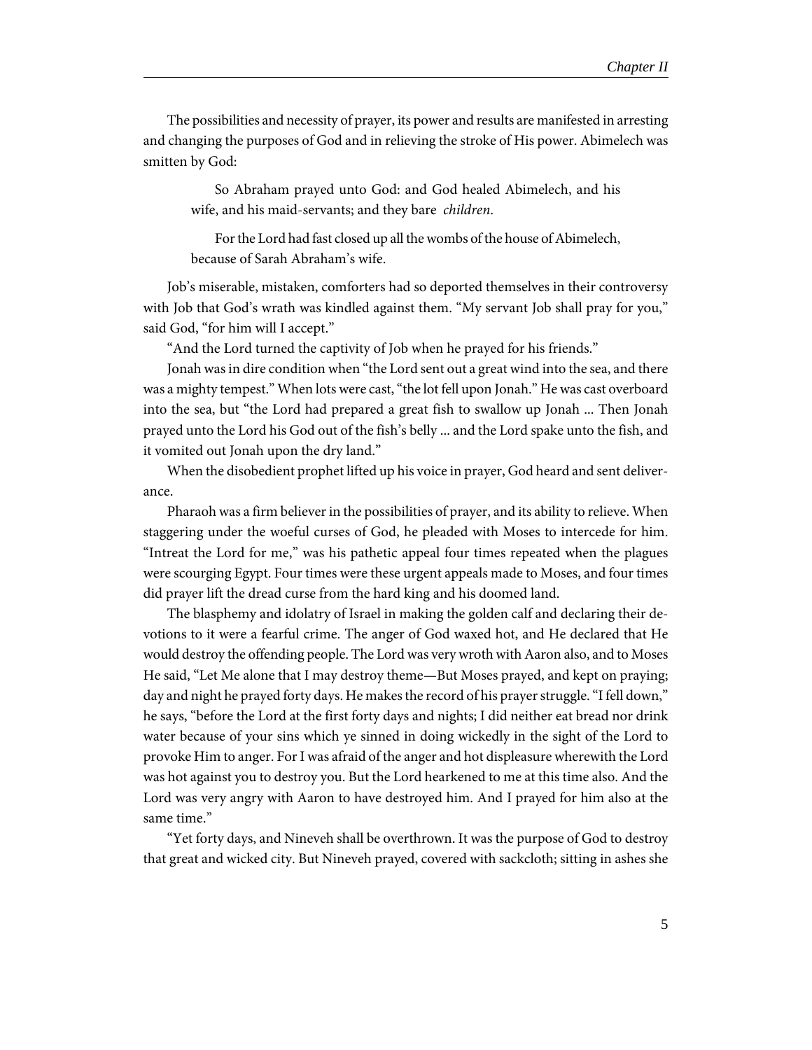The possibilities and necessity of prayer, its power and results are manifested in arresting and changing the purposes of God and in relieving the stroke of His power. Abimelech was smitten by God:

> So Abraham prayed unto God: and God healed Abimelech, and his wife, and his maid-servants; and they bare *children*.
>
> For the Lord had fast closed up all the wombs of the house of Abimelech, because of Sarah Abraham's wife.

Job's miserable, mistaken, comforters had so deported themselves in their controversy with Job that God's wrath was kindled against them. "My servant Job shall pray for you," said God, "for him will I accept."

"And the Lord turned the captivity of Job when he prayed for his friends."

Jonah was in dire condition when "the Lord sent out a great wind into the sea, and there was a mighty tempest." When lots were cast, "the lot fell upon Jonah." He was cast overboard into the sea, but "the Lord had prepared a great fish to swallow up Jonah ... Then Jonah prayed unto the Lord his God out of the fish's belly ... and the Lord spake unto the fish, and it vomited out Jonah upon the dry land."

When the disobedient prophet lifted up his voice in prayer, God heard and sent deliverance.

Pharaoh was a firm believer in the possibilities of prayer, and its ability to relieve. When staggering under the woeful curses of God, he pleaded with Moses to intercede for him. "Intreat the Lord for me," was his pathetic appeal four times repeated when the plagues were scourging Egypt. Four times were these urgent appeals made to Moses, and four times did prayer lift the dread curse from the hard king and his doomed land.

The blasphemy and idolatry of Israel in making the golden calf and declaring their devotions to it were a fearful crime. The anger of God waxed hot, and He declared that He would destroy the offending people. The Lord was very wroth with Aaron also, and to Moses He said, "Let Me alone that I may destroy theme—But Moses prayed, and kept on praying; day and night he prayed forty days. He makes the record of his prayer struggle. "I fell down," he says, "before the Lord at the first forty days and nights; I did neither eat bread nor drink water because of your sins which ye sinned in doing wickedly in the sight of the Lord to provoke Him to anger. For I was afraid of the anger and hot displeasure wherewith the Lord was hot against you to destroy you. But the Lord hearkened to me at this time also. And the Lord was very angry with Aaron to have destroyed him. And I prayed for him also at the same time."

"Yet forty days, and Nineveh shall be overthrown. It was the purpose of God to destroy that great and wicked city. But Nineveh prayed, covered with sackcloth; sitting in ashes she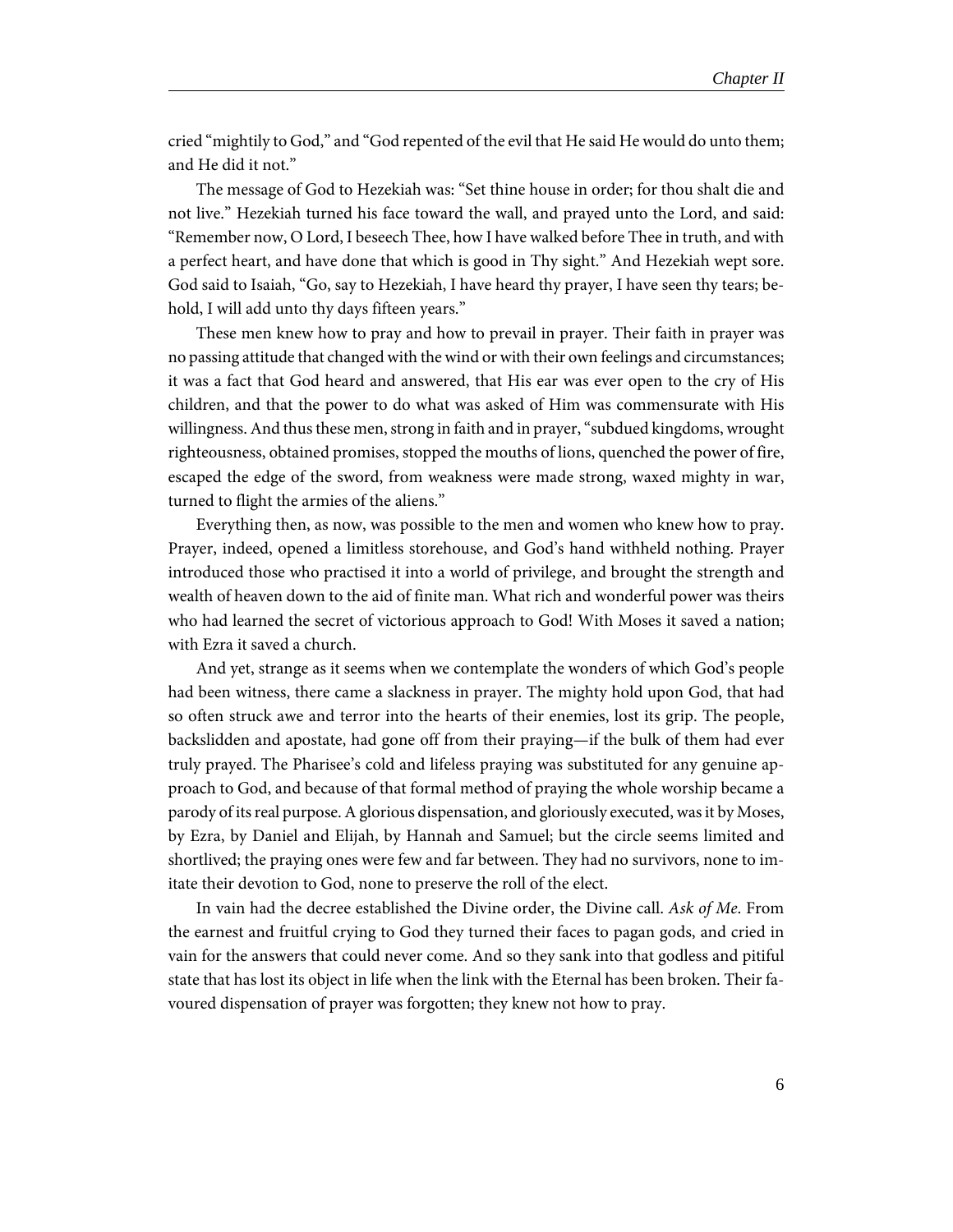cried "mightily to God," and "God repented of the evil that He said He would do unto them; and He did it not."

The message of God to Hezekiah was: "Set thine house in order; for thou shalt die and not live." Hezekiah turned his face toward the wall, and prayed unto the Lord, and said: "Remember now, O Lord, I beseech Thee, how I have walked before Thee in truth, and with a perfect heart, and have done that which is good in Thy sight." And Hezekiah wept sore. God said to Isaiah, "Go, say to Hezekiah, I have heard thy prayer, I have seen thy tears; behold, I will add unto thy days fifteen years."

These men knew how to pray and how to prevail in prayer. Their faith in prayer was no passing attitude that changed with the wind or with their own feelings and circumstances; it was a fact that God heard and answered, that His ear was ever open to the cry of His children, and that the power to do what was asked of Him was commensurate with His willingness. And thus these men, strong in faith and in prayer, "subdued kingdoms, wrought righteousness, obtained promises, stopped the mouths of lions, quenched the power of fire, escaped the edge of the sword, from weakness were made strong, waxed mighty in war, turned to flight the armies of the aliens."

Everything then, as now, was possible to the men and women who knew how to pray. Prayer, indeed, opened a limitless storehouse, and God's hand withheld nothing. Prayer introduced those who practised it into a world of privilege, and brought the strength and wealth of heaven down to the aid of finite man. What rich and wonderful power was theirs who had learned the secret of victorious approach to God! With Moses it saved a nation; with Ezra it saved a church.

And yet, strange as it seems when we contemplate the wonders of which God's people had been witness, there came a slackness in prayer. The mighty hold upon God, that had so often struck awe and terror into the hearts of their enemies, lost its grip. The people, backslidden and apostate, had gone off from their praying—if the bulk of them had ever truly prayed. The Pharisee's cold and lifeless praying was substituted for any genuine approach to God, and because of that formal method of praying the whole worship became a parody of its real purpose. A glorious dispensation, and gloriously executed, was it by Moses, by Ezra, by Daniel and Elijah, by Hannah and Samuel; but the circle seems limited and shortlived; the praying ones were few and far between. They had no survivors, none to imitate their devotion to God, none to preserve the roll of the elect.

In vain had the decree established the Divine order, the Divine call. *Ask of Me*. From the earnest and fruitful crying to God they turned their faces to pagan gods, and cried in vain for the answers that could never come. And so they sank into that godless and pitiful state that has lost its object in life when the link with the Eternal has been broken. Their favoured dispensation of prayer was forgotten; they knew not how to pray.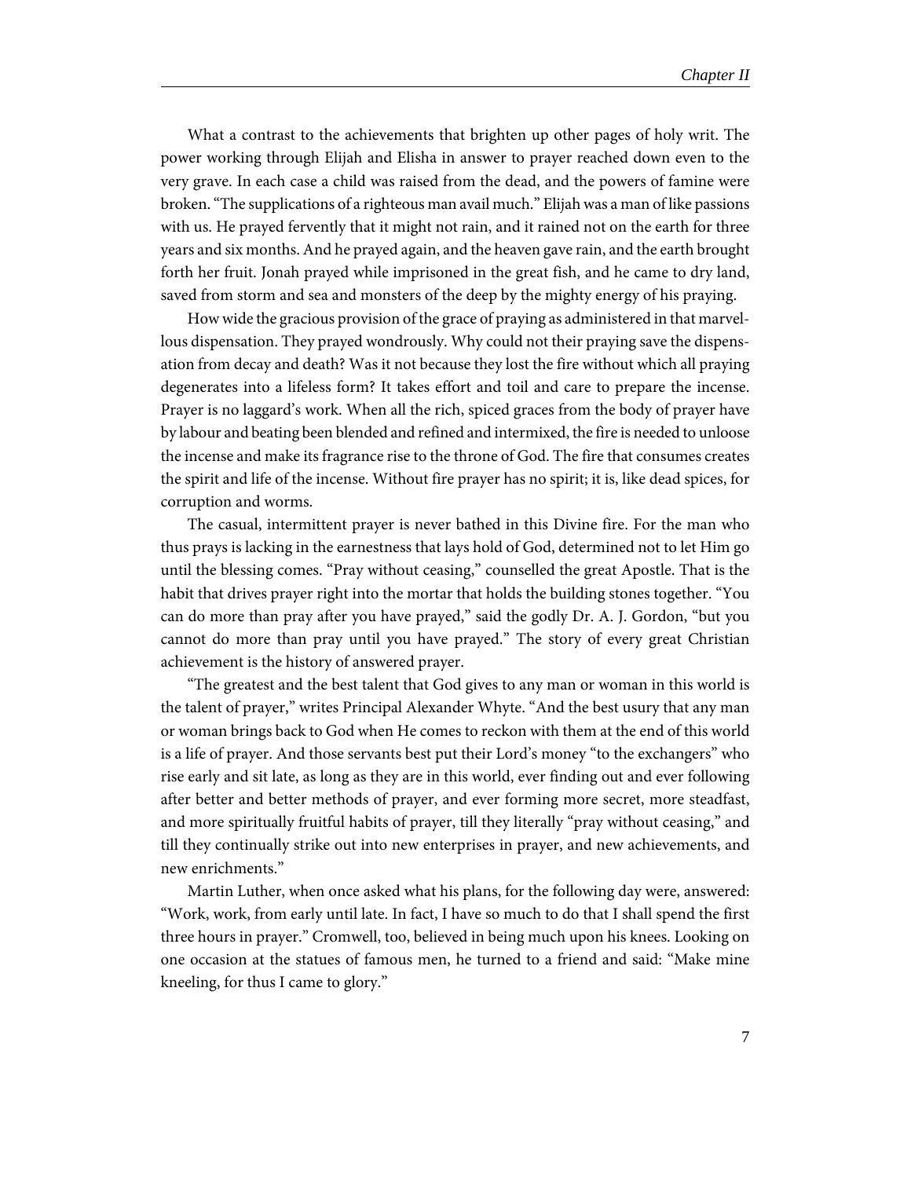What a contrast to the achievements that brighten up other pages of holy writ. The power working through Elijah and Elisha in answer to prayer reached down even to the very grave. In each case a child was raised from the dead, and the powers of famine were broken. "The supplications of a righteous man avail much." Elijah was a man of like passions with us. He prayed fervently that it might not rain, and it rained not on the earth for three years and six months. And he prayed again, and the heaven gave rain, and the earth brought forth her fruit. Jonah prayed while imprisoned in the great fish, and he came to dry land, saved from storm and sea and monsters of the deep by the mighty energy of his praying.

How wide the gracious provision of the grace of praying as administered in that marvellous dispensation. They prayed wondrously. Why could not their praying save the dispensation from decay and death? Was it not because they lost the fire without which all praying degenerates into a lifeless form? It takes effort and toil and care to prepare the incense. Prayer is no laggard's work. When all the rich, spiced graces from the body of prayer have by labour and beating been blended and refined and intermixed, the fire is needed to unloose the incense and make its fragrance rise to the throne of God. The fire that consumes creates the spirit and life of the incense. Without fire prayer has no spirit; it is, like dead spices, for corruption and worms.

The casual, intermittent prayer is never bathed in this Divine fire. For the man who thus prays is lacking in the earnestness that lays hold of God, determined not to let Him go until the blessing comes. "Pray without ceasing," counselled the great Apostle. That is the habit that drives prayer right into the mortar that holds the building stones together. "You can do more than pray after you have prayed," said the godly Dr. A. J. Gordon, "but you cannot do more than pray until you have prayed." The story of every great Christian achievement is the history of answered prayer.

"The greatest and the best talent that God gives to any man or woman in this world is the talent of prayer," writes Principal Alexander Whyte. "And the best usury that any man or woman brings back to God when He comes to reckon with them at the end of this world is a life of prayer. And those servants best put their Lord's money "to the exchangers" who rise early and sit late, as long as they are in this world, ever finding out and ever following after better and better methods of prayer, and ever forming more secret, more steadfast, and more spiritually fruitful habits of prayer, till they literally "pray without ceasing," and till they continually strike out into new enterprises in prayer, and new achievements, and new enrichments."

Martin Luther, when once asked what his plans, for the following day were, answered: "Work, work, from early until late. In fact, I have so much to do that I shall spend the first three hours in prayer." Cromwell, too, believed in being much upon his knees. Looking on one occasion at the statues of famous men, he turned to a friend and said: "Make mine kneeling, for thus I came to glory."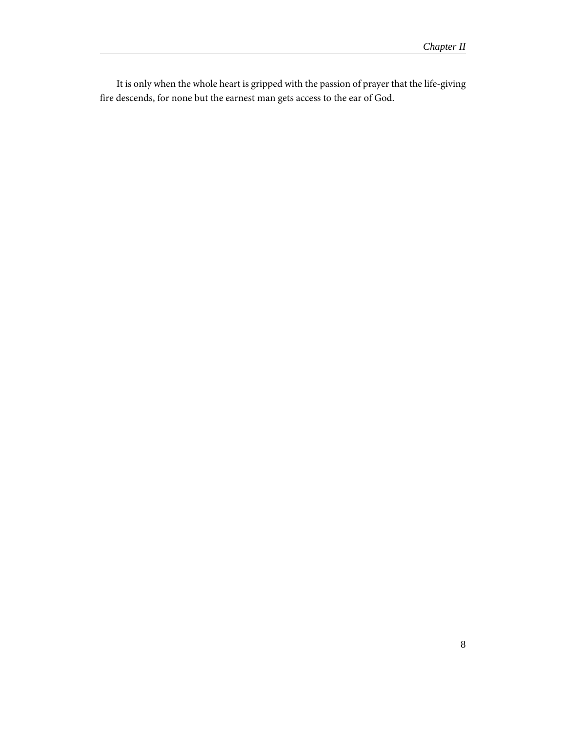It is only when the whole heart is gripped with the passion of prayer that the life-giving fire descends, for none but the earnest man gets access to the ear of God.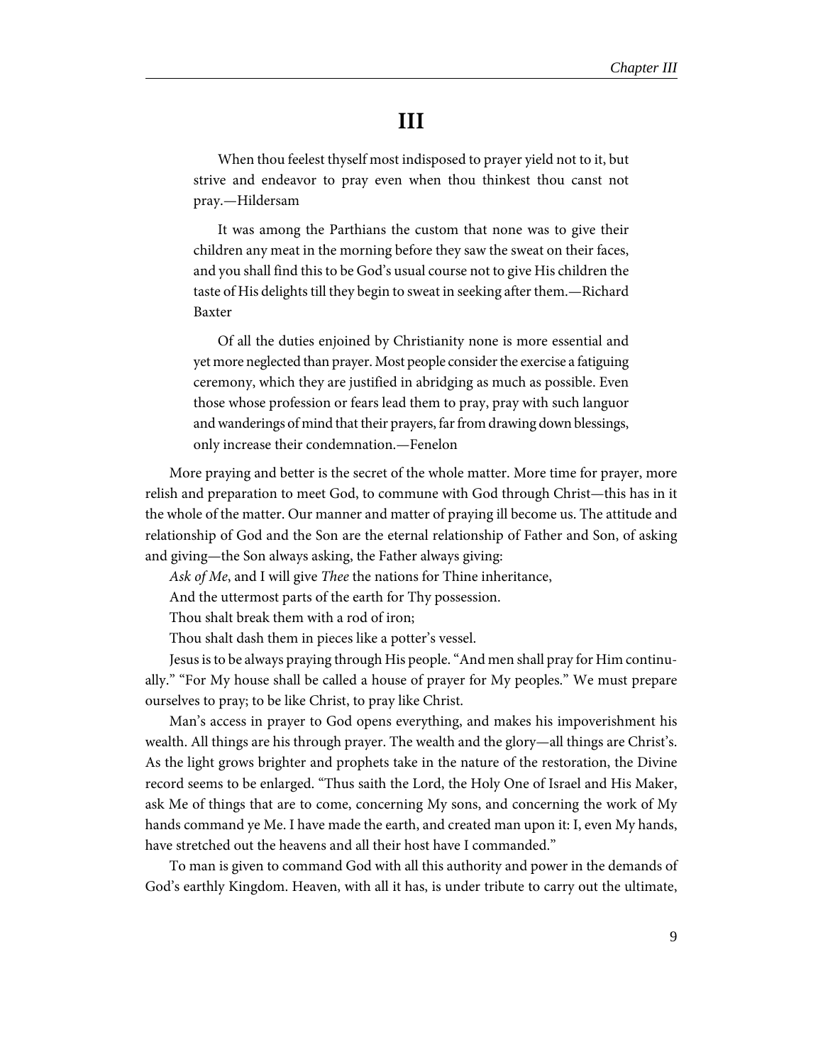# III

> When thou feelest thyself most indisposed to prayer yield not to it, but strive and endeavor to pray even when thou thinkest thou canst not pray.—Hildersam

> It was among the Parthians the custom that none was to give their children any meat in the morning before they saw the sweat on their faces, and you shall find this to be God's usual course not to give His children the taste of His delights till they begin to sweat in seeking after them.—Richard Baxter

> Of all the duties enjoined by Christianity none is more essential and yet more neglected than prayer. Most people consider the exercise a fatiguing ceremony, which they are justified in abridging as much as possible. Even those whose profession or fears lead them to pray, pray with such languor and wanderings of mind that their prayers, far from drawing down blessings, only increase their condemnation.—Fenelon

More praying and better is the secret of the whole matter. More time for prayer, more relish and preparation to meet God, to commune with God through Christ—this has in it the whole of the matter. Our manner and matter of praying ill become us. The attitude and relationship of God and the Son are the eternal relationship of Father and Son, of asking and giving—the Son always asking, the Father always giving:

*Ask of Me*, and I will give *Thee* the nations for Thine inheritance,
And the uttermost parts of the earth for Thy possession.
Thou shalt break them with a rod of iron;
Thou shalt dash them in pieces like a potter's vessel.

Jesus is to be always praying through His people. "And men shall pray for Him continually." "For My house shall be called a house of prayer for My peoples." We must prepare ourselves to pray; to be like Christ, to pray like Christ.

Man's access in prayer to God opens everything, and makes his impoverishment his wealth. All things are his through prayer. The wealth and the glory—all things are Christ's. As the light grows brighter and prophets take in the nature of the restoration, the Divine record seems to be enlarged. "Thus saith the Lord, the Holy One of Israel and His Maker, ask Me of things that are to come, concerning My sons, and concerning the work of My hands command ye Me. I have made the earth, and created man upon it: I, even My hands, have stretched out the heavens and all their host have I commanded."

To man is given to command God with all this authority and power in the demands of God's earthly Kingdom. Heaven, with all it has, is under tribute to carry out the ultimate,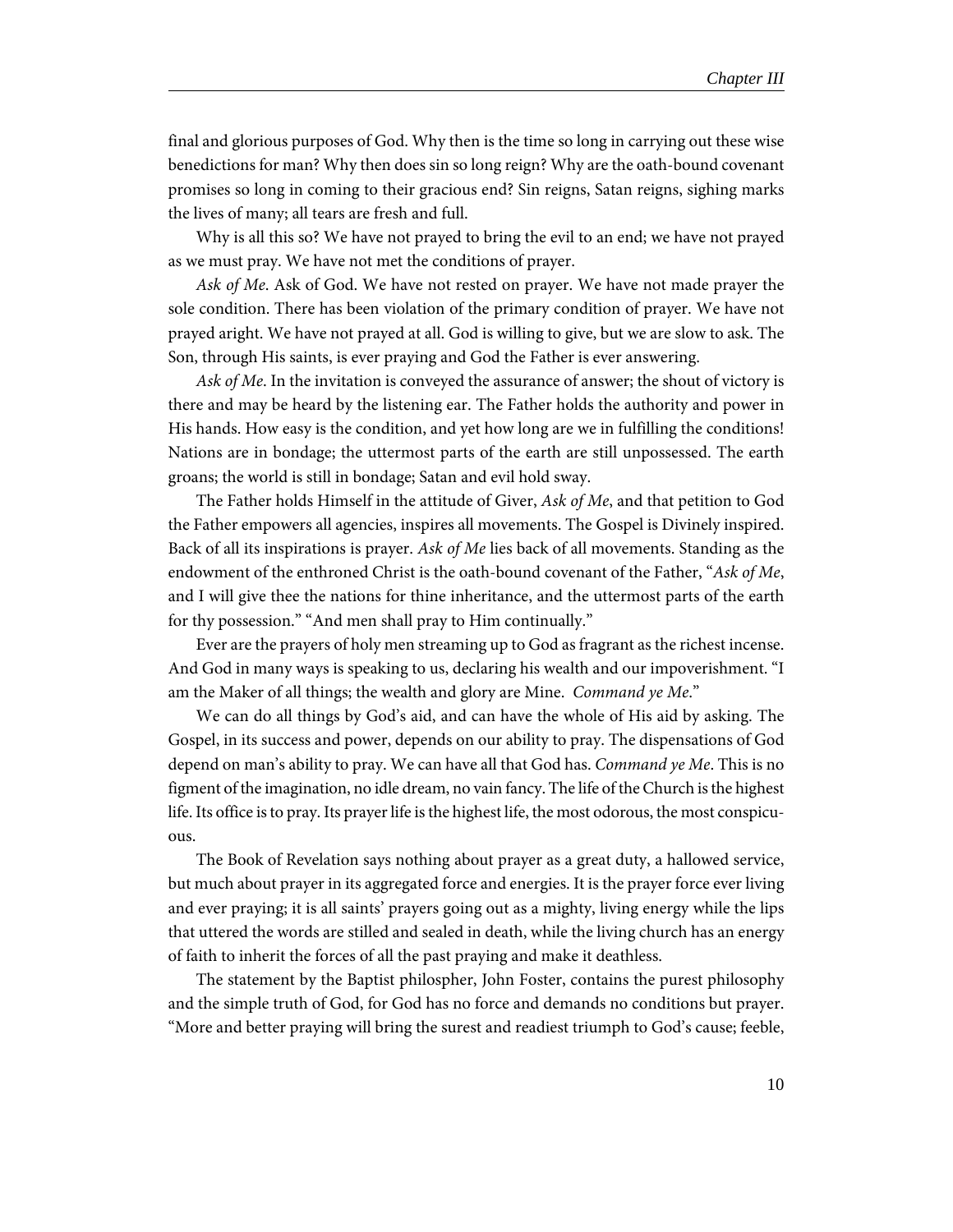final and glorious purposes of God. Why then is the time so long in carrying out these wise benedictions for man? Why then does sin so long reign? Why are the oath-bound covenant promises so long in coming to their gracious end? Sin reigns, Satan reigns, sighing marks the lives of many; all tears are fresh and full.

Why is all this so? We have not prayed to bring the evil to an end; we have not prayed as we must pray. We have not met the conditions of prayer.

*Ask of Me*. Ask of God. We have not rested on prayer. We have not made prayer the sole condition. There has been violation of the primary condition of prayer. We have not prayed aright. We have not prayed at all. God is willing to give, but we are slow to ask. The Son, through His saints, is ever praying and God the Father is ever answering.

*Ask of Me*. In the invitation is conveyed the assurance of answer; the shout of victory is there and may be heard by the listening ear. The Father holds the authority and power in His hands. How easy is the condition, and yet how long are we in fulfilling the conditions! Nations are in bondage; the uttermost parts of the earth are still unpossessed. The earth groans; the world is still in bondage; Satan and evil hold sway.

The Father holds Himself in the attitude of Giver, *Ask of Me*, and that petition to God the Father empowers all agencies, inspires all movements. The Gospel is Divinely inspired. Back of all its inspirations is prayer. *Ask of Me* lies back of all movements. Standing as the endowment of the enthroned Christ is the oath-bound covenant of the Father, "*Ask of Me*, and I will give thee the nations for thine inheritance, and the uttermost parts of the earth for thy possession." "And men shall pray to Him continually."

Ever are the prayers of holy men streaming up to God as fragrant as the richest incense. And God in many ways is speaking to us, declaring his wealth and our impoverishment. "I am the Maker of all things; the wealth and glory are Mine. *Command ye Me*."

We can do all things by God's aid, and can have the whole of His aid by asking. The Gospel, in its success and power, depends on our ability to pray. The dispensations of God depend on man's ability to pray. We can have all that God has. *Command ye Me*. This is no figment of the imagination, no idle dream, no vain fancy. The life of the Church is the highest life. Its office is to pray. Its prayer life is the highest life, the most odorous, the most conspicuous.

The Book of Revelation says nothing about prayer as a great duty, a hallowed service, but much about prayer in its aggregated force and energies. It is the prayer force ever living and ever praying; it is all saints' prayers going out as a mighty, living energy while the lips that uttered the words are stilled and sealed in death, while the living church has an energy of faith to inherit the forces of all the past praying and make it deathless.

The statement by the Baptist philospher, John Foster, contains the purest philosophy and the simple truth of God, for God has no force and demands no conditions but prayer. "More and better praying will bring the surest and readiest triumph to God's cause; feeble,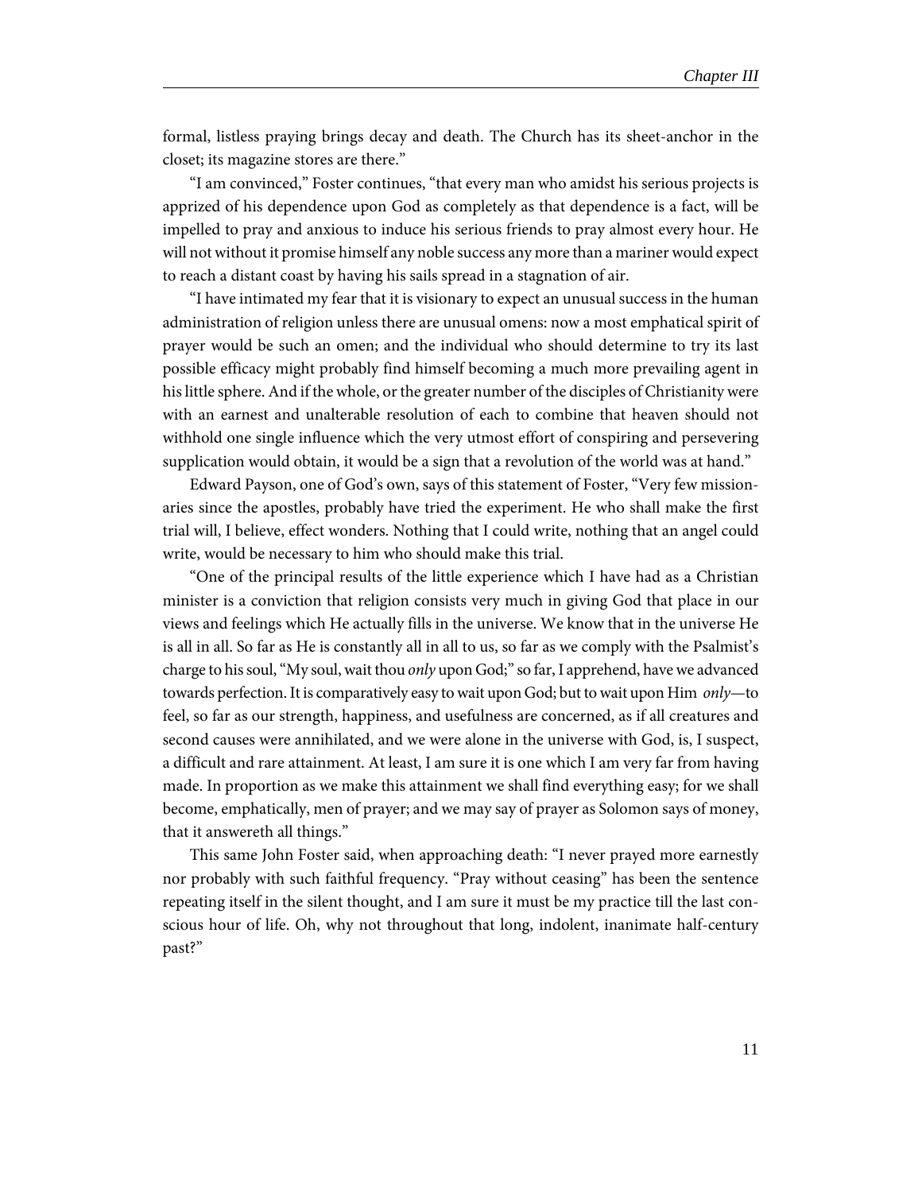formal, listless praying brings decay and death. The Church has its sheet-anchor in the closet; its magazine stores are there."

"I am convinced," Foster continues, "that every man who amidst his serious projects is apprized of his dependence upon God as completely as that dependence is a fact, will be impelled to pray and anxious to induce his serious friends to pray almost every hour. He will not without it promise himself any noble success any more than a mariner would expect to reach a distant coast by having his sails spread in a stagnation of air.

"I have intimated my fear that it is visionary to expect an unusual success in the human administration of religion unless there are unusual omens: now a most emphatical spirit of prayer would be such an omen; and the individual who should determine to try its last possible efficacy might probably find himself becoming a much more prevailing agent in his little sphere. And if the whole, or the greater number of the disciples of Christianity were with an earnest and unalterable resolution of each to combine that heaven should not withhold one single influence which the very utmost effort of conspiring and persevering supplication would obtain, it would be a sign that a revolution of the world was at hand."

Edward Payson, one of God's own, says of this statement of Foster, "Very few missionaries since the apostles, probably have tried the experiment. He who shall make the first trial will, I believe, effect wonders. Nothing that I could write, nothing that an angel could write, would be necessary to him who should make this trial.

"One of the principal results of the little experience which I have had as a Christian minister is a conviction that religion consists very much in giving God that place in our views and feelings which He actually fills in the universe. We know that in the universe He is all in all. So far as He is constantly all in all to us, so far as we comply with the Psalmist's charge to his soul, "My soul, wait thou *only* upon God;" so far, I apprehend, have we advanced towards perfection. It is comparatively easy to wait upon God; but to wait upon Him *only*—to feel, so far as our strength, happiness, and usefulness are concerned, as if all creatures and second causes were annihilated, and we were alone in the universe with God, is, I suspect, a difficult and rare attainment. At least, I am sure it is one which I am very far from having made. In proportion as we make this attainment we shall find everything easy; for we shall become, emphatically, men of prayer; and we may say of prayer as Solomon says of money, that it answereth all things."

This same John Foster said, when approaching death: "I never prayed more earnestly nor probably with such faithful frequency. "Pray without ceasing" has been the sentence repeating itself in the silent thought, and I am sure it must be my practice till the last conscious hour of life. Oh, why not throughout that long, indolent, inanimate half-century past?"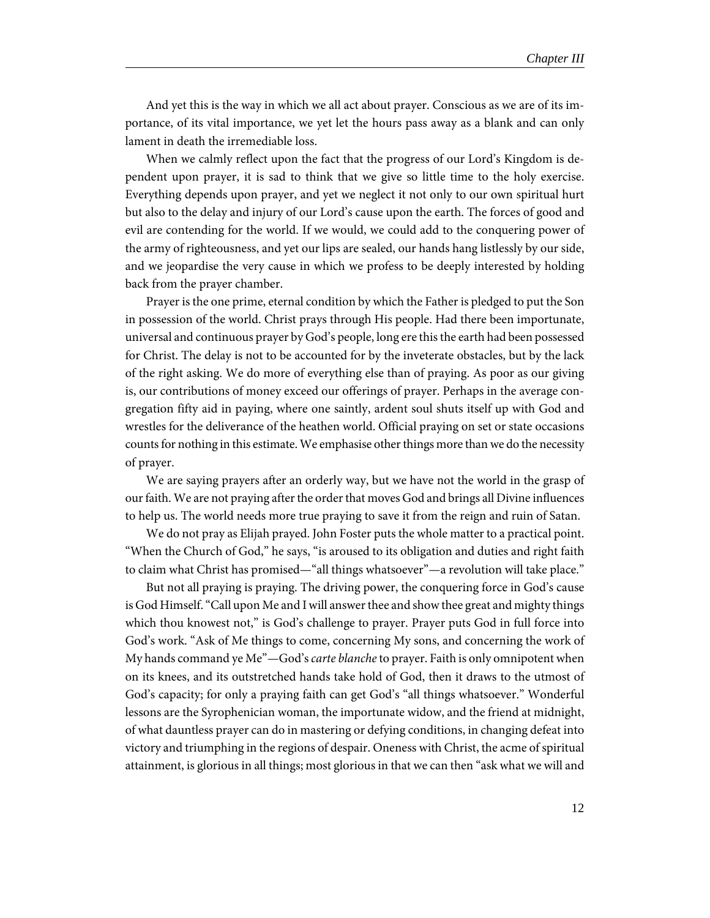And yet this is the way in which we all act about prayer. Conscious as we are of its importance, of its vital importance, we yet let the hours pass away as a blank and can only lament in death the irremediable loss.

When we calmly reflect upon the fact that the progress of our Lord's Kingdom is dependent upon prayer, it is sad to think that we give so little time to the holy exercise. Everything depends upon prayer, and yet we neglect it not only to our own spiritual hurt but also to the delay and injury of our Lord's cause upon the earth. The forces of good and evil are contending for the world. If we would, we could add to the conquering power of the army of righteousness, and yet our lips are sealed, our hands hang listlessly by our side, and we jeopardise the very cause in which we profess to be deeply interested by holding back from the prayer chamber.

Prayer is the one prime, eternal condition by which the Father is pledged to put the Son in possession of the world. Christ prays through His people. Had there been importunate, universal and continuous prayer by God's people, long ere this the earth had been possessed for Christ. The delay is not to be accounted for by the inveterate obstacles, but by the lack of the right asking. We do more of everything else than of praying. As poor as our giving is, our contributions of money exceed our offerings of prayer. Perhaps in the average congregation fifty aid in paying, where one saintly, ardent soul shuts itself up with God and wrestles for the deliverance of the heathen world. Official praying on set or state occasions counts for nothing in this estimate. We emphasise other things more than we do the necessity of prayer.

We are saying prayers after an orderly way, but we have not the world in the grasp of our faith. We are not praying after the order that moves God and brings all Divine influences to help us. The world needs more true praying to save it from the reign and ruin of Satan.

We do not pray as Elijah prayed. John Foster puts the whole matter to a practical point. "When the Church of God," he says, "is aroused to its obligation and duties and right faith to claim what Christ has promised—"all things whatsoever"—a revolution will take place."

But not all praying is praying. The driving power, the conquering force in God's cause is God Himself. "Call upon Me and I will answer thee and show thee great and mighty things which thou knowest not," is God's challenge to prayer. Prayer puts God in full force into God's work. "Ask of Me things to come, concerning My sons, and concerning the work of My hands command ye Me"—God's *carte blanche* to prayer. Faith is only omnipotent when on its knees, and its outstretched hands take hold of God, then it draws to the utmost of God's capacity; for only a praying faith can get God's "all things whatsoever." Wonderful lessons are the Syrophenician woman, the importunate widow, and the friend at midnight, of what dauntless prayer can do in mastering or defying conditions, in changing defeat into victory and triumphing in the regions of despair. Oneness with Christ, the acme of spiritual attainment, is glorious in all things; most glorious in that we can then "ask what we will and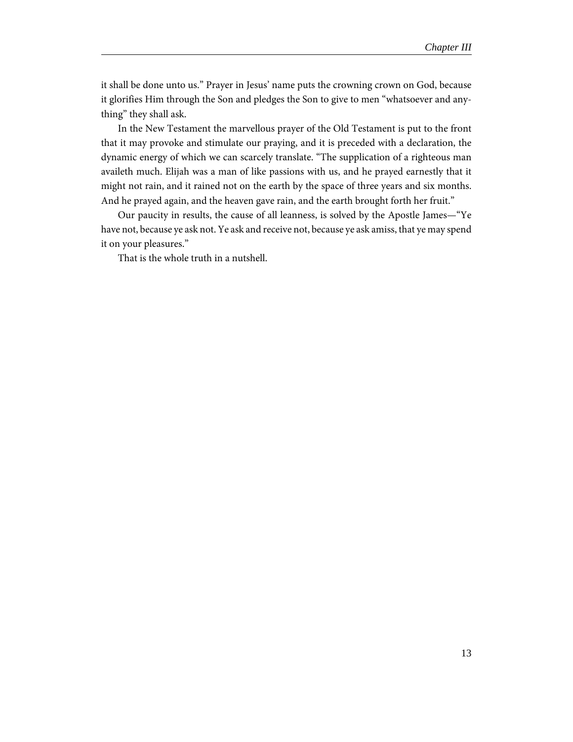it shall be done unto us." Prayer in Jesus' name puts the crowning crown on God, because it glorifies Him through the Son and pledges the Son to give to men "whatsoever and anything" they shall ask.

In the New Testament the marvellous prayer of the Old Testament is put to the front that it may provoke and stimulate our praying, and it is preceded with a declaration, the dynamic energy of which we can scarcely translate. "The supplication of a righteous man availeth much. Elijah was a man of like passions with us, and he prayed earnestly that it might not rain, and it rained not on the earth by the space of three years and six months. And he prayed again, and the heaven gave rain, and the earth brought forth her fruit."

Our paucity in results, the cause of all leanness, is solved by the Apostle James—"Ye have not, because ye ask not. Ye ask and receive not, because ye ask amiss, that ye may spend it on your pleasures."

That is the whole truth in a nutshell.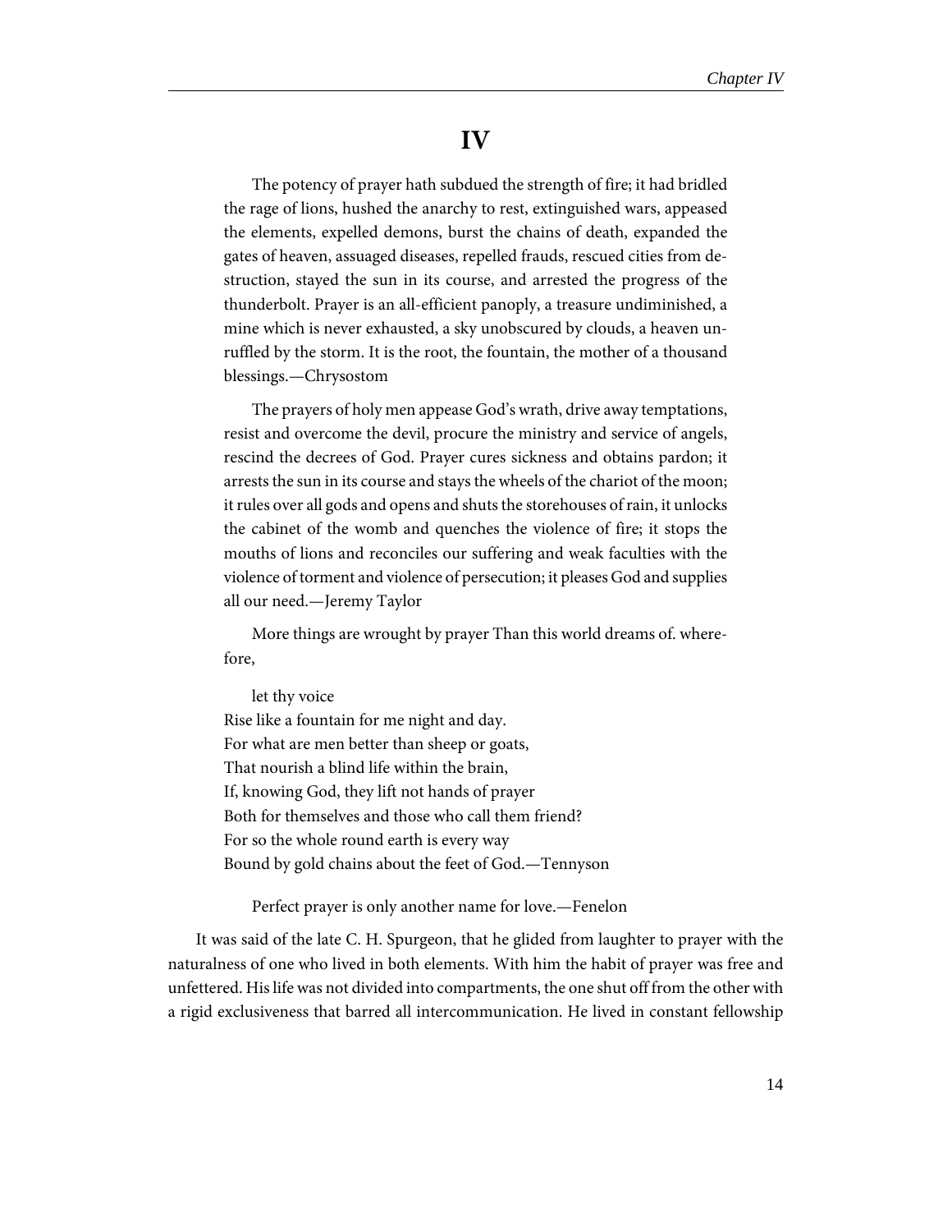# IV

> The potency of prayer hath subdued the strength of fire; it had bridled the rage of lions, hushed the anarchy to rest, extinguished wars, appeased the elements, expelled demons, burst the chains of death, expanded the gates of heaven, assuaged diseases, repelled frauds, rescued cities from destruction, stayed the sun in its course, and arrested the progress of the thunderbolt. Prayer is an all-efficient panoply, a treasure undiminished, a mine which is never exhausted, a sky unobscured by clouds, a heaven unruffled by the storm. It is the root, the fountain, the mother of a thousand blessings.—Chrysostom

> The prayers of holy men appease God's wrath, drive away temptations, resist and overcome the devil, procure the ministry and service of angels, rescind the decrees of God. Prayer cures sickness and obtains pardon; it arrests the sun in its course and stays the wheels of the chariot of the moon; it rules over all gods and opens and shuts the storehouses of rain, it unlocks the cabinet of the womb and quenches the violence of fire; it stops the mouths of lions and reconciles our suffering and weak faculties with the violence of torment and violence of persecution; it pleases God and supplies all our need.—Jeremy Taylor

> More things are wrought by prayer Than this world dreams of. wherefore,
>
> let thy voice
> Rise like a fountain for me night and day.
> For what are men better than sheep or goats,
> That nourish a blind life within the brain,
> If, knowing God, they lift not hands of prayer
> Both for themselves and those who call them friend?
> For so the whole round earth is every way
> Bound by gold chains about the feet of God.—Tennyson

> Perfect prayer is only another name for love.—Fenelon

It was said of the late C. H. Spurgeon, that he glided from laughter to prayer with the naturalness of one who lived in both elements. With him the habit of prayer was free and unfettered. His life was not divided into compartments, the one shut off from the other with a rigid exclusiveness that barred all intercommunication. He lived in constant fellowship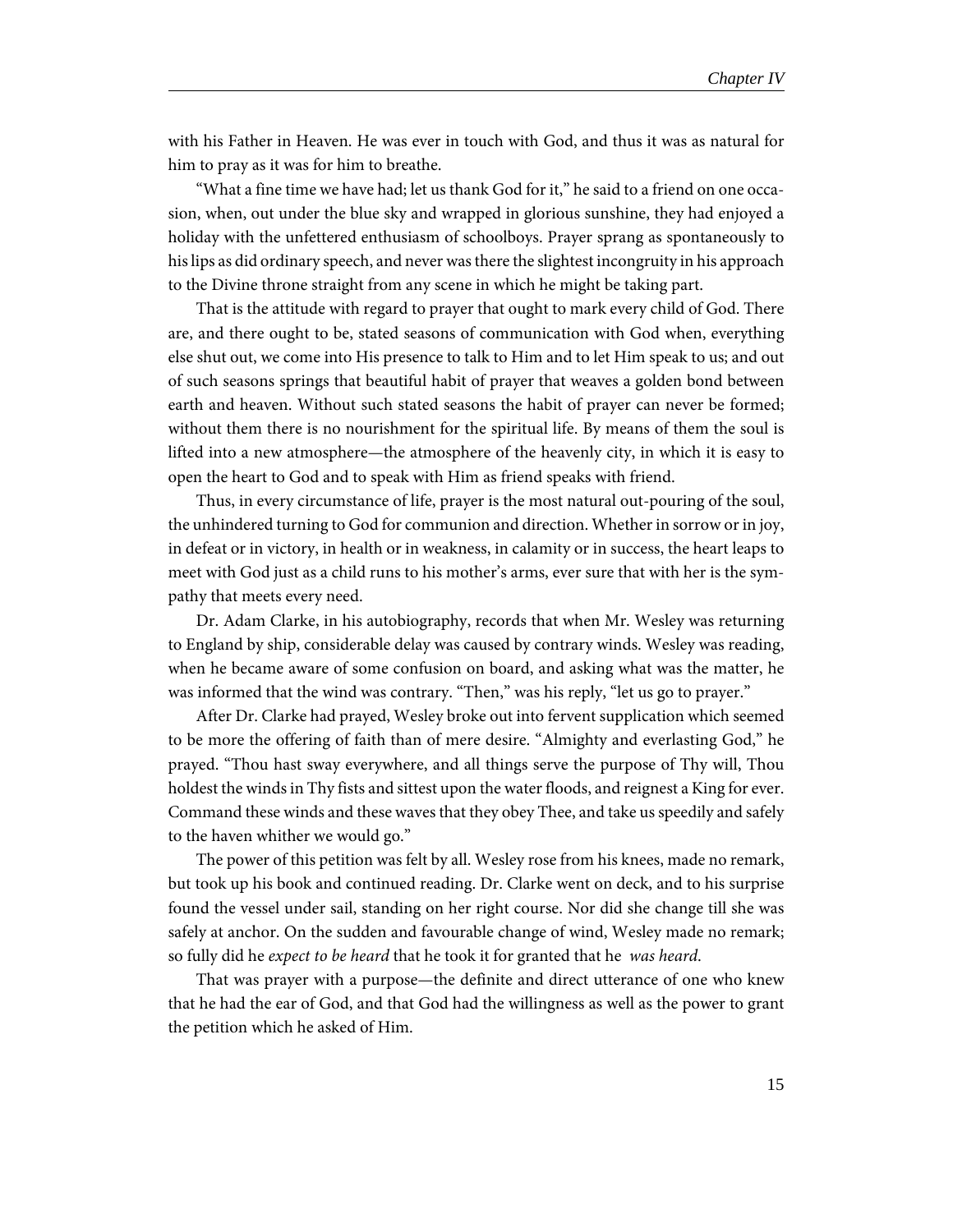with his Father in Heaven. He was ever in touch with God, and thus it was as natural for him to pray as it was for him to breathe.

"What a fine time we have had; let us thank God for it," he said to a friend on one occasion, when, out under the blue sky and wrapped in glorious sunshine, they had enjoyed a holiday with the unfettered enthusiasm of schoolboys. Prayer sprang as spontaneously to his lips as did ordinary speech, and never was there the slightest incongruity in his approach to the Divine throne straight from any scene in which he might be taking part.

That is the attitude with regard to prayer that ought to mark every child of God. There are, and there ought to be, stated seasons of communication with God when, everything else shut out, we come into His presence to talk to Him and to let Him speak to us; and out of such seasons springs that beautiful habit of prayer that weaves a golden bond between earth and heaven. Without such stated seasons the habit of prayer can never be formed; without them there is no nourishment for the spiritual life. By means of them the soul is lifted into a new atmosphere—the atmosphere of the heavenly city, in which it is easy to open the heart to God and to speak with Him as friend speaks with friend.

Thus, in every circumstance of life, prayer is the most natural out-pouring of the soul, the unhindered turning to God for communion and direction. Whether in sorrow or in joy, in defeat or in victory, in health or in weakness, in calamity or in success, the heart leaps to meet with God just as a child runs to his mother's arms, ever sure that with her is the sympathy that meets every need.

Dr. Adam Clarke, in his autobiography, records that when Mr. Wesley was returning to England by ship, considerable delay was caused by contrary winds. Wesley was reading, when he became aware of some confusion on board, and asking what was the matter, he was informed that the wind was contrary. "Then," was his reply, "let us go to prayer."

After Dr. Clarke had prayed, Wesley broke out into fervent supplication which seemed to be more the offering of faith than of mere desire. "Almighty and everlasting God," he prayed. "Thou hast sway everywhere, and all things serve the purpose of Thy will, Thou holdest the winds in Thy fists and sittest upon the water floods, and reignest a King for ever. Command these winds and these waves that they obey Thee, and take us speedily and safely to the haven whither we would go."

The power of this petition was felt by all. Wesley rose from his knees, made no remark, but took up his book and continued reading. Dr. Clarke went on deck, and to his surprise found the vessel under sail, standing on her right course. Nor did she change till she was safely at anchor. On the sudden and favourable change of wind, Wesley made no remark; so fully did he *expect to be heard* that he took it for granted that he *was heard*.

That was prayer with a purpose—the definite and direct utterance of one who knew that he had the ear of God, and that God had the willingness as well as the power to grant the petition which he asked of Him.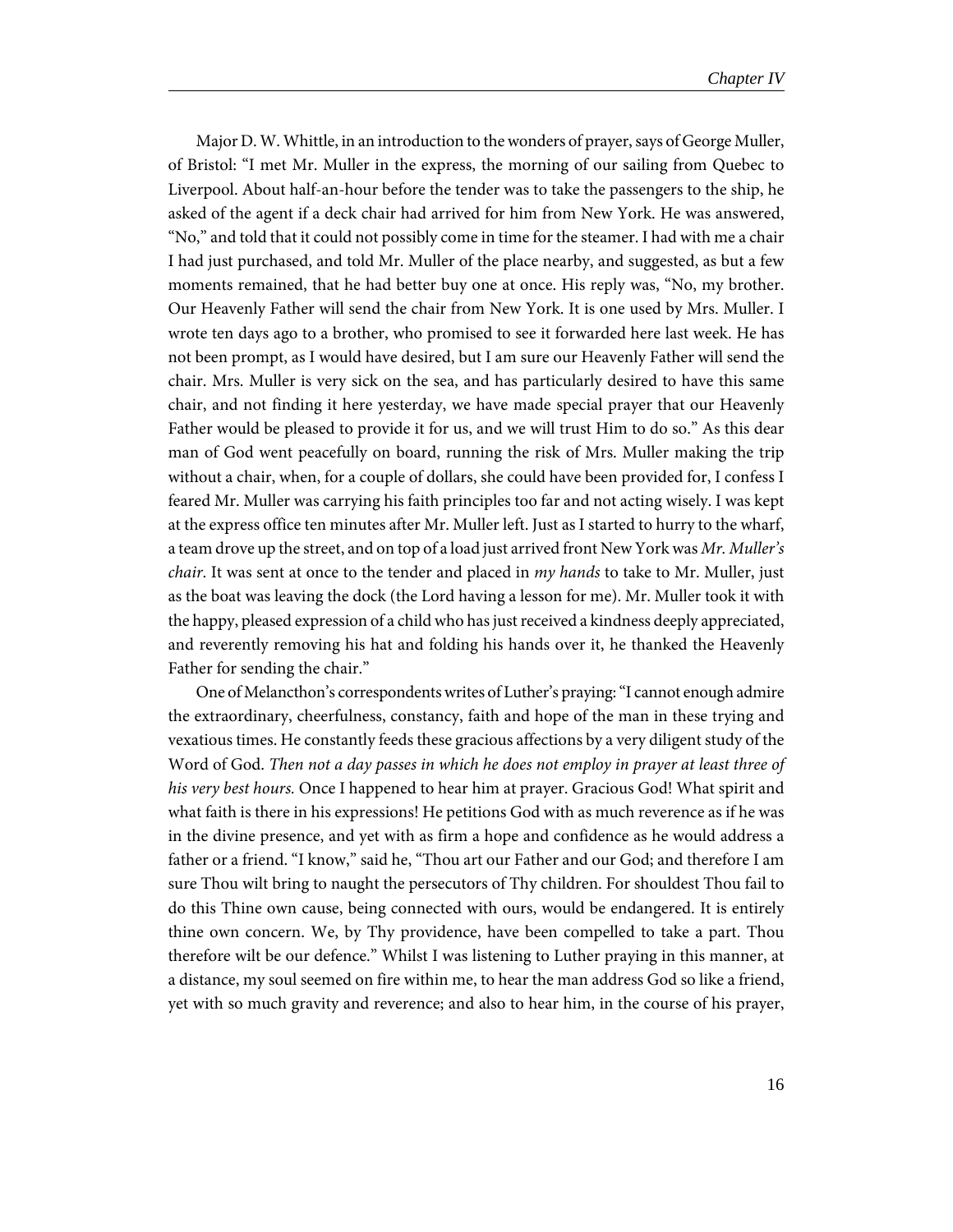Major D. W. Whittle, in an introduction to the wonders of prayer, says of George Muller, of Bristol: "I met Mr. Muller in the express, the morning of our sailing from Quebec to Liverpool. About half-an-hour before the tender was to take the passengers to the ship, he asked of the agent if a deck chair had arrived for him from New York. He was answered, "No," and told that it could not possibly come in time for the steamer. I had with me a chair I had just purchased, and told Mr. Muller of the place nearby, and suggested, as but a few moments remained, that he had better buy one at once. His reply was, "No, my brother. Our Heavenly Father will send the chair from New York. It is one used by Mrs. Muller. I wrote ten days ago to a brother, who promised to see it forwarded here last week. He has not been prompt, as I would have desired, but I am sure our Heavenly Father will send the chair. Mrs. Muller is very sick on the sea, and has particularly desired to have this same chair, and not finding it here yesterday, we have made special prayer that our Heavenly Father would be pleased to provide it for us, and we will trust Him to do so." As this dear man of God went peacefully on board, running the risk of Mrs. Muller making the trip without a chair, when, for a couple of dollars, she could have been provided for, I confess I feared Mr. Muller was carrying his faith principles too far and not acting wisely. I was kept at the express office ten minutes after Mr. Muller left. Just as I started to hurry to the wharf, a team drove up the street, and on top of a load just arrived front New York was *Mr. Muller's chair*. It was sent at once to the tender and placed in *my hands* to take to Mr. Muller, just as the boat was leaving the dock (the Lord having a lesson for me). Mr. Muller took it with the happy, pleased expression of a child who has just received a kindness deeply appreciated, and reverently removing his hat and folding his hands over it, he thanked the Heavenly Father for sending the chair."

One of Melancthon's correspondents writes of Luther's praying: "I cannot enough admire the extraordinary, cheerfulness, constancy, faith and hope of the man in these trying and vexatious times. He constantly feeds these gracious affections by a very diligent study of the Word of God. *Then not a day passes in which he does not employ in prayer at least three of his very best hours.* Once I happened to hear him at prayer. Gracious God! What spirit and what faith is there in his expressions! He petitions God with as much reverence as if he was in the divine presence, and yet with as firm a hope and confidence as he would address a father or a friend. "I know," said he, "Thou art our Father and our God; and therefore I am sure Thou wilt bring to naught the persecutors of Thy children. For shouldest Thou fail to do this Thine own cause, being connected with ours, would be endangered. It is entirely thine own concern. We, by Thy providence, have been compelled to take a part. Thou therefore wilt be our defence." Whilst I was listening to Luther praying in this manner, at a distance, my soul seemed on fire within me, to hear the man address God so like a friend, yet with so much gravity and reverence; and also to hear him, in the course of his prayer,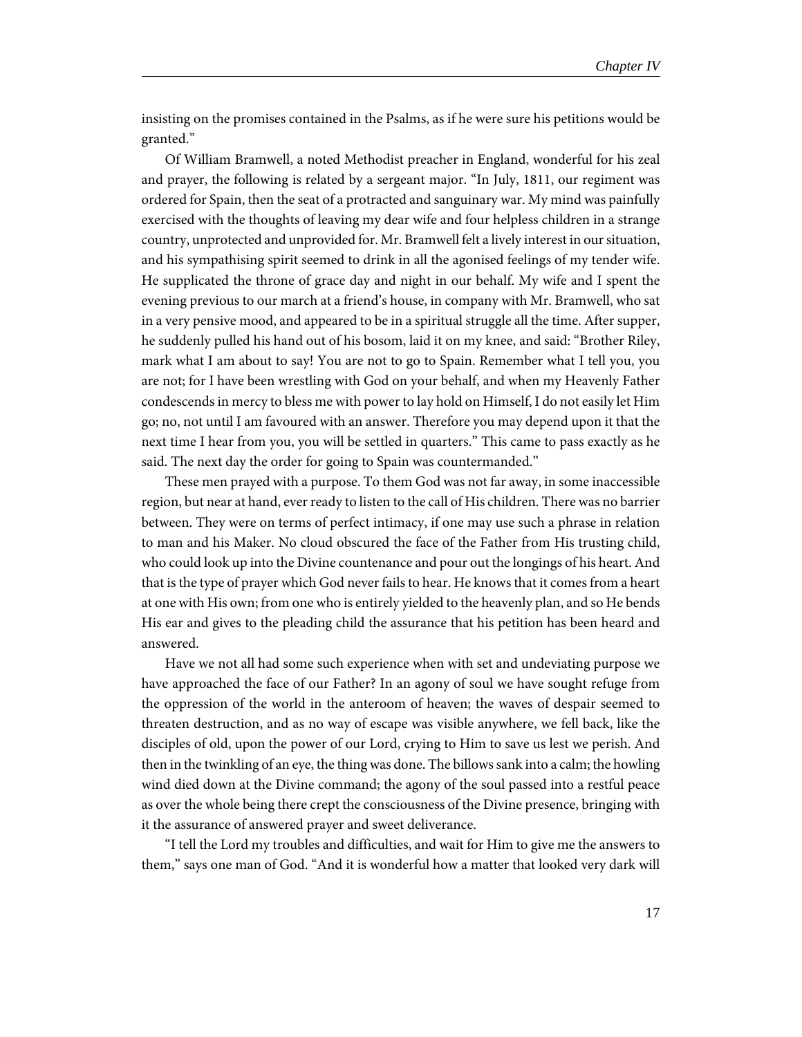insisting on the promises contained in the Psalms, as if he were sure his petitions would be granted."

Of William Bramwell, a noted Methodist preacher in England, wonderful for his zeal and prayer, the following is related by a sergeant major. "In July, 1811, our regiment was ordered for Spain, then the seat of a protracted and sanguinary war. My mind was painfully exercised with the thoughts of leaving my dear wife and four helpless children in a strange country, unprotected and unprovided for. Mr. Bramwell felt a lively interest in our situation, and his sympathising spirit seemed to drink in all the agonised feelings of my tender wife. He supplicated the throne of grace day and night in our behalf. My wife and I spent the evening previous to our march at a friend's house, in company with Mr. Bramwell, who sat in a very pensive mood, and appeared to be in a spiritual struggle all the time. After supper, he suddenly pulled his hand out of his bosom, laid it on my knee, and said: "Brother Riley, mark what I am about to say! You are not to go to Spain. Remember what I tell you, you are not; for I have been wrestling with God on your behalf, and when my Heavenly Father condescends in mercy to bless me with power to lay hold on Himself, I do not easily let Him go; no, not until I am favoured with an answer. Therefore you may depend upon it that the next time I hear from you, you will be settled in quarters." This came to pass exactly as he said. The next day the order for going to Spain was countermanded."

These men prayed with a purpose. To them God was not far away, in some inaccessible region, but near at hand, ever ready to listen to the call of His children. There was no barrier between. They were on terms of perfect intimacy, if one may use such a phrase in relation to man and his Maker. No cloud obscured the face of the Father from His trusting child, who could look up into the Divine countenance and pour out the longings of his heart. And that is the type of prayer which God never fails to hear. He knows that it comes from a heart at one with His own; from one who is entirely yielded to the heavenly plan, and so He bends His ear and gives to the pleading child the assurance that his petition has been heard and answered.

Have we not all had some such experience when with set and undeviating purpose we have approached the face of our Father? In an agony of soul we have sought refuge from the oppression of the world in the anteroom of heaven; the waves of despair seemed to threaten destruction, and as no way of escape was visible anywhere, we fell back, like the disciples of old, upon the power of our Lord, crying to Him to save us lest we perish. And then in the twinkling of an eye, the thing was done. The billows sank into a calm; the howling wind died down at the Divine command; the agony of the soul passed into a restful peace as over the whole being there crept the consciousness of the Divine presence, bringing with it the assurance of answered prayer and sweet deliverance.

"I tell the Lord my troubles and difficulties, and wait for Him to give me the answers to them," says one man of God. "And it is wonderful how a matter that looked very dark will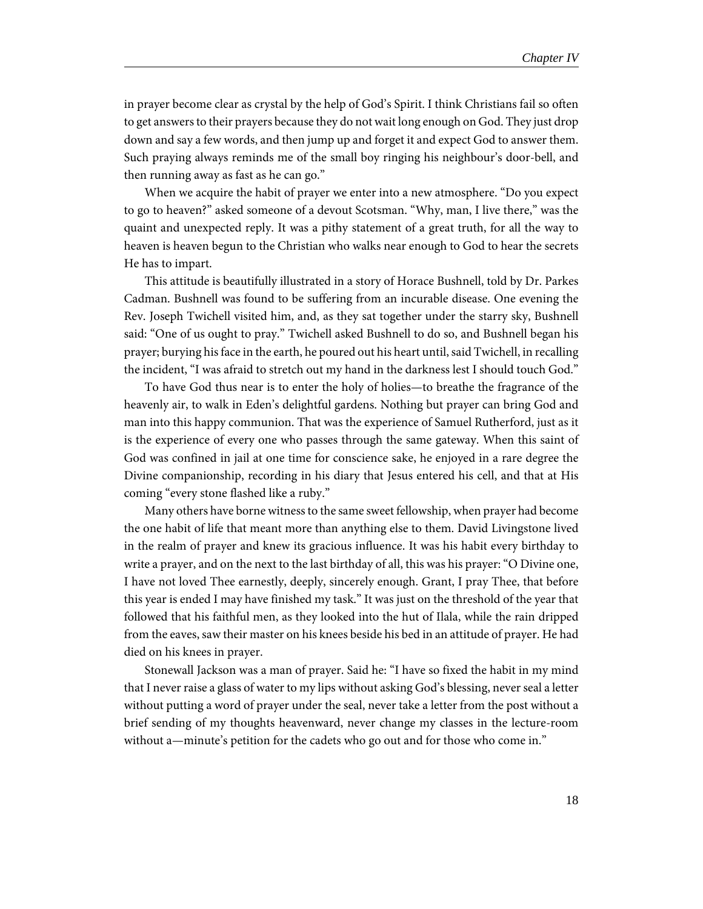in prayer become clear as crystal by the help of God's Spirit. I think Christians fail so often to get answers to their prayers because they do not wait long enough on God. They just drop down and say a few words, and then jump up and forget it and expect God to answer them. Such praying always reminds me of the small boy ringing his neighbour's door-bell, and then running away as fast as he can go."

When we acquire the habit of prayer we enter into a new atmosphere. "Do you expect to go to heaven?" asked someone of a devout Scotsman. "Why, man, I live there," was the quaint and unexpected reply. It was a pithy statement of a great truth, for all the way to heaven is heaven begun to the Christian who walks near enough to God to hear the secrets He has to impart.

This attitude is beautifully illustrated in a story of Horace Bushnell, told by Dr. Parkes Cadman. Bushnell was found to be suffering from an incurable disease. One evening the Rev. Joseph Twichell visited him, and, as they sat together under the starry sky, Bushnell said: "One of us ought to pray." Twichell asked Bushnell to do so, and Bushnell began his prayer; burying his face in the earth, he poured out his heart until, said Twichell, in recalling the incident, "I was afraid to stretch out my hand in the darkness lest I should touch God."

To have God thus near is to enter the holy of holies—to breathe the fragrance of the heavenly air, to walk in Eden's delightful gardens. Nothing but prayer can bring God and man into this happy communion. That was the experience of Samuel Rutherford, just as it is the experience of every one who passes through the same gateway. When this saint of God was confined in jail at one time for conscience sake, he enjoyed in a rare degree the Divine companionship, recording in his diary that Jesus entered his cell, and that at His coming "every stone flashed like a ruby."

Many others have borne witness to the same sweet fellowship, when prayer had become the one habit of life that meant more than anything else to them. David Livingstone lived in the realm of prayer and knew its gracious influence. It was his habit every birthday to write a prayer, and on the next to the last birthday of all, this was his prayer: "O Divine one, I have not loved Thee earnestly, deeply, sincerely enough. Grant, I pray Thee, that before this year is ended I may have finished my task." It was just on the threshold of the year that followed that his faithful men, as they looked into the hut of Ilala, while the rain dripped from the eaves, saw their master on his knees beside his bed in an attitude of prayer. He had died on his knees in prayer.

Stonewall Jackson was a man of prayer. Said he: "I have so fixed the habit in my mind that I never raise a glass of water to my lips without asking God's blessing, never seal a letter without putting a word of prayer under the seal, never take a letter from the post without a brief sending of my thoughts heavenward, never change my classes in the lecture-room without a—minute's petition for the cadets who go out and for those who come in."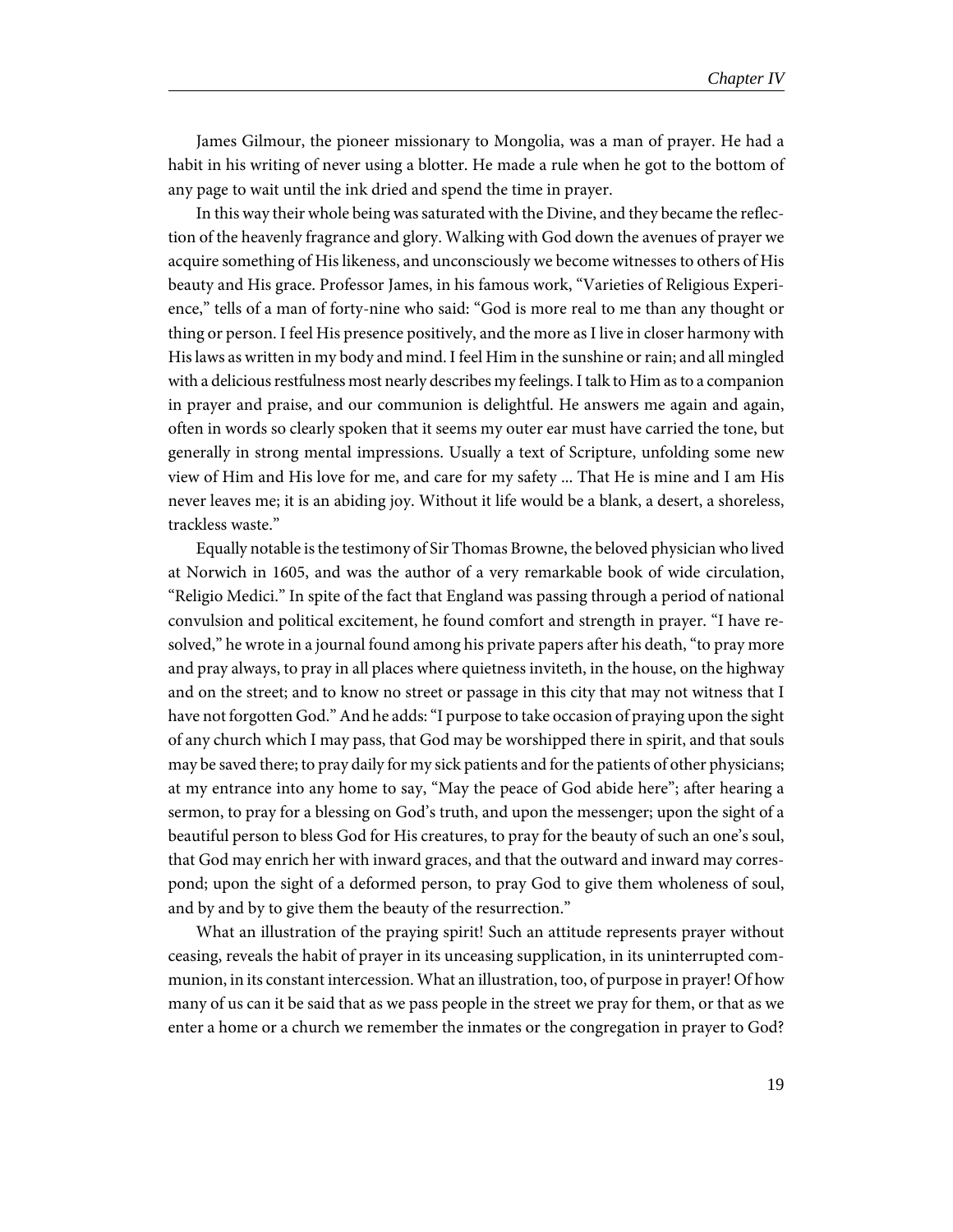James Gilmour, the pioneer missionary to Mongolia, was a man of prayer. He had a habit in his writing of never using a blotter. He made a rule when he got to the bottom of any page to wait until the ink dried and spend the time in prayer.

In this way their whole being was saturated with the Divine, and they became the reflection of the heavenly fragrance and glory. Walking with God down the avenues of prayer we acquire something of His likeness, and unconsciously we become witnesses to others of His beauty and His grace. Professor James, in his famous work, "Varieties of Religious Experience," tells of a man of forty-nine who said: "God is more real to me than any thought or thing or person. I feel His presence positively, and the more as I live in closer harmony with His laws as written in my body and mind. I feel Him in the sunshine or rain; and all mingled with a delicious restfulness most nearly describes my feelings. I talk to Him as to a companion in prayer and praise, and our communion is delightful. He answers me again and again, often in words so clearly spoken that it seems my outer ear must have carried the tone, but generally in strong mental impressions. Usually a text of Scripture, unfolding some new view of Him and His love for me, and care for my safety ... That He is mine and I am His never leaves me; it is an abiding joy. Without it life would be a blank, a desert, a shoreless, trackless waste."

Equally notable is the testimony of Sir Thomas Browne, the beloved physician who lived at Norwich in 1605, and was the author of a very remarkable book of wide circulation, "Religio Medici." In spite of the fact that England was passing through a period of national convulsion and political excitement, he found comfort and strength in prayer. "I have resolved," he wrote in a journal found among his private papers after his death, "to pray more and pray always, to pray in all places where quietness inviteth, in the house, on the highway and on the street; and to know no street or passage in this city that may not witness that I have not forgotten God." And he adds: "I purpose to take occasion of praying upon the sight of any church which I may pass, that God may be worshipped there in spirit, and that souls may be saved there; to pray daily for my sick patients and for the patients of other physicians; at my entrance into any home to say, "May the peace of God abide here"; after hearing a sermon, to pray for a blessing on God's truth, and upon the messenger; upon the sight of a beautiful person to bless God for His creatures, to pray for the beauty of such an one's soul, that God may enrich her with inward graces, and that the outward and inward may correspond; upon the sight of a deformed person, to pray God to give them wholeness of soul, and by and by to give them the beauty of the resurrection."

What an illustration of the praying spirit! Such an attitude represents prayer without ceasing, reveals the habit of prayer in its unceasing supplication, in its uninterrupted communion, in its constant intercession. What an illustration, too, of purpose in prayer! Of how many of us can it be said that as we pass people in the street we pray for them, or that as we enter a home or a church we remember the inmates or the congregation in prayer to God?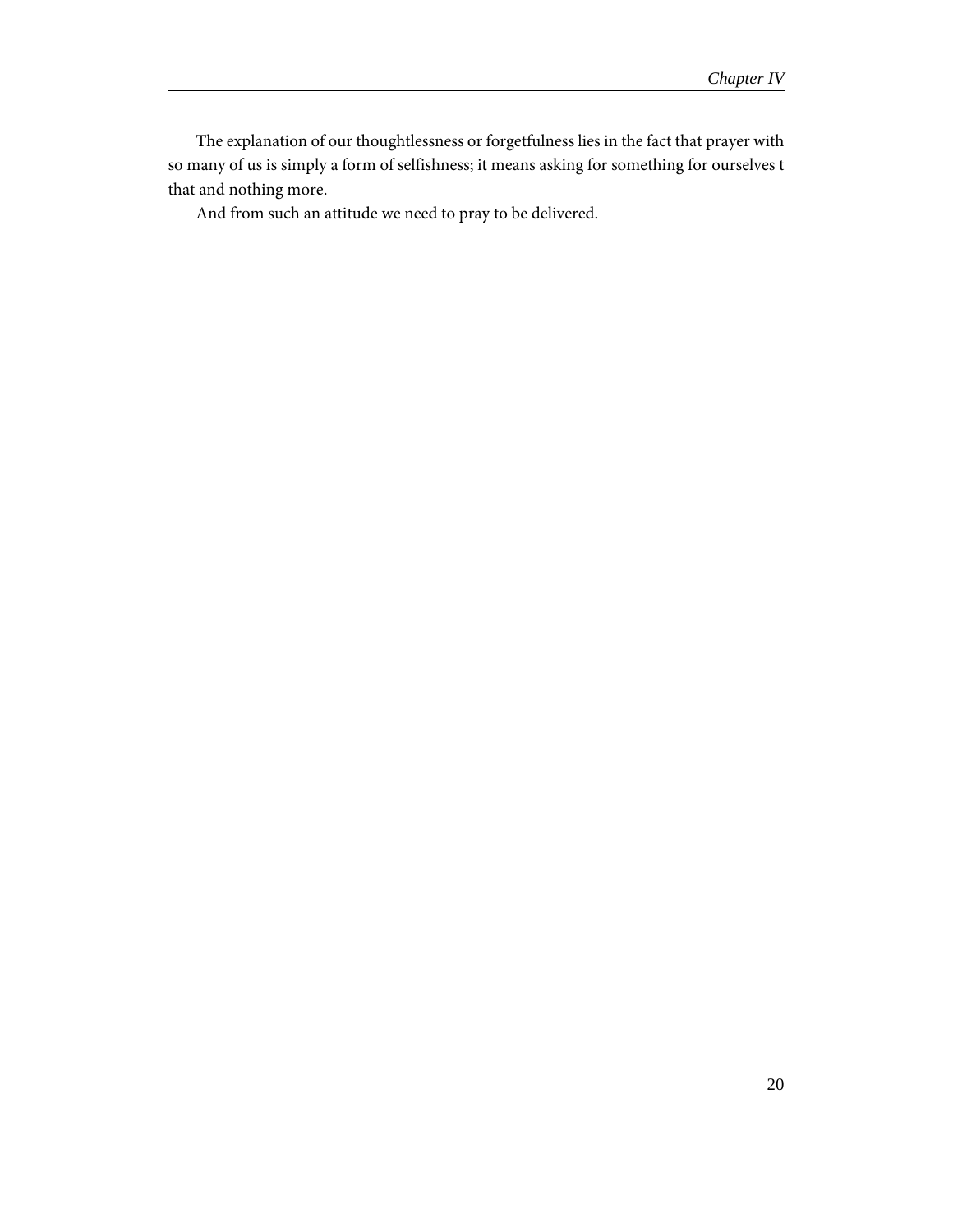The explanation of our thoughtlessness or forgetfulness lies in the fact that prayer with so many of us is simply a form of selfishness; it means asking for something for ourselves t that and nothing more.

And from such an attitude we need to pray to be delivered.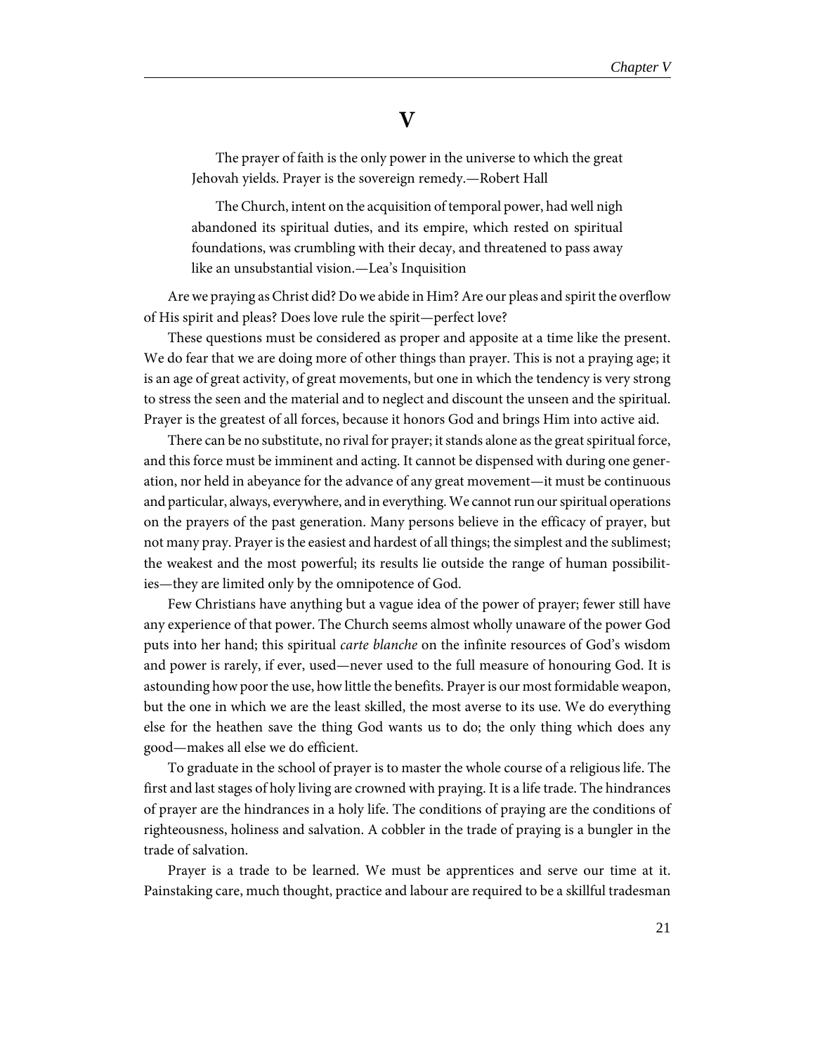# V

> The prayer of faith is the only power in the universe to which the great Jehovah yields. Prayer is the sovereign remedy.—Robert Hall

> The Church, intent on the acquisition of temporal power, had well nigh abandoned its spiritual duties, and its empire, which rested on spiritual foundations, was crumbling with their decay, and threatened to pass away like an unsubstantial vision.—Lea's Inquisition

Are we praying as Christ did? Do we abide in Him? Are our pleas and spirit the overflow of His spirit and pleas? Does love rule the spirit—perfect love?

These questions must be considered as proper and apposite at a time like the present. We do fear that we are doing more of other things than prayer. This is not a praying age; it is an age of great activity, of great movements, but one in which the tendency is very strong to stress the seen and the material and to neglect and discount the unseen and the spiritual. Prayer is the greatest of all forces, because it honors God and brings Him into active aid.

There can be no substitute, no rival for prayer; it stands alone as the great spiritual force, and this force must be imminent and acting. It cannot be dispensed with during one generation, nor held in abeyance for the advance of any great movement—it must be continuous and particular, always, everywhere, and in everything. We cannot run our spiritual operations on the prayers of the past generation. Many persons believe in the efficacy of prayer, but not many pray. Prayer is the easiest and hardest of all things; the simplest and the sublimest; the weakest and the most powerful; its results lie outside the range of human possibilities—they are limited only by the omnipotence of God.

Few Christians have anything but a vague idea of the power of prayer; fewer still have any experience of that power. The Church seems almost wholly unaware of the power God puts into her hand; this spiritual *carte blanche* on the infinite resources of God's wisdom and power is rarely, if ever, used—never used to the full measure of honouring God. It is astounding how poor the use, how little the benefits. Prayer is our most formidable weapon, but the one in which we are the least skilled, the most averse to its use. We do everything else for the heathen save the thing God wants us to do; the only thing which does any good—makes all else we do efficient.

To graduate in the school of prayer is to master the whole course of a religious life. The first and last stages of holy living are crowned with praying. It is a life trade. The hindrances of prayer are the hindrances in a holy life. The conditions of praying are the conditions of righteousness, holiness and salvation. A cobbler in the trade of praying is a bungler in the trade of salvation.

Prayer is a trade to be learned. We must be apprentices and serve our time at it. Painstaking care, much thought, practice and labour are required to be a skillful tradesman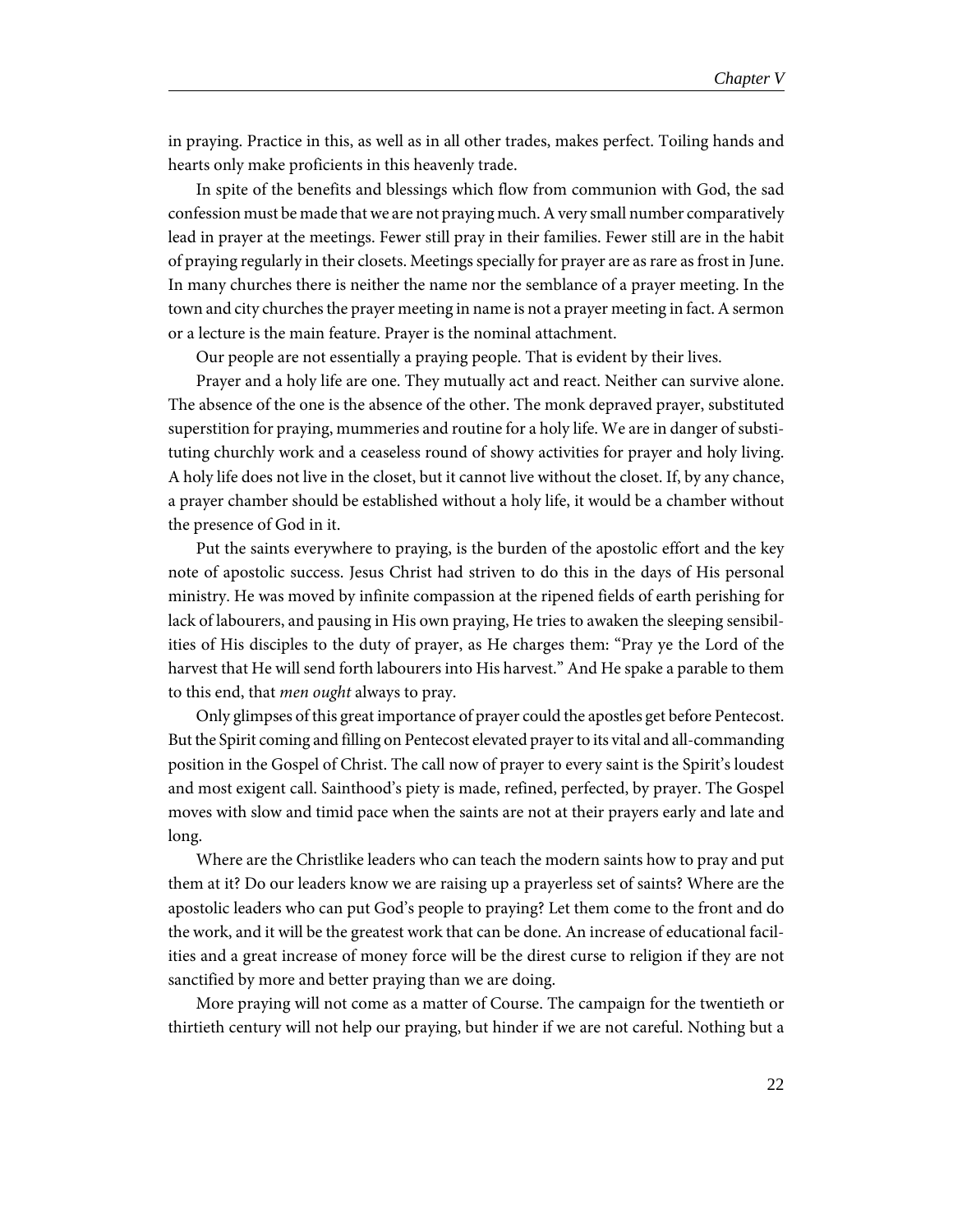in praying. Practice in this, as well as in all other trades, makes perfect. Toiling hands and hearts only make proficients in this heavenly trade.

In spite of the benefits and blessings which flow from communion with God, the sad confession must be made that we are not praying much. A very small number comparatively lead in prayer at the meetings. Fewer still pray in their families. Fewer still are in the habit of praying regularly in their closets. Meetings specially for prayer are as rare as frost in June. In many churches there is neither the name nor the semblance of a prayer meeting. In the town and city churches the prayer meeting in name is not a prayer meeting in fact. A sermon or a lecture is the main feature. Prayer is the nominal attachment.

Our people are not essentially a praying people. That is evident by their lives.

Prayer and a holy life are one. They mutually act and react. Neither can survive alone. The absence of the one is the absence of the other. The monk depraved prayer, substituted superstition for praying, mummeries and routine for a holy life. We are in danger of substituting churchly work and a ceaseless round of showy activities for prayer and holy living. A holy life does not live in the closet, but it cannot live without the closet. If, by any chance, a prayer chamber should be established without a holy life, it would be a chamber without the presence of God in it.

Put the saints everywhere to praying, is the burden of the apostolic effort and the key note of apostolic success. Jesus Christ had striven to do this in the days of His personal ministry. He was moved by infinite compassion at the ripened fields of earth perishing for lack of labourers, and pausing in His own praying, He tries to awaken the sleeping sensibilities of His disciples to the duty of prayer, as He charges them: "Pray ye the Lord of the harvest that He will send forth labourers into His harvest." And He spake a parable to them to this end, that *men ought* always to pray.

Only glimpses of this great importance of prayer could the apostles get before Pentecost. But the Spirit coming and filling on Pentecost elevated prayer to its vital and all-commanding position in the Gospel of Christ. The call now of prayer to every saint is the Spirit's loudest and most exigent call. Sainthood's piety is made, refined, perfected, by prayer. The Gospel moves with slow and timid pace when the saints are not at their prayers early and late and long.

Where are the Christlike leaders who can teach the modern saints how to pray and put them at it? Do our leaders know we are raising up a prayerless set of saints? Where are the apostolic leaders who can put God's people to praying? Let them come to the front and do the work, and it will be the greatest work that can be done. An increase of educational facilities and a great increase of money force will be the direst curse to religion if they are not sanctified by more and better praying than we are doing.

More praying will not come as a matter of Course. The campaign for the twentieth or thirtieth century will not help our praying, but hinder if we are not careful. Nothing but a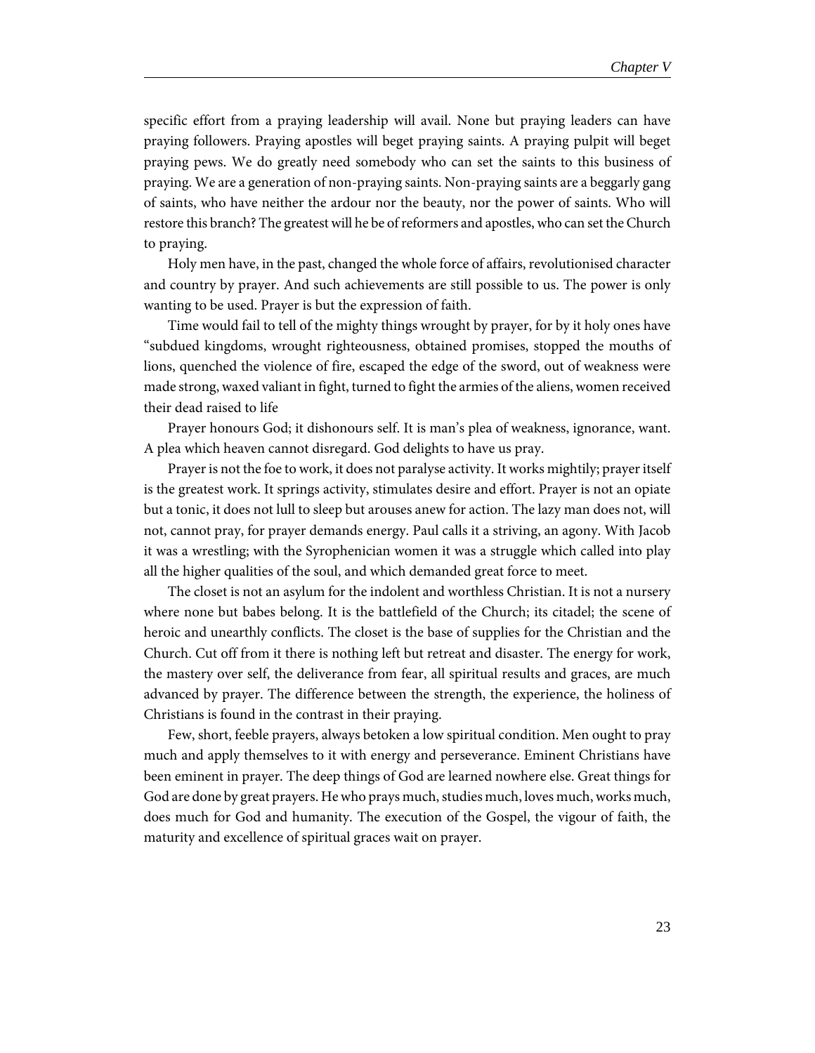specific effort from a praying leadership will avail. None but praying leaders can have praying followers. Praying apostles will beget praying saints. A praying pulpit will beget praying pews. We do greatly need somebody who can set the saints to this business of praying. We are a generation of non-praying saints. Non-praying saints are a beggarly gang of saints, who have neither the ardour nor the beauty, nor the power of saints. Who will restore this branch? The greatest will he be of reformers and apostles, who can set the Church to praying.

Holy men have, in the past, changed the whole force of affairs, revolutionised character and country by prayer. And such achievements are still possible to us. The power is only wanting to be used. Prayer is but the expression of faith.

Time would fail to tell of the mighty things wrought by prayer, for by it holy ones have "subdued kingdoms, wrought righteousness, obtained promises, stopped the mouths of lions, quenched the violence of fire, escaped the edge of the sword, out of weakness were made strong, waxed valiant in fight, turned to fight the armies of the aliens, women received their dead raised to life

Prayer honours God; it dishonours self. It is man's plea of weakness, ignorance, want. A plea which heaven cannot disregard. God delights to have us pray.

Prayer is not the foe to work, it does not paralyse activity. It works mightily; prayer itself is the greatest work. It springs activity, stimulates desire and effort. Prayer is not an opiate but a tonic, it does not lull to sleep but arouses anew for action. The lazy man does not, will not, cannot pray, for prayer demands energy. Paul calls it a striving, an agony. With Jacob it was a wrestling; with the Syrophenician women it was a struggle which called into play all the higher qualities of the soul, and which demanded great force to meet.

The closet is not an asylum for the indolent and worthless Christian. It is not a nursery where none but babes belong. It is the battlefield of the Church; its citadel; the scene of heroic and unearthly conflicts. The closet is the base of supplies for the Christian and the Church. Cut off from it there is nothing left but retreat and disaster. The energy for work, the mastery over self, the deliverance from fear, all spiritual results and graces, are much advanced by prayer. The difference between the strength, the experience, the holiness of Christians is found in the contrast in their praying.

Few, short, feeble prayers, always betoken a low spiritual condition. Men ought to pray much and apply themselves to it with energy and perseverance. Eminent Christians have been eminent in prayer. The deep things of God are learned nowhere else. Great things for God are done by great prayers. He who prays much, studies much, loves much, works much, does much for God and humanity. The execution of the Gospel, the vigour of faith, the maturity and excellence of spiritual graces wait on prayer.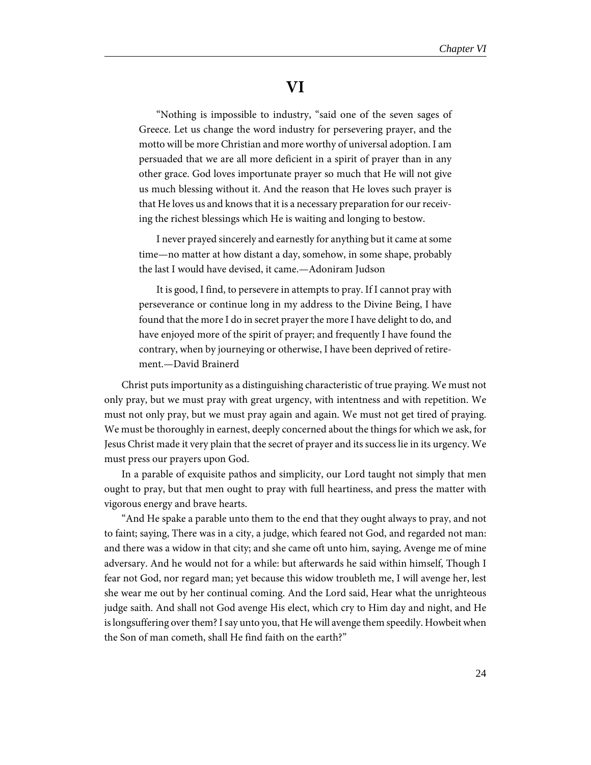# VI

> "Nothing is impossible to industry, "said one of the seven sages of Greece. Let us change the word industry for persevering prayer, and the motto will be more Christian and more worthy of universal adoption. I am persuaded that we are all more deficient in a spirit of prayer than in any other grace. God loves importunate prayer so much that He will not give us much blessing without it. And the reason that He loves such prayer is that He loves us and knows that it is a necessary preparation for our receiving the richest blessings which He is waiting and longing to bestow.
>
> I never prayed sincerely and earnestly for anything but it came at some time—no matter at how distant a day, somehow, in some shape, probably the last I would have devised, it came.—Adoniram Judson
>
> It is good, I find, to persevere in attempts to pray. If I cannot pray with perseverance or continue long in my address to the Divine Being, I have found that the more I do in secret prayer the more I have delight to do, and have enjoyed more of the spirit of prayer; and frequently I have found the contrary, when by journeying or otherwise, I have been deprived of retirement.—David Brainerd

Christ puts importunity as a distinguishing characteristic of true praying. We must not only pray, but we must pray with great urgency, with intentness and with repetition. We must not only pray, but we must pray again and again. We must not get tired of praying. We must be thoroughly in earnest, deeply concerned about the things for which we ask, for Jesus Christ made it very plain that the secret of prayer and its success lie in its urgency. We must press our prayers upon God.

In a parable of exquisite pathos and simplicity, our Lord taught not simply that men ought to pray, but that men ought to pray with full heartiness, and press the matter with vigorous energy and brave hearts.

"And He spake a parable unto them to the end that they ought always to pray, and not to faint; saying, There was in a city, a judge, which feared not God, and regarded not man: and there was a widow in that city; and she came oft unto him, saying, Avenge me of mine adversary. And he would not for a while: but afterwards he said within himself, Though I fear not God, nor regard man; yet because this widow troubleth me, I will avenge her, lest she wear me out by her continual coming. And the Lord said, Hear what the unrighteous judge saith. And shall not God avenge His elect, which cry to Him day and night, and He is longsuffering over them? I say unto you, that He will avenge them speedily. Howbeit when the Son of man cometh, shall He find faith on the earth?"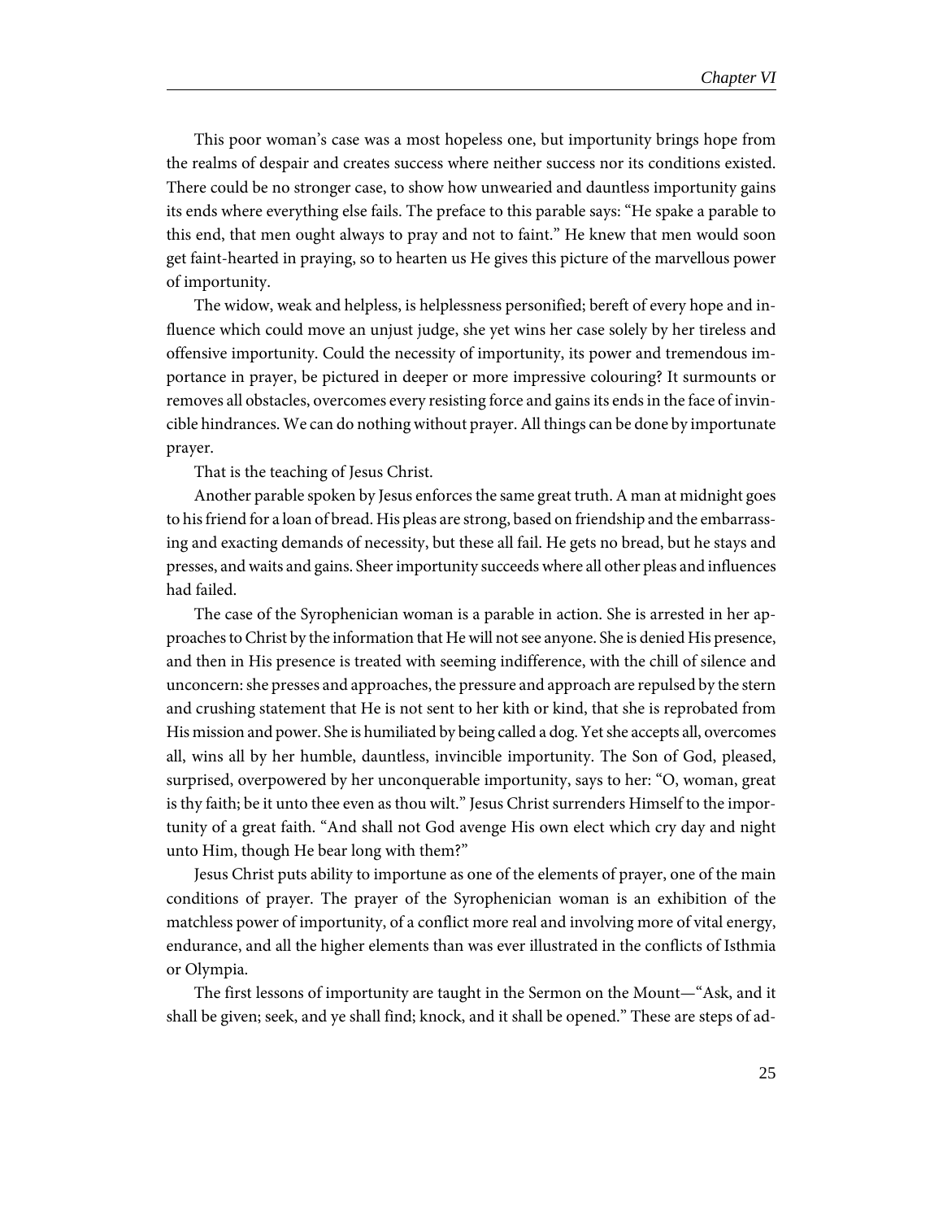This poor woman's case was a most hopeless one, but importunity brings hope from the realms of despair and creates success where neither success nor its conditions existed. There could be no stronger case, to show how unwearied and dauntless importunity gains its ends where everything else fails. The preface to this parable says: "He spake a parable to this end, that men ought always to pray and not to faint." He knew that men would soon get faint-hearted in praying, so to hearten us He gives this picture of the marvellous power of importunity.

The widow, weak and helpless, is helplessness personified; bereft of every hope and influence which could move an unjust judge, she yet wins her case solely by her tireless and offensive importunity. Could the necessity of importunity, its power and tremendous importance in prayer, be pictured in deeper or more impressive colouring? It surmounts or removes all obstacles, overcomes every resisting force and gains its ends in the face of invincible hindrances. We can do nothing without prayer. All things can be done by importunate prayer.

That is the teaching of Jesus Christ.

Another parable spoken by Jesus enforces the same great truth. A man at midnight goes to his friend for a loan of bread. His pleas are strong, based on friendship and the embarrassing and exacting demands of necessity, but these all fail. He gets no bread, but he stays and presses, and waits and gains. Sheer importunity succeeds where all other pleas and influences had failed.

The case of the Syrophenician woman is a parable in action. She is arrested in her approaches to Christ by the information that He will not see anyone. She is denied His presence, and then in His presence is treated with seeming indifference, with the chill of silence and unconcern: she presses and approaches, the pressure and approach are repulsed by the stern and crushing statement that He is not sent to her kith or kind, that she is reprobated from His mission and power. She is humiliated by being called a dog. Yet she accepts all, overcomes all, wins all by her humble, dauntless, invincible importunity. The Son of God, pleased, surprised, overpowered by her unconquerable importunity, says to her: "O, woman, great is thy faith; be it unto thee even as thou wilt." Jesus Christ surrenders Himself to the importunity of a great faith. "And shall not God avenge His own elect which cry day and night unto Him, though He bear long with them?"

Jesus Christ puts ability to importune as one of the elements of prayer, one of the main conditions of prayer. The prayer of the Syrophenician woman is an exhibition of the matchless power of importunity, of a conflict more real and involving more of vital energy, endurance, and all the higher elements than was ever illustrated in the conflicts of Isthmia or Olympia.

The first lessons of importunity are taught in the Sermon on the Mount—"Ask, and it shall be given; seek, and ye shall find; knock, and it shall be opened." These are steps of ad-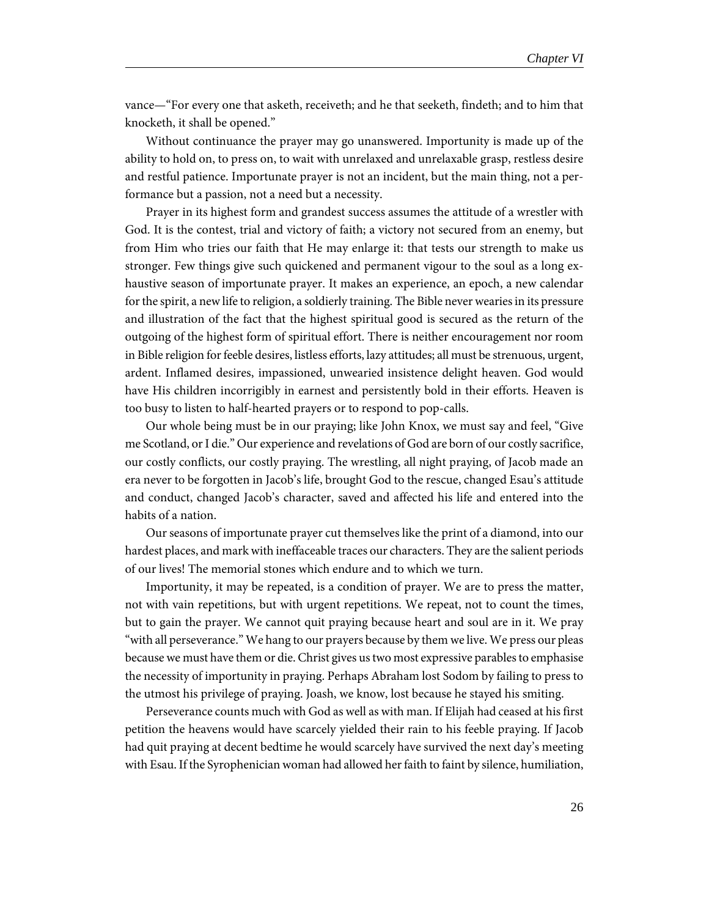vance—"For every one that asketh, receiveth; and he that seeketh, findeth; and to him that knocketh, it shall be opened."

Without continuance the prayer may go unanswered. Importunity is made up of the ability to hold on, to press on, to wait with unrelaxed and unrelaxable grasp, restless desire and restful patience. Importunate prayer is not an incident, but the main thing, not a performance but a passion, not a need but a necessity.

Prayer in its highest form and grandest success assumes the attitude of a wrestler with God. It is the contest, trial and victory of faith; a victory not secured from an enemy, but from Him who tries our faith that He may enlarge it: that tests our strength to make us stronger. Few things give such quickened and permanent vigour to the soul as a long exhaustive season of importunate prayer. It makes an experience, an epoch, a new calendar for the spirit, a new life to religion, a soldierly training. The Bible never wearies in its pressure and illustration of the fact that the highest spiritual good is secured as the return of the outgoing of the highest form of spiritual effort. There is neither encouragement nor room in Bible religion for feeble desires, listless efforts, lazy attitudes; all must be strenuous, urgent, ardent. Inflamed desires, impassioned, unwearied insistence delight heaven. God would have His children incorrigibly in earnest and persistently bold in their efforts. Heaven is too busy to listen to half-hearted prayers or to respond to pop-calls.

Our whole being must be in our praying; like John Knox, we must say and feel, "Give me Scotland, or I die." Our experience and revelations of God are born of our costly sacrifice, our costly conflicts, our costly praying. The wrestling, all night praying, of Jacob made an era never to be forgotten in Jacob's life, brought God to the rescue, changed Esau's attitude and conduct, changed Jacob's character, saved and affected his life and entered into the habits of a nation.

Our seasons of importunate prayer cut themselves like the print of a diamond, into our hardest places, and mark with ineffaceable traces our characters. They are the salient periods of our lives! The memorial stones which endure and to which we turn.

Importunity, it may be repeated, is a condition of prayer. We are to press the matter, not with vain repetitions, but with urgent repetitions. We repeat, not to count the times, but to gain the prayer. We cannot quit praying because heart and soul are in it. We pray "with all perseverance." We hang to our prayers because by them we live. We press our pleas because we must have them or die. Christ gives us two most expressive parables to emphasise the necessity of importunity in praying. Perhaps Abraham lost Sodom by failing to press to the utmost his privilege of praying. Joash, we know, lost because he stayed his smiting.

Perseverance counts much with God as well as with man. If Elijah had ceased at his first petition the heavens would have scarcely yielded their rain to his feeble praying. If Jacob had quit praying at decent bedtime he would scarcely have survived the next day's meeting with Esau. If the Syrophenician woman had allowed her faith to faint by silence, humiliation,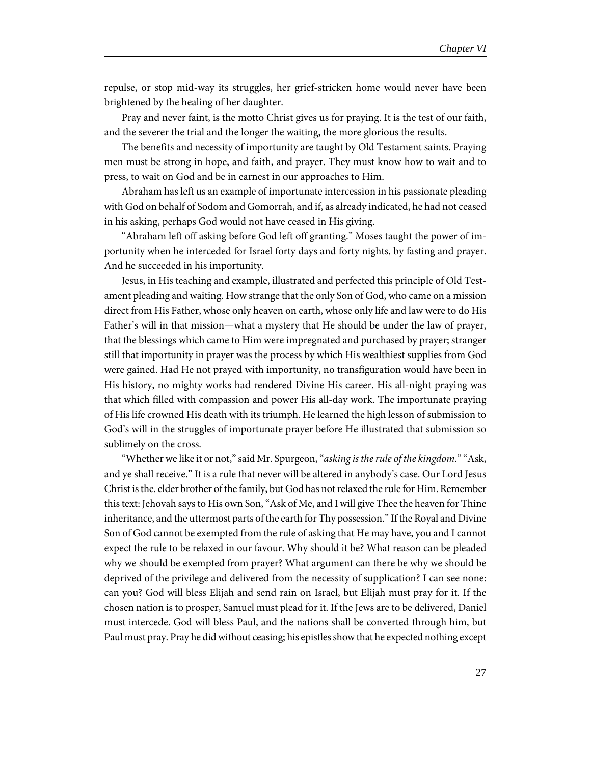repulse, or stop mid-way its struggles, her grief-stricken home would never have been brightened by the healing of her daughter.

Pray and never faint, is the motto Christ gives us for praying. It is the test of our faith, and the severer the trial and the longer the waiting, the more glorious the results.

The benefits and necessity of importunity are taught by Old Testament saints. Praying men must be strong in hope, and faith, and prayer. They must know how to wait and to press, to wait on God and be in earnest in our approaches to Him.

Abraham has left us an example of importunate intercession in his passionate pleading with God on behalf of Sodom and Gomorrah, and if, as already indicated, he had not ceased in his asking, perhaps God would not have ceased in His giving.

"Abraham left off asking before God left off granting." Moses taught the power of importunity when he interceded for Israel forty days and forty nights, by fasting and prayer. And he succeeded in his importunity.

Jesus, in His teaching and example, illustrated and perfected this principle of Old Testament pleading and waiting. How strange that the only Son of God, who came on a mission direct from His Father, whose only heaven on earth, whose only life and law were to do His Father's will in that mission—what a mystery that He should be under the law of prayer, that the blessings which came to Him were impregnated and purchased by prayer; stranger still that importunity in prayer was the process by which His wealthiest supplies from God were gained. Had He not prayed with importunity, no transfiguration would have been in His history, no mighty works had rendered Divine His career. His all-night praying was that which filled with compassion and power His all-day work. The importunate praying of His life crowned His death with its triumph. He learned the high lesson of submission to God's will in the struggles of importunate prayer before He illustrated that submission so sublimely on the cross.

"Whether we like it or not," said Mr. Spurgeon, "*asking is the rule of the kingdom*." "Ask, and ye shall receive." It is a rule that never will be altered in anybody's case. Our Lord Jesus Christ is the. elder brother of the family, but God has not relaxed the rule for Him. Remember this text: Jehovah says to His own Son, "Ask of Me, and I will give Thee the heaven for Thine inheritance, and the uttermost parts of the earth for Thy possession." If the Royal and Divine Son of God cannot be exempted from the rule of asking that He may have, you and I cannot expect the rule to be relaxed in our favour. Why should it be? What reason can be pleaded why we should be exempted from prayer? What argument can there be why we should be deprived of the privilege and delivered from the necessity of supplication? I can see none: can you? God will bless Elijah and send rain on Israel, but Elijah must pray for it. If the chosen nation is to prosper, Samuel must plead for it. If the Jews are to be delivered, Daniel must intercede. God will bless Paul, and the nations shall be converted through him, but Paul must pray. Pray he did without ceasing; his epistles show that he expected nothing except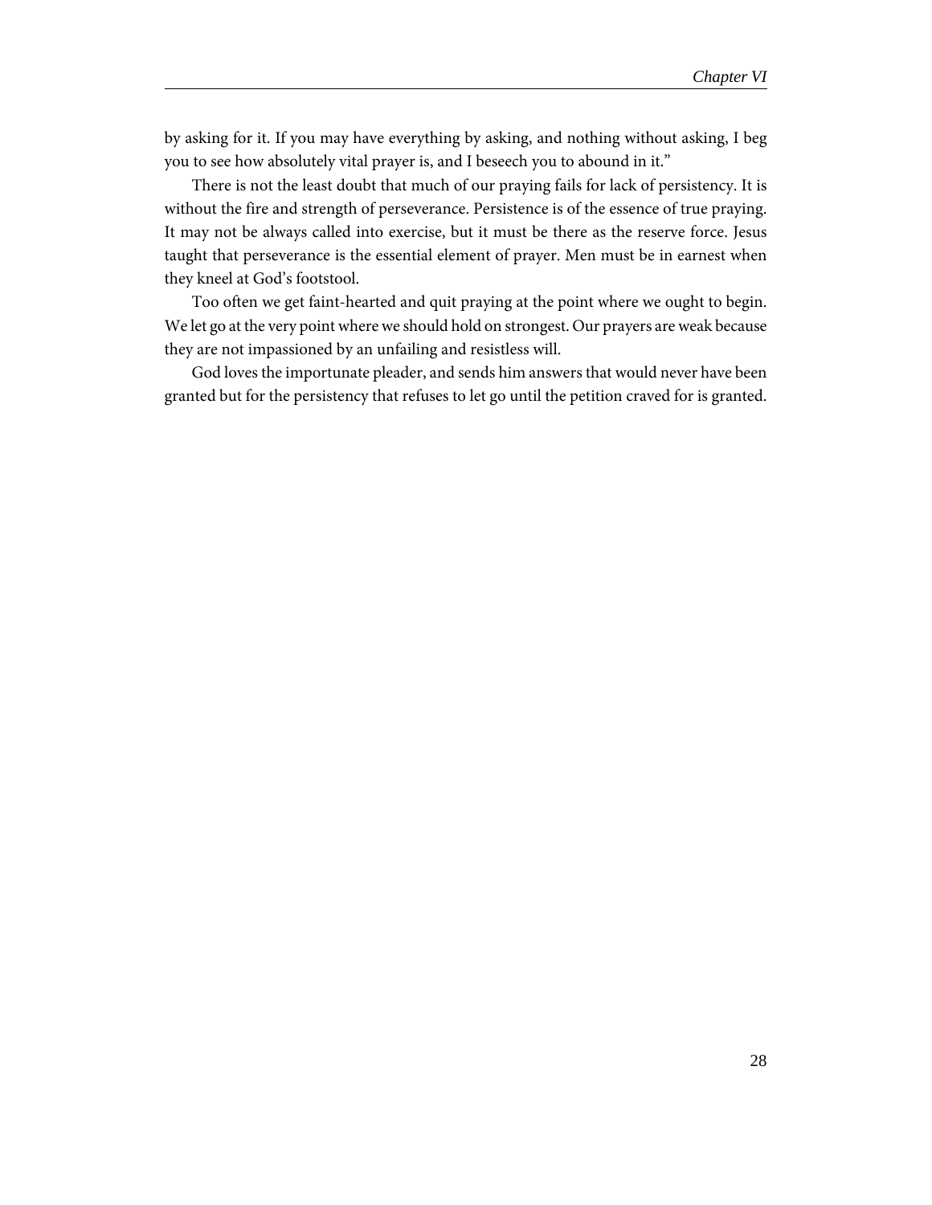by asking for it. If you may have everything by asking, and nothing without asking, I beg you to see how absolutely vital prayer is, and I beseech you to abound in it."

There is not the least doubt that much of our praying fails for lack of persistency. It is without the fire and strength of perseverance. Persistence is of the essence of true praying. It may not be always called into exercise, but it must be there as the reserve force. Jesus taught that perseverance is the essential element of prayer. Men must be in earnest when they kneel at God's footstool.

Too often we get faint-hearted and quit praying at the point where we ought to begin. We let go at the very point where we should hold on strongest. Our prayers are weak because they are not impassioned by an unfailing and resistless will.

God loves the importunate pleader, and sends him answers that would never have been granted but for the persistency that refuses to let go until the petition craved for is granted.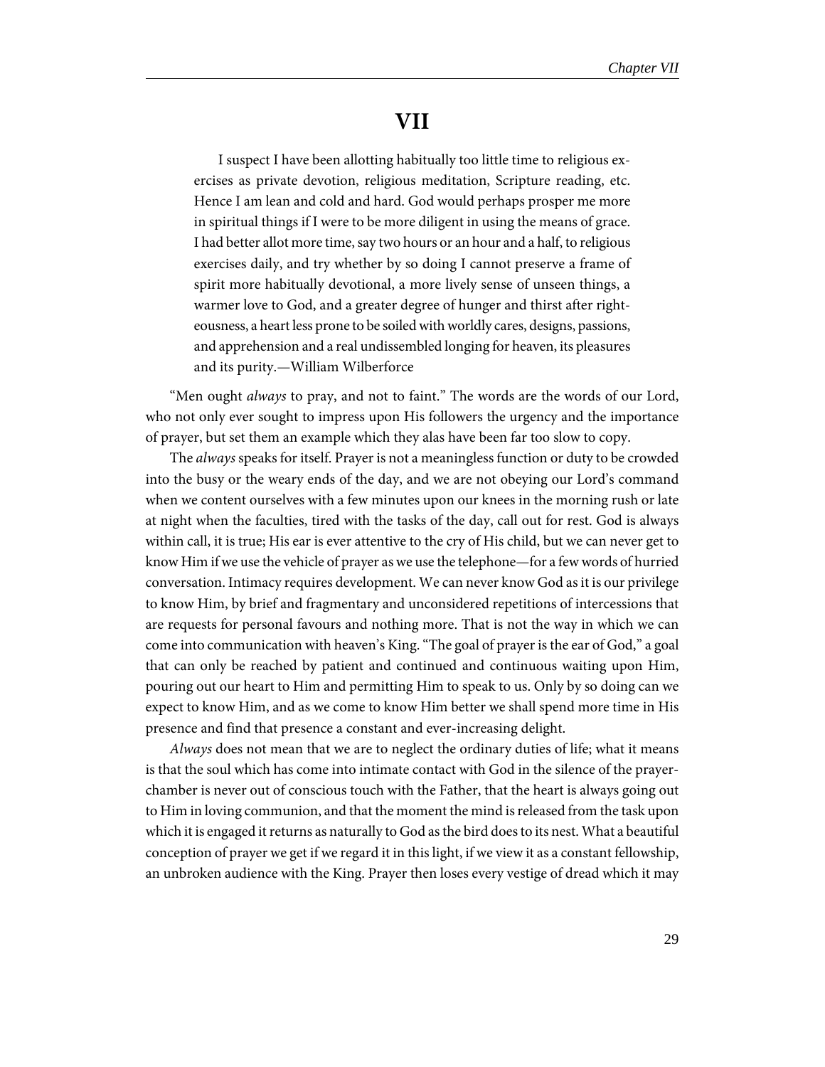# VII

> I suspect I have been allotting habitually too little time to religious exercises as private devotion, religious meditation, Scripture reading, etc. Hence I am lean and cold and hard. God would perhaps prosper me more in spiritual things if I were to be more diligent in using the means of grace. I had better allot more time, say two hours or an hour and a half, to religious exercises daily, and try whether by so doing I cannot preserve a frame of spirit more habitually devotional, a more lively sense of unseen things, a warmer love to God, and a greater degree of hunger and thirst after righteousness, a heart less prone to be soiled with worldly cares, designs, passions, and apprehension and a real undissembled longing for heaven, its pleasures and its purity.—William Wilberforce

"Men ought *always* to pray, and not to faint." The words are the words of our Lord, who not only ever sought to impress upon His followers the urgency and the importance of prayer, but set them an example which they alas have been far too slow to copy.

The *always* speaks for itself. Prayer is not a meaningless function or duty to be crowded into the busy or the weary ends of the day, and we are not obeying our Lord's command when we content ourselves with a few minutes upon our knees in the morning rush or late at night when the faculties, tired with the tasks of the day, call out for rest. God is always within call, it is true; His ear is ever attentive to the cry of His child, but we can never get to know Him if we use the vehicle of prayer as we use the telephone—for a few words of hurried conversation. Intimacy requires development. We can never know God as it is our privilege to know Him, by brief and fragmentary and unconsidered repetitions of intercessions that are requests for personal favours and nothing more. That is not the way in which we can come into communication with heaven's King. "The goal of prayer is the ear of God," a goal that can only be reached by patient and continued and continuous waiting upon Him, pouring out our heart to Him and permitting Him to speak to us. Only by so doing can we expect to know Him, and as we come to know Him better we shall spend more time in His presence and find that presence a constant and ever-increasing delight.

*Always* does not mean that we are to neglect the ordinary duties of life; what it means is that the soul which has come into intimate contact with God in the silence of the prayer-chamber is never out of conscious touch with the Father, that the heart is always going out to Him in loving communion, and that the moment the mind is released from the task upon which it is engaged it returns as naturally to God as the bird does to its nest. What a beautiful conception of prayer we get if we regard it in this light, if we view it as a constant fellowship, an unbroken audience with the King. Prayer then loses every vestige of dread which it may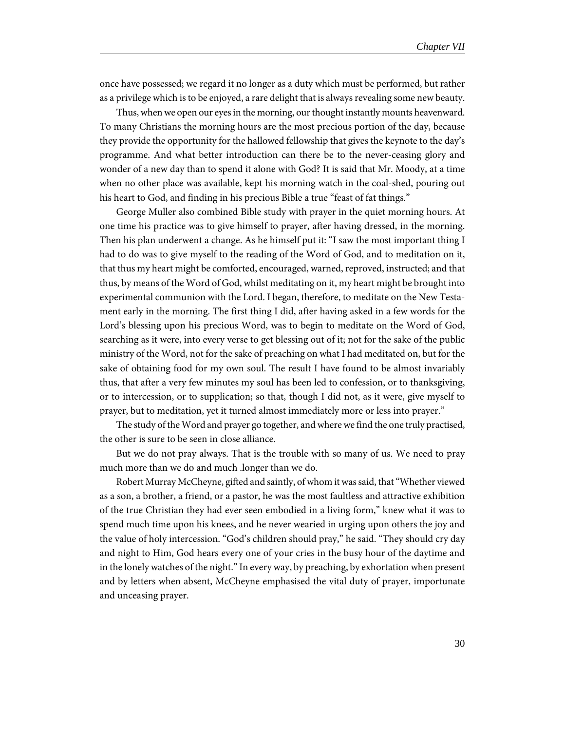once have possessed; we regard it no longer as a duty which must be performed, but rather as a privilege which is to be enjoyed, a rare delight that is always revealing some new beauty.

Thus, when we open our eyes in the morning, our thought instantly mounts heavenward. To many Christians the morning hours are the most precious portion of the day, because they provide the opportunity for the hallowed fellowship that gives the keynote to the day's programme. And what better introduction can there be to the never-ceasing glory and wonder of a new day than to spend it alone with God? It is said that Mr. Moody, at a time when no other place was available, kept his morning watch in the coal-shed, pouring out his heart to God, and finding in his precious Bible a true "feast of fat things."

George Muller also combined Bible study with prayer in the quiet morning hours. At one time his practice was to give himself to prayer, after having dressed, in the morning. Then his plan underwent a change. As he himself put it: "I saw the most important thing I had to do was to give myself to the reading of the Word of God, and to meditation on it, that thus my heart might be comforted, encouraged, warned, reproved, instructed; and that thus, by means of the Word of God, whilst meditating on it, my heart might be brought into experimental communion with the Lord. I began, therefore, to meditate on the New Testament early in the morning. The first thing I did, after having asked in a few words for the Lord's blessing upon his precious Word, was to begin to meditate on the Word of God, searching as it were, into every verse to get blessing out of it; not for the sake of the public ministry of the Word, not for the sake of preaching on what I had meditated on, but for the sake of obtaining food for my own soul. The result I have found to be almost invariably thus, that after a very few minutes my soul has been led to confession, or to thanksgiving, or to intercession, or to supplication; so that, though I did not, as it were, give myself to prayer, but to meditation, yet it turned almost immediately more or less into prayer."

The study of the Word and prayer go together, and where we find the one truly practised, the other is sure to be seen in close alliance.

But we do not pray always. That is the trouble with so many of us. We need to pray much more than we do and much .longer than we do.

Robert Murray McCheyne, gifted and saintly, of whom it was said, that "Whether viewed as a son, a brother, a friend, or a pastor, he was the most faultless and attractive exhibition of the true Christian they had ever seen embodied in a living form," knew what it was to spend much time upon his knees, and he never wearied in urging upon others the joy and the value of holy intercession. "God's children should pray," he said. "They should cry day and night to Him, God hears every one of your cries in the busy hour of the daytime and in the lonely watches of the night." In every way, by preaching, by exhortation when present and by letters when absent, McCheyne emphasised the vital duty of prayer, importunate and unceasing prayer.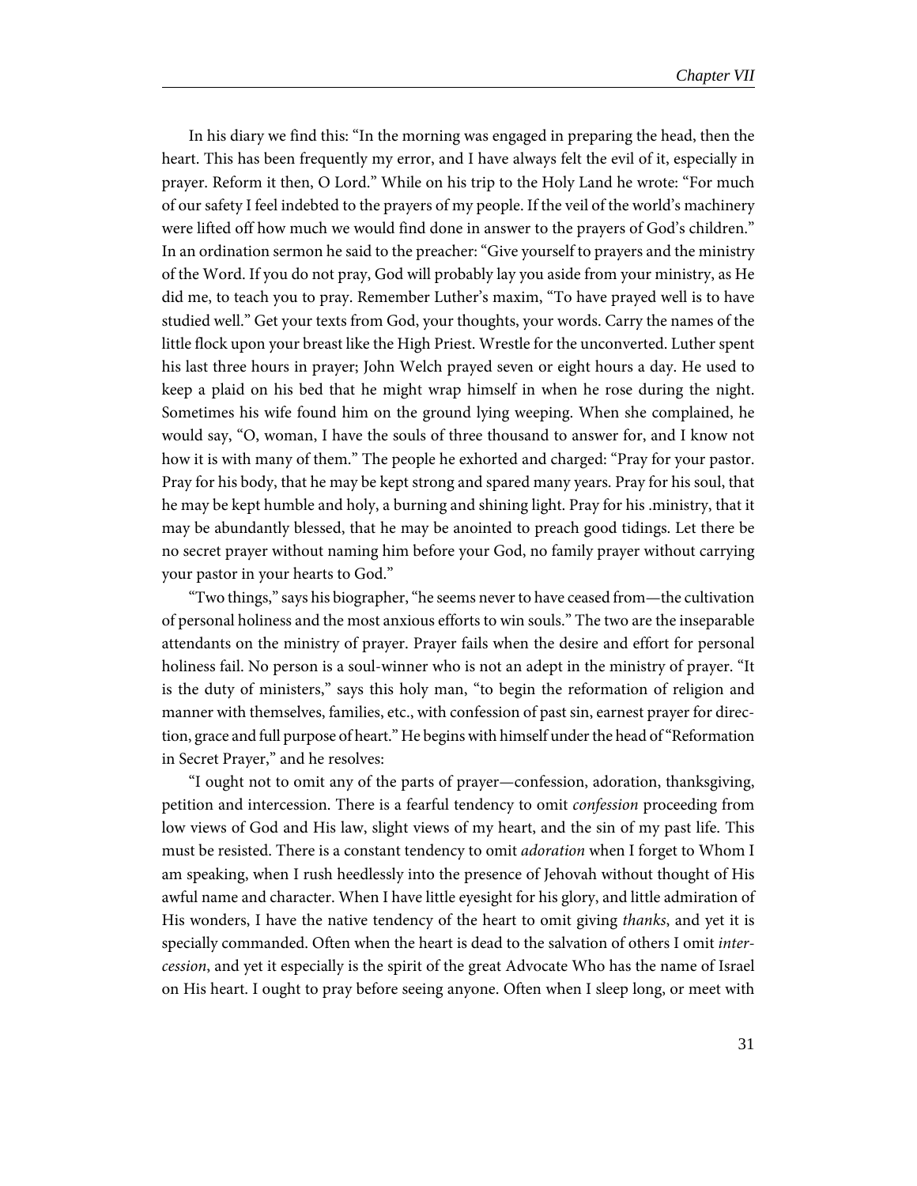In his diary we find this: "In the morning was engaged in preparing the head, then the heart. This has been frequently my error, and I have always felt the evil of it, especially in prayer. Reform it then, O Lord." While on his trip to the Holy Land he wrote: "For much of our safety I feel indebted to the prayers of my people. If the veil of the world's machinery were lifted off how much we would find done in answer to the prayers of God's children." In an ordination sermon he said to the preacher: "Give yourself to prayers and the ministry of the Word. If you do not pray, God will probably lay you aside from your ministry, as He did me, to teach you to pray. Remember Luther's maxim, "To have prayed well is to have studied well." Get your texts from God, your thoughts, your words. Carry the names of the little flock upon your breast like the High Priest. Wrestle for the unconverted. Luther spent his last three hours in prayer; John Welch prayed seven or eight hours a day. He used to keep a plaid on his bed that he might wrap himself in when he rose during the night. Sometimes his wife found him on the ground lying weeping. When she complained, he would say, "O, woman, I have the souls of three thousand to answer for, and I know not how it is with many of them." The people he exhorted and charged: "Pray for your pastor. Pray for his body, that he may be kept strong and spared many years. Pray for his soul, that he may be kept humble and holy, a burning and shining light. Pray for his .ministry, that it may be abundantly blessed, that he may be anointed to preach good tidings. Let there be no secret prayer without naming him before your God, no family prayer without carrying your pastor in your hearts to God."

"Two things," says his biographer, "he seems never to have ceased from—the cultivation of personal holiness and the most anxious efforts to win souls." The two are the inseparable attendants on the ministry of prayer. Prayer fails when the desire and effort for personal holiness fail. No person is a soul-winner who is not an adept in the ministry of prayer. "It is the duty of ministers," says this holy man, "to begin the reformation of religion and manner with themselves, families, etc., with confession of past sin, earnest prayer for direction, grace and full purpose of heart." He begins with himself under the head of "Reformation in Secret Prayer," and he resolves:

"I ought not to omit any of the parts of prayer—confession, adoration, thanksgiving, petition and intercession. There is a fearful tendency to omit *confession* proceeding from low views of God and His law, slight views of my heart, and the sin of my past life. This must be resisted. There is a constant tendency to omit *adoration* when I forget to Whom I am speaking, when I rush heedlessly into the presence of Jehovah without thought of His awful name and character. When I have little eyesight for his glory, and little admiration of His wonders, I have the native tendency of the heart to omit giving *thanks*, and yet it is specially commanded. Often when the heart is dead to the salvation of others I omit *intercession*, and yet it especially is the spirit of the great Advocate Who has the name of Israel on His heart. I ought to pray before seeing anyone. Often when I sleep long, or meet with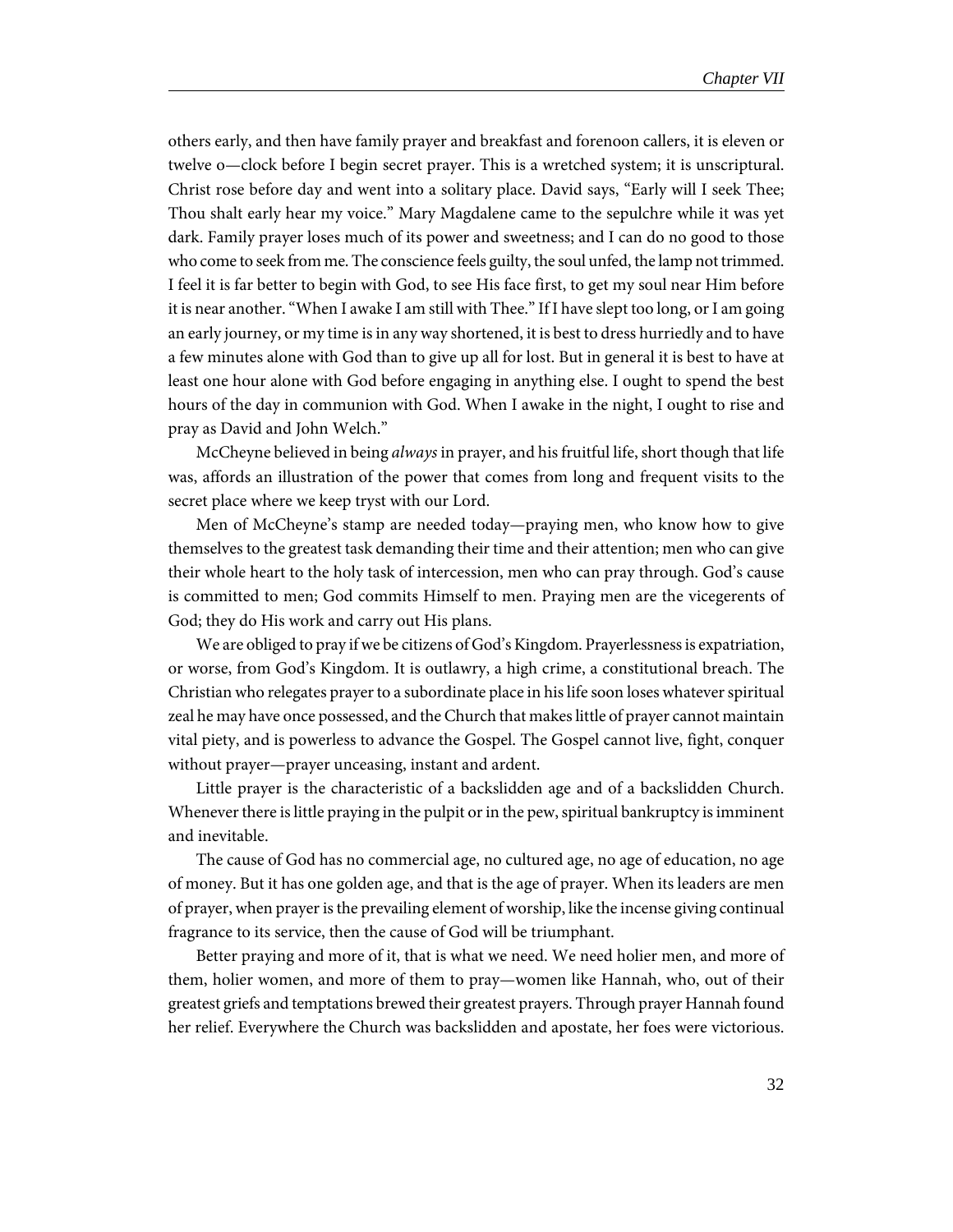others early, and then have family prayer and breakfast and forenoon callers, it is eleven or twelve o—clock before I begin secret prayer. This is a wretched system; it is unscriptural. Christ rose before day and went into a solitary place. David says, "Early will I seek Thee; Thou shalt early hear my voice." Mary Magdalene came to the sepulchre while it was yet dark. Family prayer loses much of its power and sweetness; and I can do no good to those who come to seek from me. The conscience feels guilty, the soul unfed, the lamp not trimmed. I feel it is far better to begin with God, to see His face first, to get my soul near Him before it is near another. "When I awake I am still with Thee." If I have slept too long, or I am going an early journey, or my time is in any way shortened, it is best to dress hurriedly and to have a few minutes alone with God than to give up all for lost. But in general it is best to have at least one hour alone with God before engaging in anything else. I ought to spend the best hours of the day in communion with God. When I awake in the night, I ought to rise and pray as David and John Welch."

McCheyne believed in being *always* in prayer, and his fruitful life, short though that life was, affords an illustration of the power that comes from long and frequent visits to the secret place where we keep tryst with our Lord.

Men of McCheyne's stamp are needed today—praying men, who know how to give themselves to the greatest task demanding their time and their attention; men who can give their whole heart to the holy task of intercession, men who can pray through. God's cause is committed to men; God commits Himself to men. Praying men are the vicegerents of God; they do His work and carry out His plans.

We are obliged to pray if we be citizens of God's Kingdom. Prayerlessness is expatriation, or worse, from God's Kingdom. It is outlawry, a high crime, a constitutional breach. The Christian who relegates prayer to a subordinate place in his life soon loses whatever spiritual zeal he may have once possessed, and the Church that makes little of prayer cannot maintain vital piety, and is powerless to advance the Gospel. The Gospel cannot live, fight, conquer without prayer—prayer unceasing, instant and ardent.

Little prayer is the characteristic of a backslidden age and of a backslidden Church. Whenever there is little praying in the pulpit or in the pew, spiritual bankruptcy is imminent and inevitable.

The cause of God has no commercial age, no cultured age, no age of education, no age of money. But it has one golden age, and that is the age of prayer. When its leaders are men of prayer, when prayer is the prevailing element of worship, like the incense giving continual fragrance to its service, then the cause of God will be triumphant.

Better praying and more of it, that is what we need. We need holier men, and more of them, holier women, and more of them to pray—women like Hannah, who, out of their greatest griefs and temptations brewed their greatest prayers. Through prayer Hannah found her relief. Everywhere the Church was backslidden and apostate, her foes were victorious.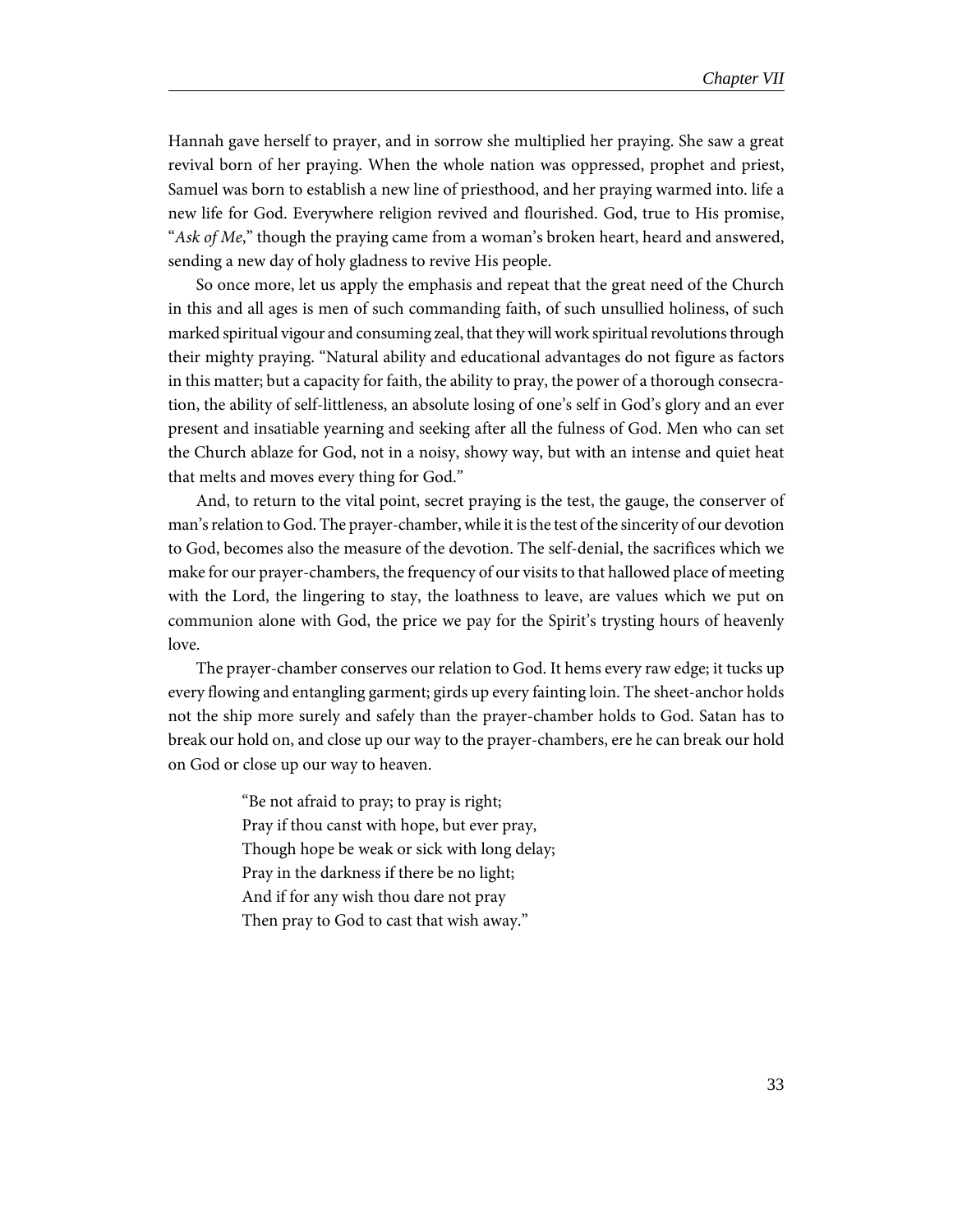Hannah gave herself to prayer, and in sorrow she multiplied her praying. She saw a great revival born of her praying. When the whole nation was oppressed, prophet and priest, Samuel was born to establish a new line of priesthood, and her praying warmed into. life a new life for God. Everywhere religion revived and flourished. God, true to His promise, "*Ask of Me*," though the praying came from a woman's broken heart, heard and answered, sending a new day of holy gladness to revive His people.

So once more, let us apply the emphasis and repeat that the great need of the Church in this and all ages is men of such commanding faith, of such unsullied holiness, of such marked spiritual vigour and consuming zeal, that they will work spiritual revolutions through their mighty praying. "Natural ability and educational advantages do not figure as factors in this matter; but a capacity for faith, the ability to pray, the power of a thorough consecration, the ability of self-littleness, an absolute losing of one's self in God's glory and an ever present and insatiable yearning and seeking after all the fulness of God. Men who can set the Church ablaze for God, not in a noisy, showy way, but with an intense and quiet heat that melts and moves every thing for God."

And, to return to the vital point, secret praying is the test, the gauge, the conserver of man's relation to God. The prayer-chamber, while it is the test of the sincerity of our devotion to God, becomes also the measure of the devotion. The self-denial, the sacrifices which we make for our prayer-chambers, the frequency of our visits to that hallowed place of meeting with the Lord, the lingering to stay, the loathness to leave, are values which we put on communion alone with God, the price we pay for the Spirit's trysting hours of heavenly love.

The prayer-chamber conserves our relation to God. It hems every raw edge; it tucks up every flowing and entangling garment; girds up every fainting loin. The sheet-anchor holds not the ship more surely and safely than the prayer-chamber holds to God. Satan has to break our hold on, and close up our way to the prayer-chambers, ere he can break our hold on God or close up our way to heaven.

> "Be not afraid to pray; to pray is right;
> Pray if thou canst with hope, but ever pray,
> Though hope be weak or sick with long delay;
> Pray in the darkness if there be no light;
> And if for any wish thou dare not pray
> Then pray to God to cast that wish away."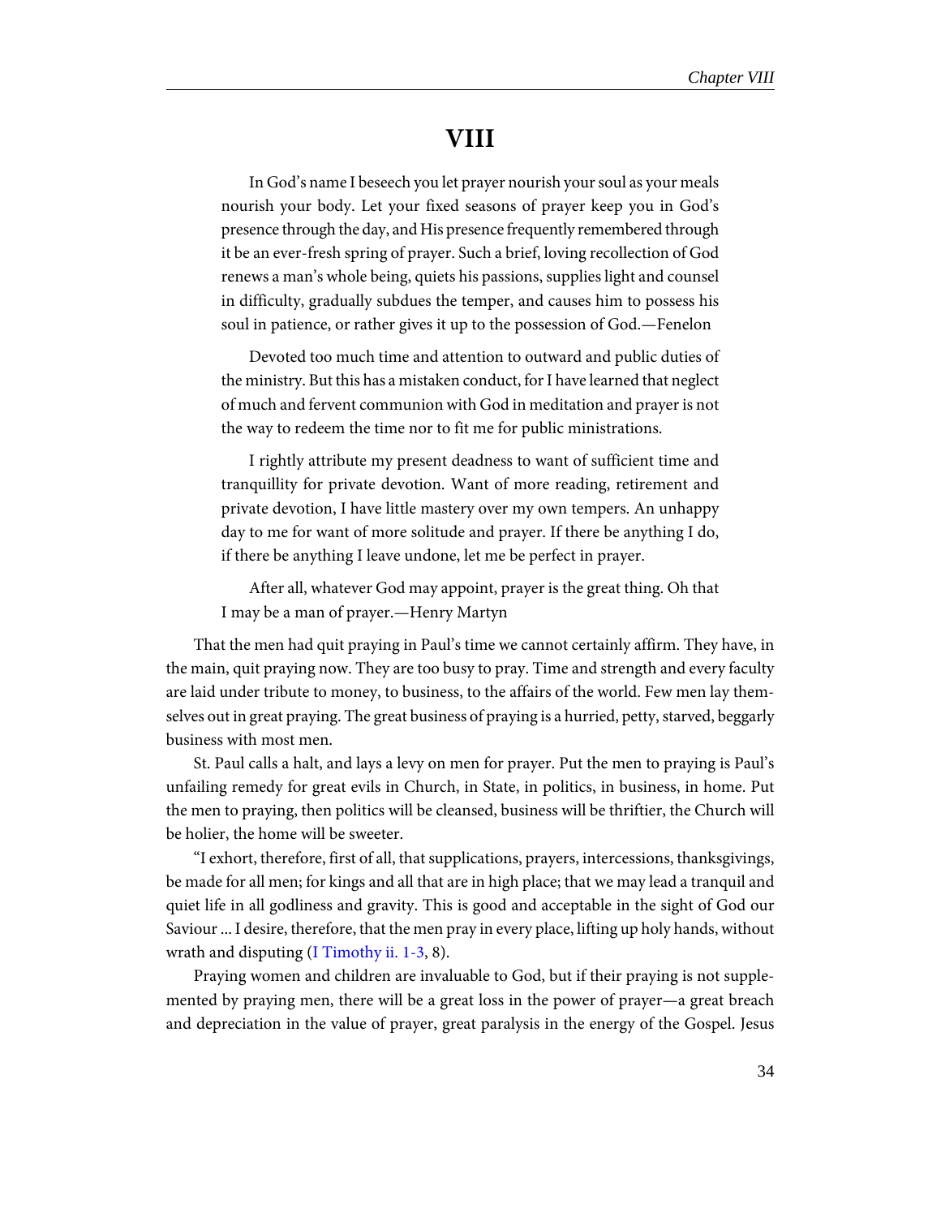# VIII

> In God's name I beseech you let prayer nourish your soul as your meals nourish your body. Let your fixed seasons of prayer keep you in God's presence through the day, and His presence frequently remembered through it be an ever-fresh spring of prayer. Such a brief, loving recollection of God renews a man's whole being, quiets his passions, supplies light and counsel in difficulty, gradually subdues the temper, and causes him to possess his soul in patience, or rather gives it up to the possession of God.—Fenelon
>
> Devoted too much time and attention to outward and public duties of the ministry. But this has a mistaken conduct, for I have learned that neglect of much and fervent communion with God in meditation and prayer is not the way to redeem the time nor to fit me for public ministrations.
>
> I rightly attribute my present deadness to want of sufficient time and tranquillity for private devotion. Want of more reading, retirement and private devotion, I have little mastery over my own tempers. An unhappy day to me for want of more solitude and prayer. If there be anything I do, if there be anything I leave undone, let me be perfect in prayer.
>
> After all, whatever God may appoint, prayer is the great thing. Oh that I may be a man of prayer.—Henry Martyn

That the men had quit praying in Paul's time we cannot certainly affirm. They have, in the main, quit praying now. They are too busy to pray. Time and strength and every faculty are laid under tribute to money, to business, to the affairs of the world. Few men lay themselves out in great praying. The great business of praying is a hurried, petty, starved, beggarly business with most men.

St. Paul calls a halt, and lays a levy on men for prayer. Put the men to praying is Paul's unfailing remedy for great evils in Church, in State, in politics, in business, in home. Put the men to praying, then politics will be cleansed, business will be thriftier, the Church will be holier, the home will be sweeter.

"I exhort, therefore, first of all, that supplications, prayers, intercessions, thanksgivings, be made for all men; for kings and all that are in high place; that we may lead a tranquil and quiet life in all godliness and gravity. This is good and acceptable in the sight of God our Saviour ... I desire, therefore, that the men pray in every place, lifting up holy hands, without wrath and disputing (I Timothy ii. 1-3, 8).

Praying women and children are invaluable to God, but if their praying is not supplemented by praying men, there will be a great loss in the power of prayer—a great breach and depreciation in the value of prayer, great paralysis in the energy of the Gospel. Jesus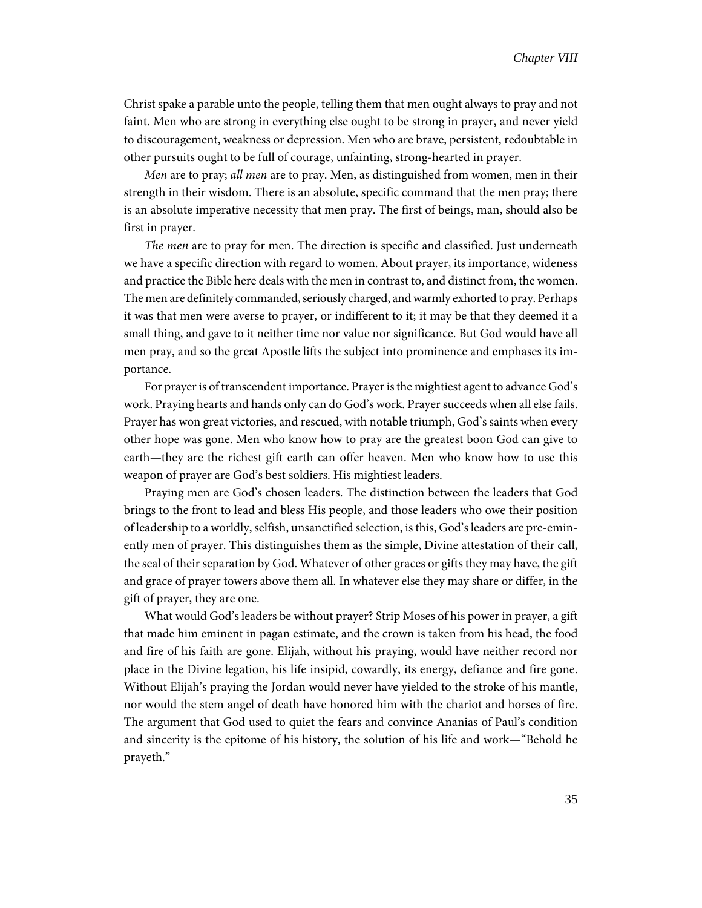Christ spake a parable unto the people, telling them that men ought always to pray and not faint. Men who are strong in everything else ought to be strong in prayer, and never yield to discouragement, weakness or depression. Men who are brave, persistent, redoubtable in other pursuits ought to be full of courage, unfainting, strong-hearted in prayer.

*Men* are to pray; *all men* are to pray. Men, as distinguished from women, men in their strength in their wisdom. There is an absolute, specific command that the men pray; there is an absolute imperative necessity that men pray. The first of beings, man, should also be first in prayer.

*The men* are to pray for men. The direction is specific and classified. Just underneath we have a specific direction with regard to women. About prayer, its importance, wideness and practice the Bible here deals with the men in contrast to, and distinct from, the women. The men are definitely commanded, seriously charged, and warmly exhorted to pray. Perhaps it was that men were averse to prayer, or indifferent to it; it may be that they deemed it a small thing, and gave to it neither time nor value nor significance. But God would have all men pray, and so the great Apostle lifts the subject into prominence and emphases its importance.

For prayer is of transcendent importance. Prayer is the mightiest agent to advance God's work. Praying hearts and hands only can do God's work. Prayer succeeds when all else fails. Prayer has won great victories, and rescued, with notable triumph, God's saints when every other hope was gone. Men who know how to pray are the greatest boon God can give to earth—they are the richest gift earth can offer heaven. Men who know how to use this weapon of prayer are God's best soldiers. His mightiest leaders.

Praying men are God's chosen leaders. The distinction between the leaders that God brings to the front to lead and bless His people, and those leaders who owe their position of leadership to a worldly, selfish, unsanctified selection, is this, God's leaders are pre-eminently men of prayer. This distinguishes them as the simple, Divine attestation of their call, the seal of their separation by God. Whatever of other graces or gifts they may have, the gift and grace of prayer towers above them all. In whatever else they may share or differ, in the gift of prayer, they are one.

What would God's leaders be without prayer? Strip Moses of his power in prayer, a gift that made him eminent in pagan estimate, and the crown is taken from his head, the food and fire of his faith are gone. Elijah, without his praying, would have neither record nor place in the Divine legation, his life insipid, cowardly, its energy, defiance and fire gone. Without Elijah's praying the Jordan would never have yielded to the stroke of his mantle, nor would the stem angel of death have honored him with the chariot and horses of fire. The argument that God used to quiet the fears and convince Ananias of Paul's condition and sincerity is the epitome of his history, the solution of his life and work—"Behold he prayeth."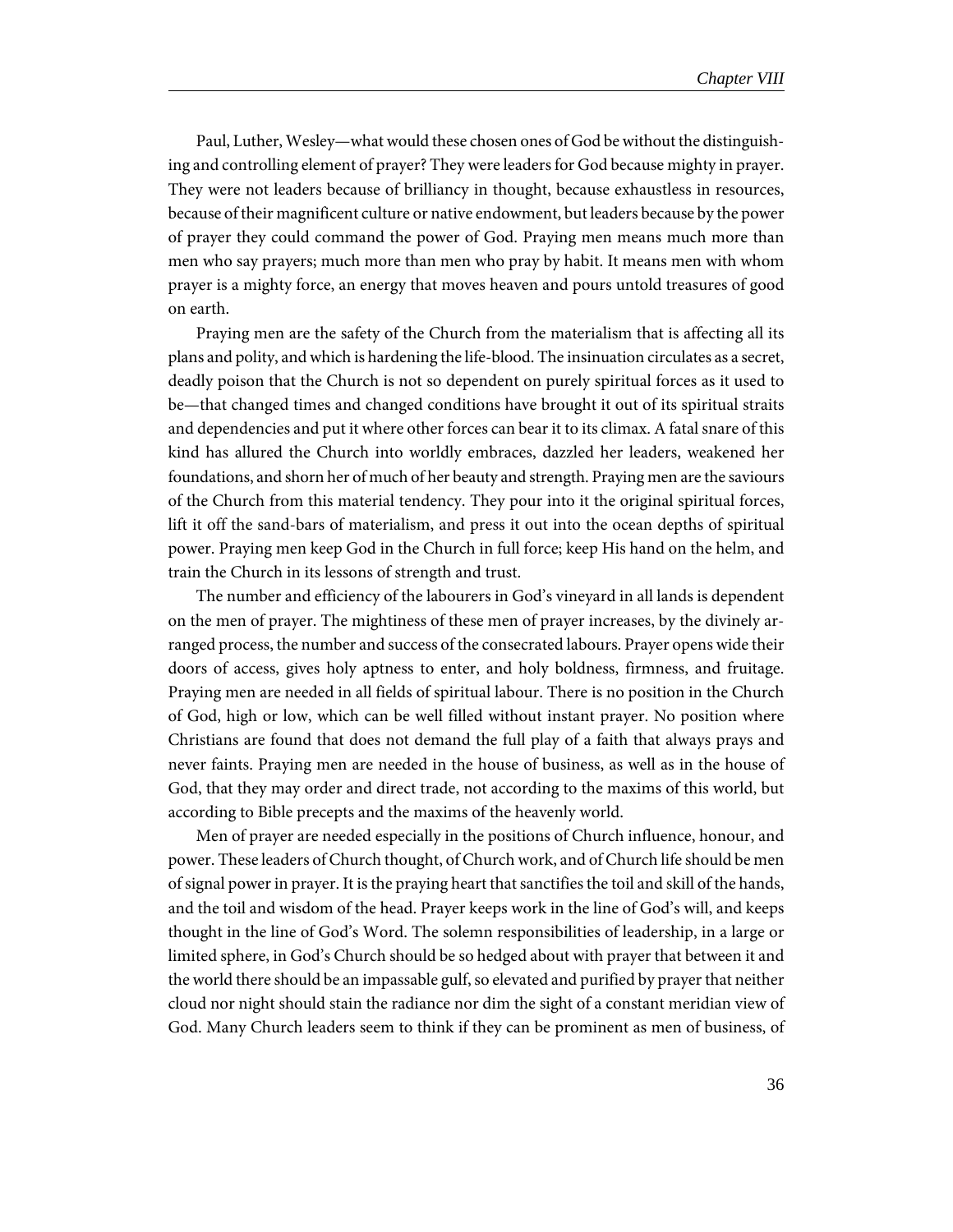Paul, Luther, Wesley—what would these chosen ones of God be without the distinguishing and controlling element of prayer? They were leaders for God because mighty in prayer. They were not leaders because of brilliancy in thought, because exhaustless in resources, because of their magnificent culture or native endowment, but leaders because by the power of prayer they could command the power of God. Praying men means much more than men who say prayers; much more than men who pray by habit. It means men with whom prayer is a mighty force, an energy that moves heaven and pours untold treasures of good on earth.

Praying men are the safety of the Church from the materialism that is affecting all its plans and polity, and which is hardening the life-blood. The insinuation circulates as a secret, deadly poison that the Church is not so dependent on purely spiritual forces as it used to be—that changed times and changed conditions have brought it out of its spiritual straits and dependencies and put it where other forces can bear it to its climax. A fatal snare of this kind has allured the Church into worldly embraces, dazzled her leaders, weakened her foundations, and shorn her of much of her beauty and strength. Praying men are the saviours of the Church from this material tendency. They pour into it the original spiritual forces, lift it off the sand-bars of materialism, and press it out into the ocean depths of spiritual power. Praying men keep God in the Church in full force; keep His hand on the helm, and train the Church in its lessons of strength and trust.

The number and efficiency of the labourers in God's vineyard in all lands is dependent on the men of prayer. The mightiness of these men of prayer increases, by the divinely arranged process, the number and success of the consecrated labours. Prayer opens wide their doors of access, gives holy aptness to enter, and holy boldness, firmness, and fruitage. Praying men are needed in all fields of spiritual labour. There is no position in the Church of God, high or low, which can be well filled without instant prayer. No position where Christians are found that does not demand the full play of a faith that always prays and never faints. Praying men are needed in the house of business, as well as in the house of God, that they may order and direct trade, not according to the maxims of this world, but according to Bible precepts and the maxims of the heavenly world.

Men of prayer are needed especially in the positions of Church influence, honour, and power. These leaders of Church thought, of Church work, and of Church life should be men of signal power in prayer. It is the praying heart that sanctifies the toil and skill of the hands, and the toil and wisdom of the head. Prayer keeps work in the line of God's will, and keeps thought in the line of God's Word. The solemn responsibilities of leadership, in a large or limited sphere, in God's Church should be so hedged about with prayer that between it and the world there should be an impassable gulf, so elevated and purified by prayer that neither cloud nor night should stain the radiance nor dim the sight of a constant meridian view of God. Many Church leaders seem to think if they can be prominent as men of business, of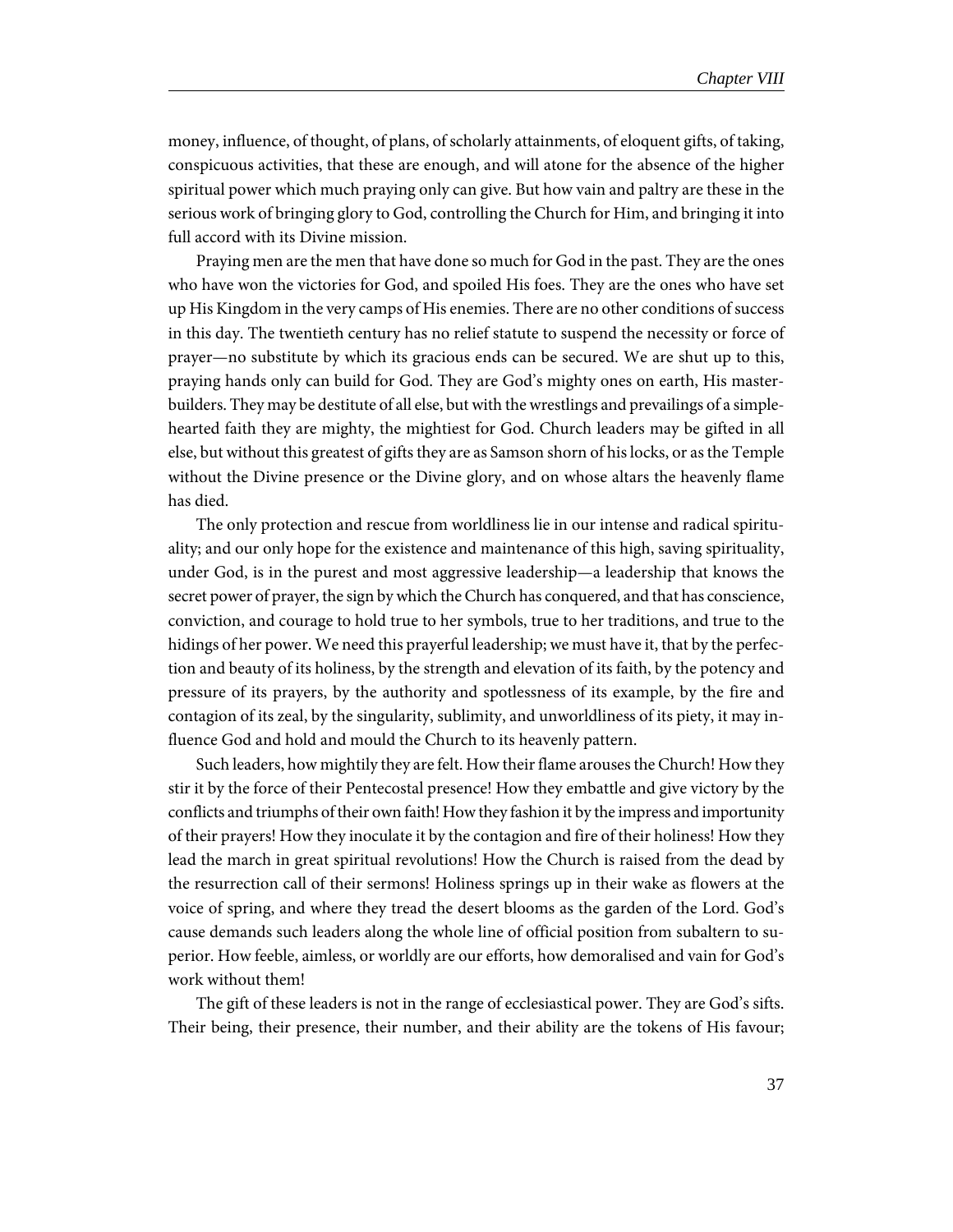money, influence, of thought, of plans, of scholarly attainments, of eloquent gifts, of taking, conspicuous activities, that these are enough, and will atone for the absence of the higher spiritual power which much praying only can give. But how vain and paltry are these in the serious work of bringing glory to God, controlling the Church for Him, and bringing it into full accord with its Divine mission.

Praying men are the men that have done so much for God in the past. They are the ones who have won the victories for God, and spoiled His foes. They are the ones who have set up His Kingdom in the very camps of His enemies. There are no other conditions of success in this day. The twentieth century has no relief statute to suspend the necessity or force of prayer—no substitute by which its gracious ends can be secured. We are shut up to this, praying hands only can build for God. They are God's mighty ones on earth, His master-builders. They may be destitute of all else, but with the wrestlings and prevailings of a simple-hearted faith they are mighty, the mightiest for God. Church leaders may be gifted in all else, but without this greatest of gifts they are as Samson shorn of his locks, or as the Temple without the Divine presence or the Divine glory, and on whose altars the heavenly flame has died.

The only protection and rescue from worldliness lie in our intense and radical spirituality; and our only hope for the existence and maintenance of this high, saving spirituality, under God, is in the purest and most aggressive leadership—a leadership that knows the secret power of prayer, the sign by which the Church has conquered, and that has conscience, conviction, and courage to hold true to her symbols, true to her traditions, and true to the hidings of her power. We need this prayerful leadership; we must have it, that by the perfection and beauty of its holiness, by the strength and elevation of its faith, by the potency and pressure of its prayers, by the authority and spotlessness of its example, by the fire and contagion of its zeal, by the singularity, sublimity, and unworldliness of its piety, it may influence God and hold and mould the Church to its heavenly pattern.

Such leaders, how mightily they are felt. How their flame arouses the Church! How they stir it by the force of their Pentecostal presence! How they embattle and give victory by the conflicts and triumphs of their own faith! How they fashion it by the impress and importunity of their prayers! How they inoculate it by the contagion and fire of their holiness! How they lead the march in great spiritual revolutions! How the Church is raised from the dead by the resurrection call of their sermons! Holiness springs up in their wake as flowers at the voice of spring, and where they tread the desert blooms as the garden of the Lord. God's cause demands such leaders along the whole line of official position from subaltern to superior. How feeble, aimless, or worldly are our efforts, how demoralised and vain for God's work without them!

The gift of these leaders is not in the range of ecclesiastical power. They are God's sifts. Their being, their presence, their number, and their ability are the tokens of His favour;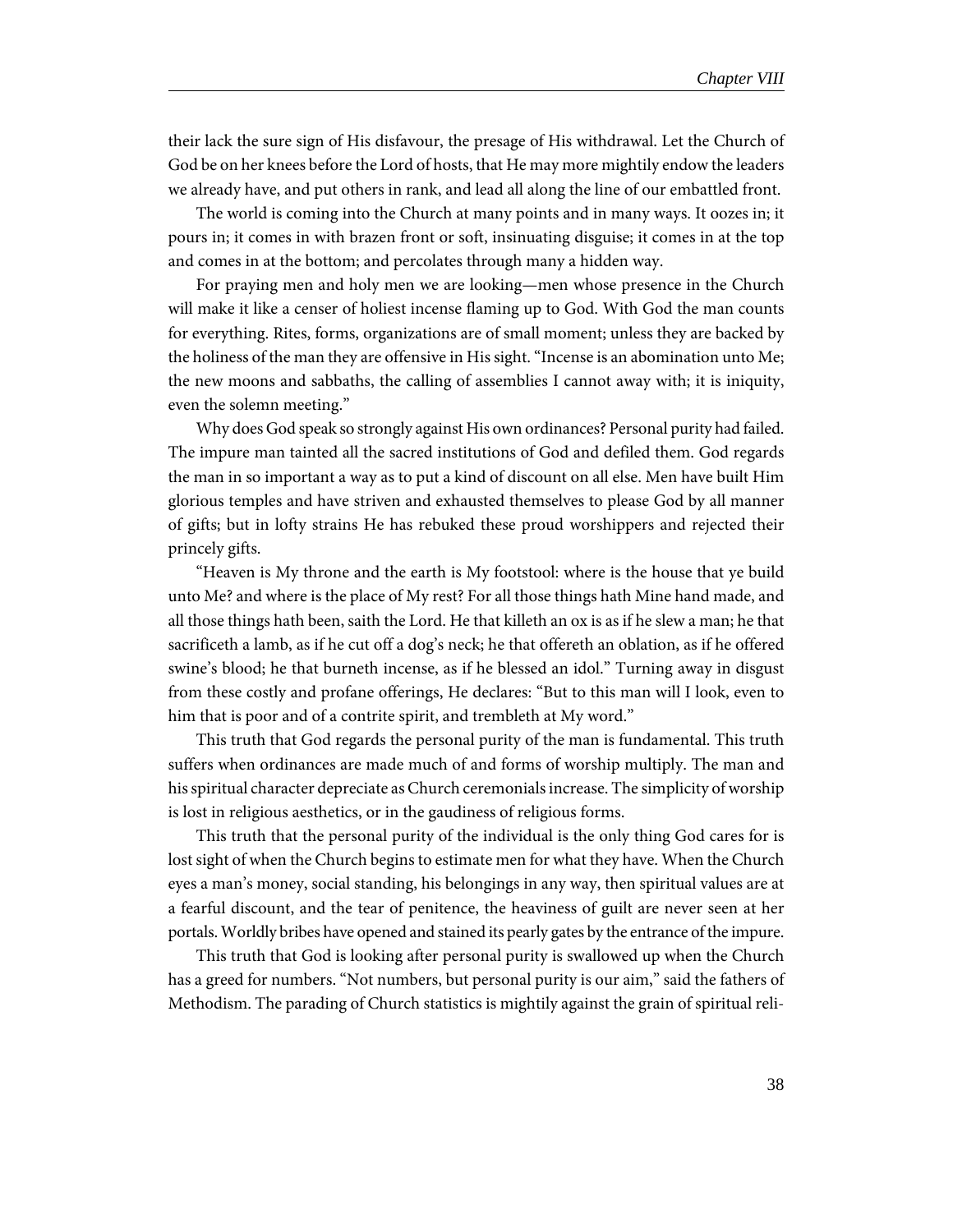their lack the sure sign of His disfavour, the presage of His withdrawal. Let the Church of God be on her knees before the Lord of hosts, that He may more mightily endow the leaders we already have, and put others in rank, and lead all along the line of our embattled front.

The world is coming into the Church at many points and in many ways. It oozes in; it pours in; it comes in with brazen front or soft, insinuating disguise; it comes in at the top and comes in at the bottom; and percolates through many a hidden way.

For praying men and holy men we are looking—men whose presence in the Church will make it like a censer of holiest incense flaming up to God. With God the man counts for everything. Rites, forms, organizations are of small moment; unless they are backed by the holiness of the man they are offensive in His sight. "Incense is an abomination unto Me; the new moons and sabbaths, the calling of assemblies I cannot away with; it is iniquity, even the solemn meeting."

Why does God speak so strongly against His own ordinances? Personal purity had failed. The impure man tainted all the sacred institutions of God and defiled them. God regards the man in so important a way as to put a kind of discount on all else. Men have built Him glorious temples and have striven and exhausted themselves to please God by all manner of gifts; but in lofty strains He has rebuked these proud worshippers and rejected their princely gifts.

"Heaven is My throne and the earth is My footstool: where is the house that ye build unto Me? and where is the place of My rest? For all those things hath Mine hand made, and all those things hath been, saith the Lord. He that killeth an ox is as if he slew a man; he that sacrificeth a lamb, as if he cut off a dog's neck; he that offereth an oblation, as if he offered swine's blood; he that burneth incense, as if he blessed an idol." Turning away in disgust from these costly and profane offerings, He declares: "But to this man will I look, even to him that is poor and of a contrite spirit, and trembleth at My word."

This truth that God regards the personal purity of the man is fundamental. This truth suffers when ordinances are made much of and forms of worship multiply. The man and his spiritual character depreciate as Church ceremonials increase. The simplicity of worship is lost in religious aesthetics, or in the gaudiness of religious forms.

This truth that the personal purity of the individual is the only thing God cares for is lost sight of when the Church begins to estimate men for what they have. When the Church eyes a man's money, social standing, his belongings in any way, then spiritual values are at a fearful discount, and the tear of penitence, the heaviness of guilt are never seen at her portals. Worldly bribes have opened and stained its pearly gates by the entrance of the impure.

This truth that God is looking after personal purity is swallowed up when the Church has a greed for numbers. "Not numbers, but personal purity is our aim," said the fathers of Methodism. The parading of Church statistics is mightily against the grain of spiritual reli-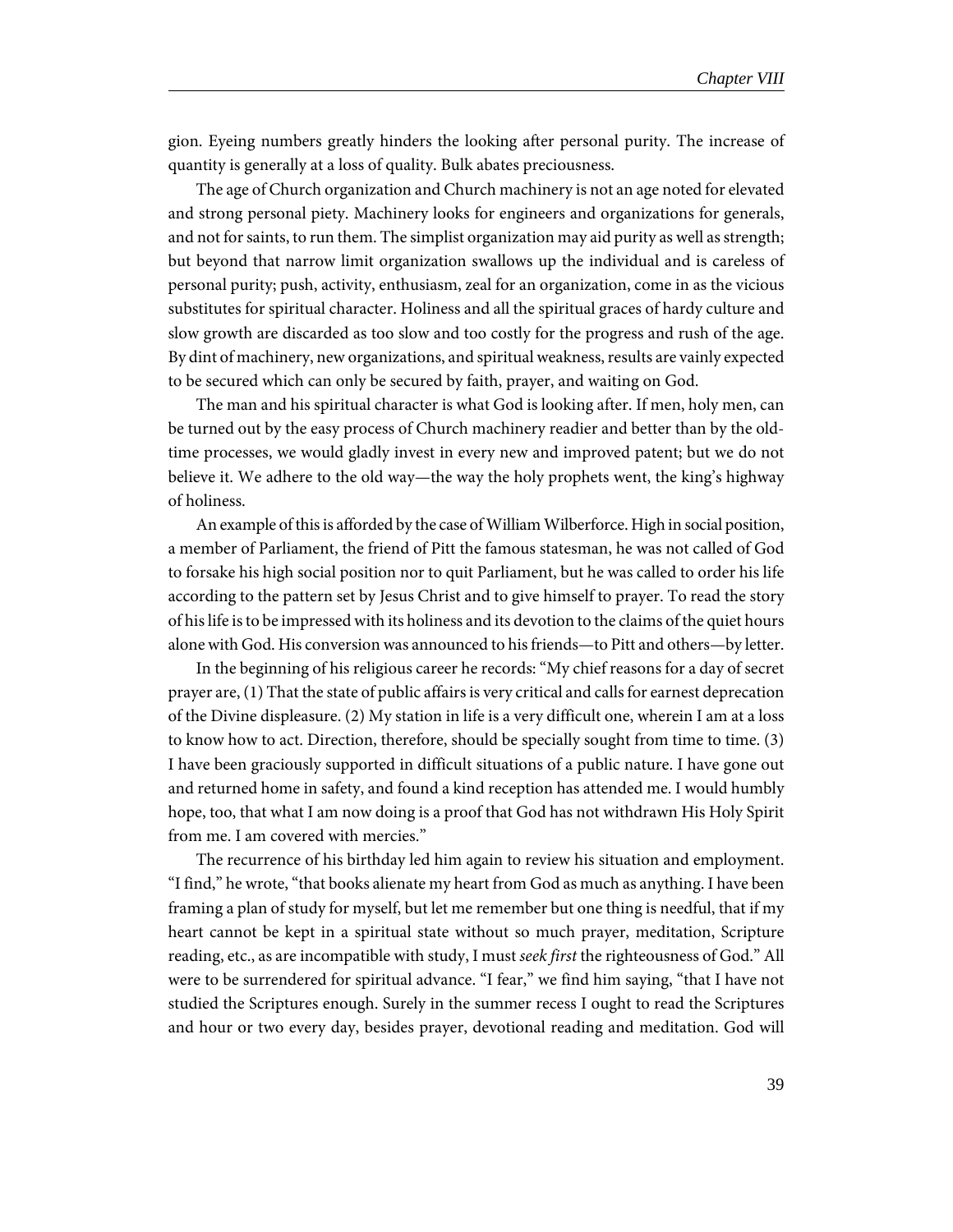gion. Eyeing numbers greatly hinders the looking after personal purity. The increase of quantity is generally at a loss of quality. Bulk abates preciousness.

The age of Church organization and Church machinery is not an age noted for elevated and strong personal piety. Machinery looks for engineers and organizations for generals, and not for saints, to run them. The simplist organization may aid purity as well as strength; but beyond that narrow limit organization swallows up the individual and is careless of personal purity; push, activity, enthusiasm, zeal for an organization, come in as the vicious substitutes for spiritual character. Holiness and all the spiritual graces of hardy culture and slow growth are discarded as too slow and too costly for the progress and rush of the age. By dint of machinery, new organizations, and spiritual weakness, results are vainly expected to be secured which can only be secured by faith, prayer, and waiting on God.

The man and his spiritual character is what God is looking after. If men, holy men, can be turned out by the easy process of Church machinery readier and better than by the old-time processes, we would gladly invest in every new and improved patent; but we do not believe it. We adhere to the old way—the way the holy prophets went, the king's highway of holiness.

An example of this is afforded by the case of William Wilberforce. High in social position, a member of Parliament, the friend of Pitt the famous statesman, he was not called of God to forsake his high social position nor to quit Parliament, but he was called to order his life according to the pattern set by Jesus Christ and to give himself to prayer. To read the story of his life is to be impressed with its holiness and its devotion to the claims of the quiet hours alone with God. His conversion was announced to his friends—to Pitt and others—by letter.

In the beginning of his religious career he records: "My chief reasons for a day of secret prayer are, (1) That the state of public affairs is very critical and calls for earnest deprecation of the Divine displeasure. (2) My station in life is a very difficult one, wherein I am at a loss to know how to act. Direction, therefore, should be specially sought from time to time. (3) I have been graciously supported in difficult situations of a public nature. I have gone out and returned home in safety, and found a kind reception has attended me. I would humbly hope, too, that what I am now doing is a proof that God has not withdrawn His Holy Spirit from me. I am covered with mercies."

The recurrence of his birthday led him again to review his situation and employment. "I find," he wrote, "that books alienate my heart from God as much as anything. I have been framing a plan of study for myself, but let me remember but one thing is needful, that if my heart cannot be kept in a spiritual state without so much prayer, meditation, Scripture reading, etc., as are incompatible with study, I must *seek first* the righteousness of God." All were to be surrendered for spiritual advance. "I fear," we find him saying, "that I have not studied the Scriptures enough. Surely in the summer recess I ought to read the Scriptures and hour or two every day, besides prayer, devotional reading and meditation. God will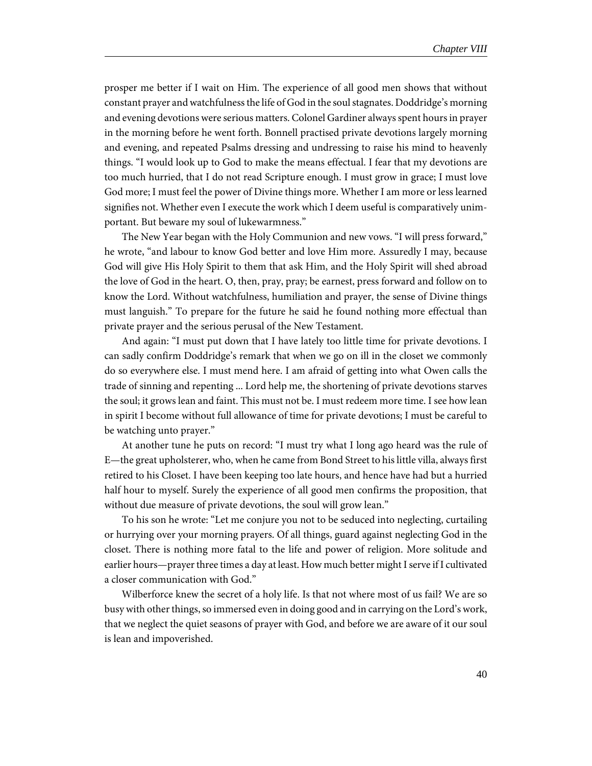prosper me better if I wait on Him. The experience of all good men shows that without constant prayer and watchfulness the life of God in the soul stagnates. Doddridge's morning and evening devotions were serious matters. Colonel Gardiner always spent hours in prayer in the morning before he went forth. Bonnell practised private devotions largely morning and evening, and repeated Psalms dressing and undressing to raise his mind to heavenly things. "I would look up to God to make the means effectual. I fear that my devotions are too much hurried, that I do not read Scripture enough. I must grow in grace; I must love God more; I must feel the power of Divine things more. Whether I am more or less learned signifies not. Whether even I execute the work which I deem useful is comparatively unimportant. But beware my soul of lukewarmness."

The New Year began with the Holy Communion and new vows. "I will press forward," he wrote, "and labour to know God better and love Him more. Assuredly I may, because God will give His Holy Spirit to them that ask Him, and the Holy Spirit will shed abroad the love of God in the heart. O, then, pray, pray; be earnest, press forward and follow on to know the Lord. Without watchfulness, humiliation and prayer, the sense of Divine things must languish." To prepare for the future he said he found nothing more effectual than private prayer and the serious perusal of the New Testament.

And again: "I must put down that I have lately too little time for private devotions. I can sadly confirm Doddridge's remark that when we go on ill in the closet we commonly do so everywhere else. I must mend here. I am afraid of getting into what Owen calls the trade of sinning and repenting ... Lord help me, the shortening of private devotions starves the soul; it grows lean and faint. This must not be. I must redeem more time. I see how lean in spirit I become without full allowance of time for private devotions; I must be careful to be watching unto prayer."

At another tune he puts on record: "I must try what I long ago heard was the rule of E—the great upholsterer, who, when he came from Bond Street to his little villa, always first retired to his Closet. I have been keeping too late hours, and hence have had but a hurried half hour to myself. Surely the experience of all good men confirms the proposition, that without due measure of private devotions, the soul will grow lean."

To his son he wrote: "Let me conjure you not to be seduced into neglecting, curtailing or hurrying over your morning prayers. Of all things, guard against neglecting God in the closet. There is nothing more fatal to the life and power of religion. More solitude and earlier hours—prayer three times a day at least. How much better might I serve if I cultivated a closer communication with God."

Wilberforce knew the secret of a holy life. Is that not where most of us fail? We are so busy with other things, so immersed even in doing good and in carrying on the Lord's work, that we neglect the quiet seasons of prayer with God, and before we are aware of it our soul is lean and impoverished.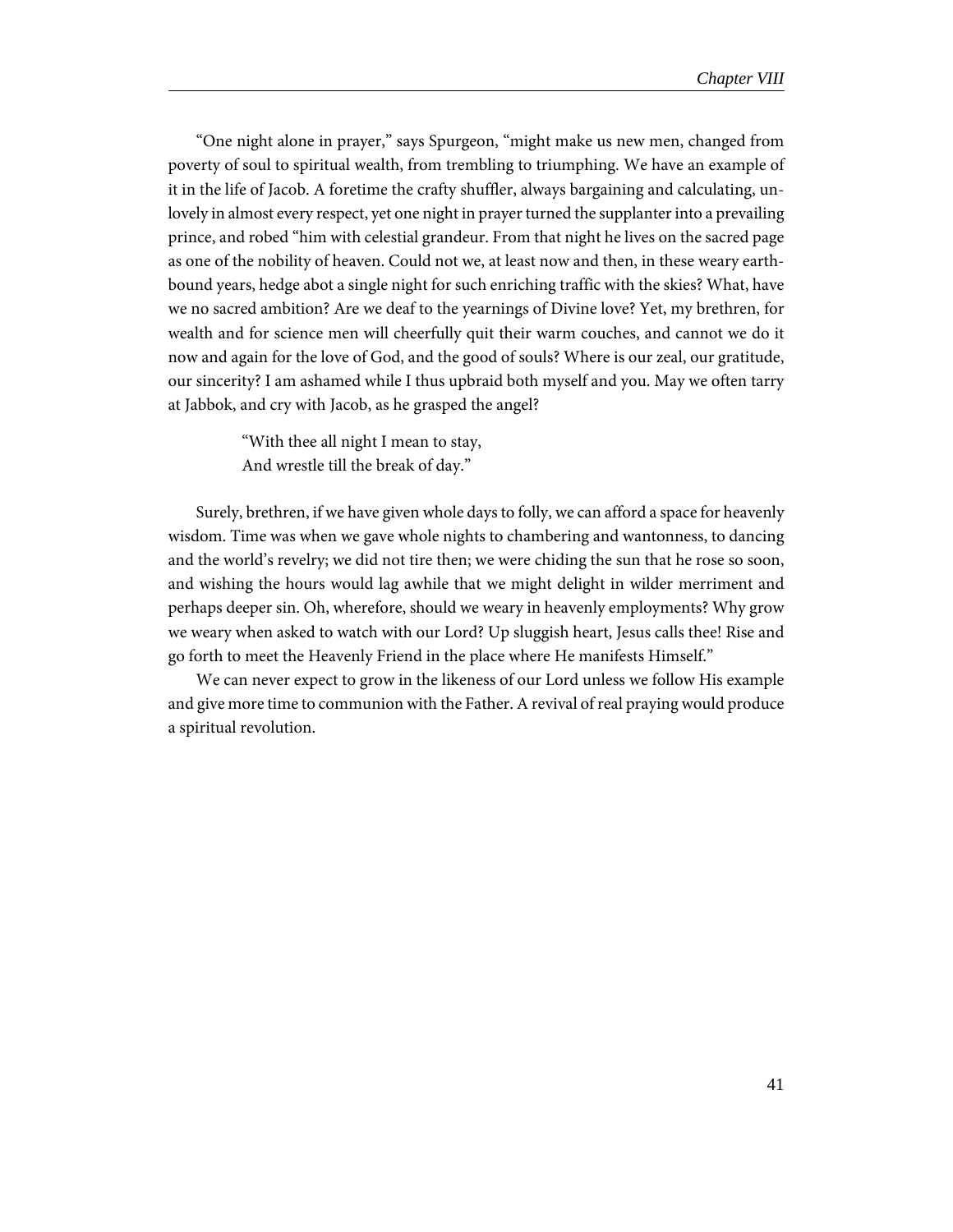"One night alone in prayer," says Spurgeon, "might make us new men, changed from poverty of soul to spiritual wealth, from trembling to triumphing. We have an example of it in the life of Jacob. A foretime the crafty shuffler, always bargaining and calculating, unlovely in almost every respect, yet one night in prayer turned the supplanter into a prevailing prince, and robed "him with celestial grandeur. From that night he lives on the sacred page as one of the nobility of heaven. Could not we, at least now and then, in these weary earth-bound years, hedge abot a single night for such enriching traffic with the skies? What, have we no sacred ambition? Are we deaf to the yearnings of Divine love? Yet, my brethren, for wealth and for science men will cheerfully quit their warm couches, and cannot we do it now and again for the love of God, and the good of souls? Where is our zeal, our gratitude, our sincerity? I am ashamed while I thus upbraid both myself and you. May we often tarry at Jabbok, and cry with Jacob, as he grasped the angel?

> "With thee all night I mean to stay,
> And wrestle till the break of day."

Surely, brethren, if we have given whole days to folly, we can afford a space for heavenly wisdom. Time was when we gave whole nights to chambering and wantonness, to dancing and the world's revelry; we did not tire then; we were chiding the sun that he rose so soon, and wishing the hours would lag awhile that we might delight in wilder merriment and perhaps deeper sin. Oh, wherefore, should we weary in heavenly employments? Why grow we weary when asked to watch with our Lord? Up sluggish heart, Jesus calls thee! Rise and go forth to meet the Heavenly Friend in the place where He manifests Himself."

We can never expect to grow in the likeness of our Lord unless we follow His example and give more time to communion with the Father. A revival of real praying would produce a spiritual revolution.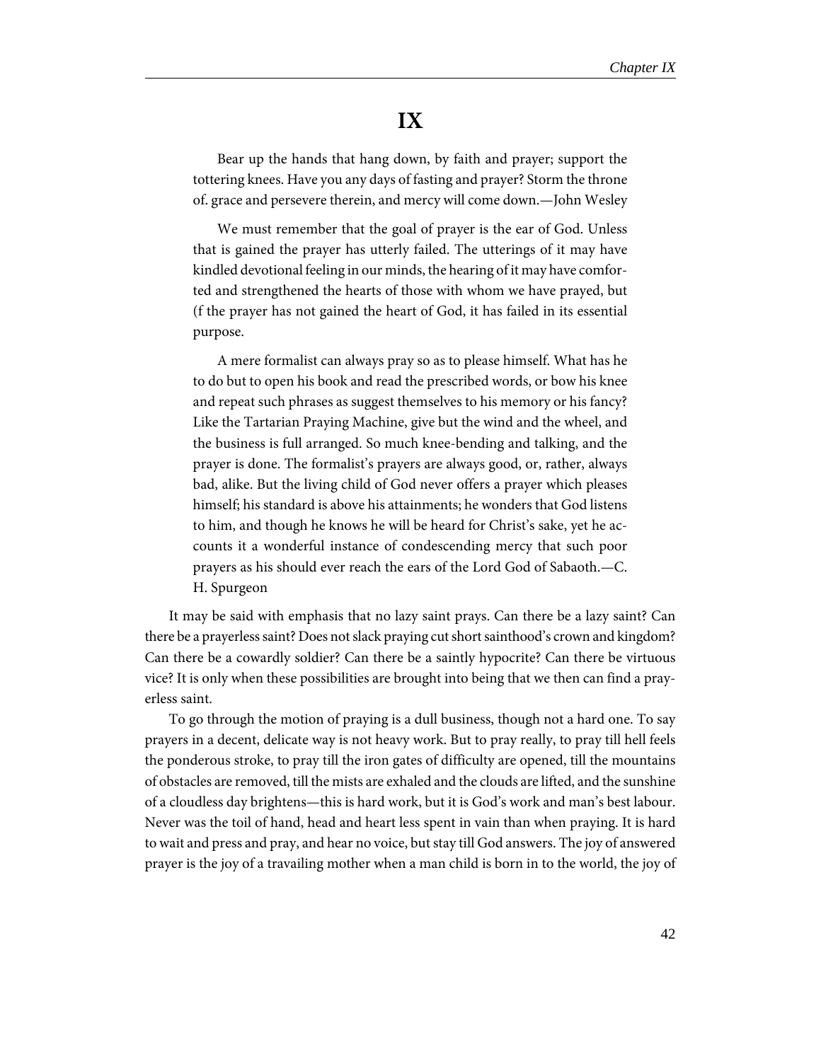# IX

Bear up the hands that hang down, by faith and prayer; support the tottering knees. Have you any days of fasting and prayer? Storm the throne of. grace and persevere therein, and mercy will come down.—John Wesley

We must remember that the goal of prayer is the ear of God. Unless that is gained the prayer has utterly failed. The utterings of it may have kindled devotional feeling in our minds, the hearing of it may have comforted and strengthened the hearts of those with whom we have prayed, but (f the prayer has not gained the heart of God, it has failed in its essential purpose.

A mere formalist can always pray so as to please himself. What has he to do but to open his book and read the prescribed words, or bow his knee and repeat such phrases as suggest themselves to his memory or his fancy? Like the Tartarian Praying Machine, give but the wind and the wheel, and the business is full arranged. So much knee-bending and talking, and the prayer is done. The formalist's prayers are always good, or, rather, always bad, alike. But the living child of God never offers a prayer which pleases himself; his standard is above his attainments; he wonders that God listens to him, and though he knows he will be heard for Christ's sake, yet he accounts it a wonderful instance of condescending mercy that such poor prayers as his should ever reach the ears of the Lord God of Sabaoth.—C. H. Spurgeon

It may be said with emphasis that no lazy saint prays. Can there be a lazy saint? Can there be a prayerless saint? Does not slack praying cut short sainthood's crown and kingdom? Can there be a cowardly soldier? Can there be a saintly hypocrite? Can there be virtuous vice? It is only when these possibilities are brought into being that we then can find a prayerless saint.

To go through the motion of praying is a dull business, though not a hard one. To say prayers in a decent, delicate way is not heavy work. But to pray really, to pray till hell feels the ponderous stroke, to pray till the iron gates of difficulty are opened, till the mountains of obstacles are removed, till the mists are exhaled and the clouds are lifted, and the sunshine of a cloudless day brightens—this is hard work, but it is God's work and man's best labour. Never was the toil of hand, head and heart less spent in vain than when praying. It is hard to wait and press and pray, and hear no voice, but stay till God answers. The joy of answered prayer is the joy of a travailing mother when a man child is born in to the world, the joy of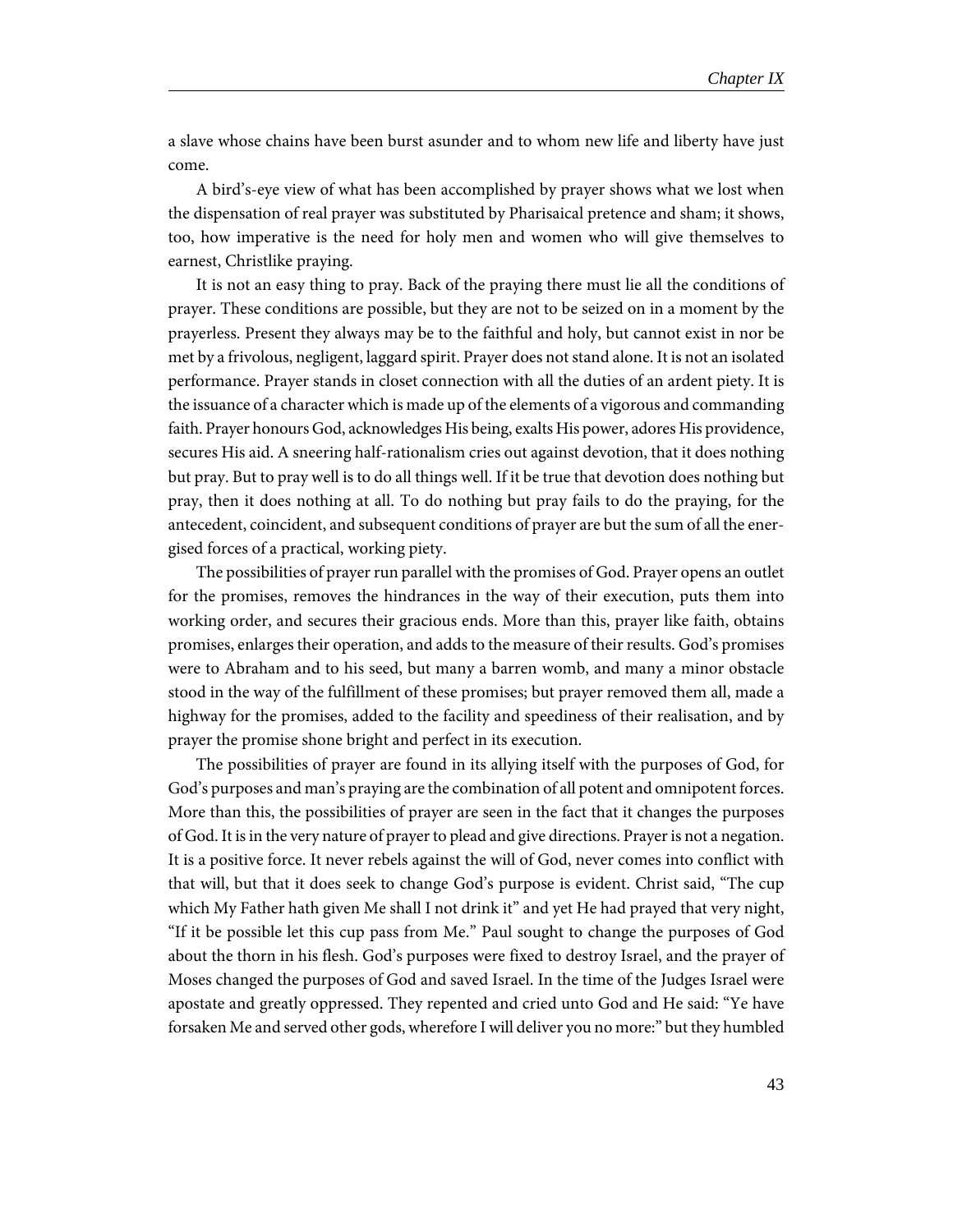a slave whose chains have been burst asunder and to whom new life and liberty have just come.

A bird's-eye view of what has been accomplished by prayer shows what we lost when the dispensation of real prayer was substituted by Pharisaical pretence and sham; it shows, too, how imperative is the need for holy men and women who will give themselves to earnest, Christlike praying.

It is not an easy thing to pray. Back of the praying there must lie all the conditions of prayer. These conditions are possible, but they are not to be seized on in a moment by the prayerless. Present they always may be to the faithful and holy, but cannot exist in nor be met by a frivolous, negligent, laggard spirit. Prayer does not stand alone. It is not an isolated performance. Prayer stands in closet connection with all the duties of an ardent piety. It is the issuance of a character which is made up of the elements of a vigorous and commanding faith. Prayer honours God, acknowledges His being, exalts His power, adores His providence, secures His aid. A sneering half-rationalism cries out against devotion, that it does nothing but pray. But to pray well is to do all things well. If it be true that devotion does nothing but pray, then it does nothing at all. To do nothing but pray fails to do the praying, for the antecedent, coincident, and subsequent conditions of prayer are but the sum of all the energised forces of a practical, working piety.

The possibilities of prayer run parallel with the promises of God. Prayer opens an outlet for the promises, removes the hindrances in the way of their execution, puts them into working order, and secures their gracious ends. More than this, prayer like faith, obtains promises, enlarges their operation, and adds to the measure of their results. God's promises were to Abraham and to his seed, but many a barren womb, and many a minor obstacle stood in the way of the fulfillment of these promises; but prayer removed them all, made a highway for the promises, added to the facility and speediness of their realisation, and by prayer the promise shone bright and perfect in its execution.

The possibilities of prayer are found in its allying itself with the purposes of God, for God's purposes and man's praying are the combination of all potent and omnipotent forces. More than this, the possibilities of prayer are seen in the fact that it changes the purposes of God. It is in the very nature of prayer to plead and give directions. Prayer is not a negation. It is a positive force. It never rebels against the will of God, never comes into conflict with that will, but that it does seek to change God's purpose is evident. Christ said, "The cup which My Father hath given Me shall I not drink it" and yet He had prayed that very night, "If it be possible let this cup pass from Me." Paul sought to change the purposes of God about the thorn in his flesh. God's purposes were fixed to destroy Israel, and the prayer of Moses changed the purposes of God and saved Israel. In the time of the Judges Israel were apostate and greatly oppressed. They repented and cried unto God and He said: "Ye have forsaken Me and served other gods, wherefore I will deliver you no more:" but they humbled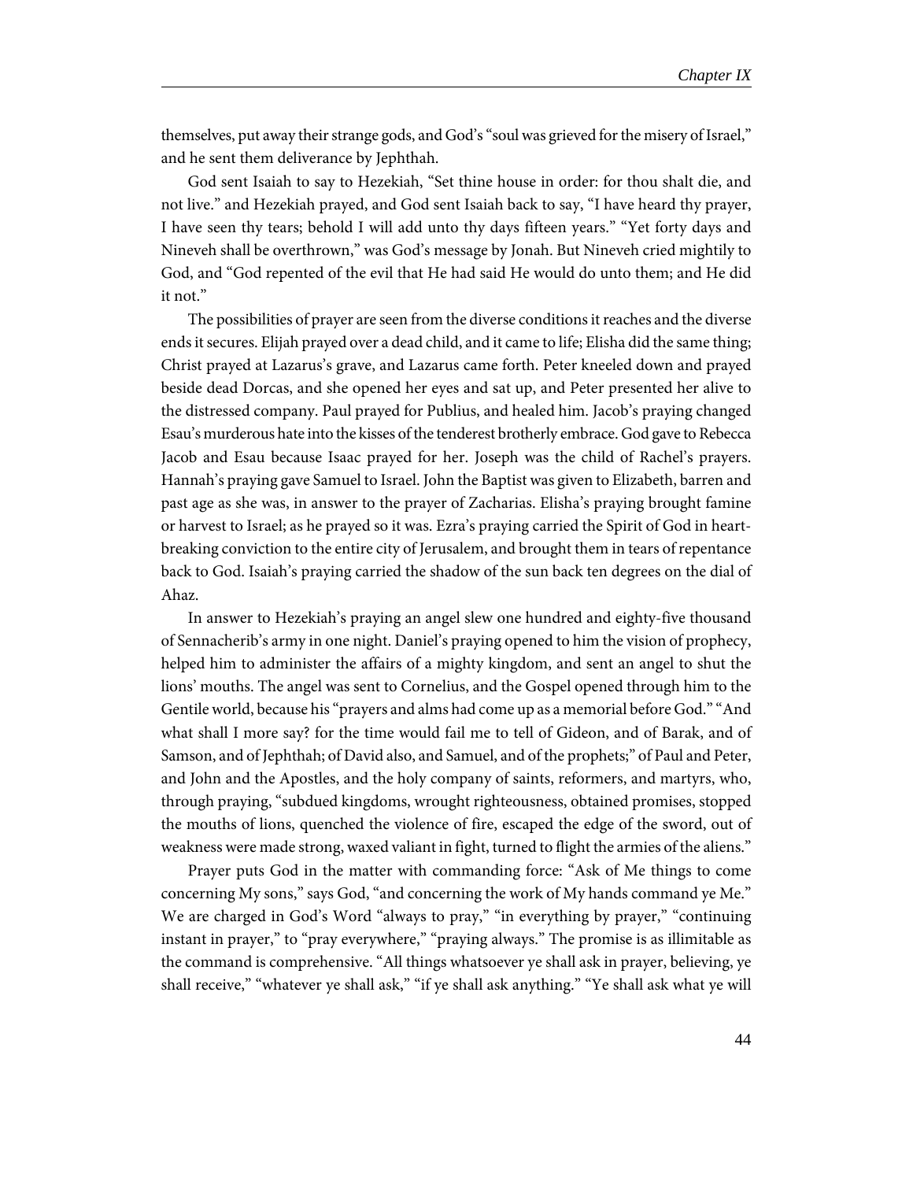themselves, put away their strange gods, and God's "soul was grieved for the misery of Israel," and he sent them deliverance by Jephthah.

God sent Isaiah to say to Hezekiah, "Set thine house in order: for thou shalt die, and not live." and Hezekiah prayed, and God sent Isaiah back to say, "I have heard thy prayer, I have seen thy tears; behold I will add unto thy days fifteen years." "Yet forty days and Nineveh shall be overthrown," was God's message by Jonah. But Nineveh cried mightily to God, and "God repented of the evil that He had said He would do unto them; and He did it not."

The possibilities of prayer are seen from the diverse conditions it reaches and the diverse ends it secures. Elijah prayed over a dead child, and it came to life; Elisha did the same thing; Christ prayed at Lazarus's grave, and Lazarus came forth. Peter kneeled down and prayed beside dead Dorcas, and she opened her eyes and sat up, and Peter presented her alive to the distressed company. Paul prayed for Publius, and healed him. Jacob's praying changed Esau's murderous hate into the kisses of the tenderest brotherly embrace. God gave to Rebecca Jacob and Esau because Isaac prayed for her. Joseph was the child of Rachel's prayers. Hannah's praying gave Samuel to Israel. John the Baptist was given to Elizabeth, barren and past age as she was, in answer to the prayer of Zacharias. Elisha's praying brought famine or harvest to Israel; as he prayed so it was. Ezra's praying carried the Spirit of God in heart-breaking conviction to the entire city of Jerusalem, and brought them in tears of repentance back to God. Isaiah's praying carried the shadow of the sun back ten degrees on the dial of Ahaz.

In answer to Hezekiah's praying an angel slew one hundred and eighty-five thousand of Sennacherib's army in one night. Daniel's praying opened to him the vision of prophecy, helped him to administer the affairs of a mighty kingdom, and sent an angel to shut the lions' mouths. The angel was sent to Cornelius, and the Gospel opened through him to the Gentile world, because his "prayers and alms had come up as a memorial before God." "And what shall I more say? for the time would fail me to tell of Gideon, and of Barak, and of Samson, and of Jephthah; of David also, and Samuel, and of the prophets;" of Paul and Peter, and John and the Apostles, and the holy company of saints, reformers, and martyrs, who, through praying, "subdued kingdoms, wrought righteousness, obtained promises, stopped the mouths of lions, quenched the violence of fire, escaped the edge of the sword, out of weakness were made strong, waxed valiant in fight, turned to flight the armies of the aliens."

Prayer puts God in the matter with commanding force: "Ask of Me things to come concerning My sons," says God, "and concerning the work of My hands command ye Me." We are charged in God's Word "always to pray," "in everything by prayer," "continuing instant in prayer," to "pray everywhere," "praying always." The promise is as illimitable as the command is comprehensive. "All things whatsoever ye shall ask in prayer, believing, ye shall receive," "whatever ye shall ask," "if ye shall ask anything." "Ye shall ask what ye will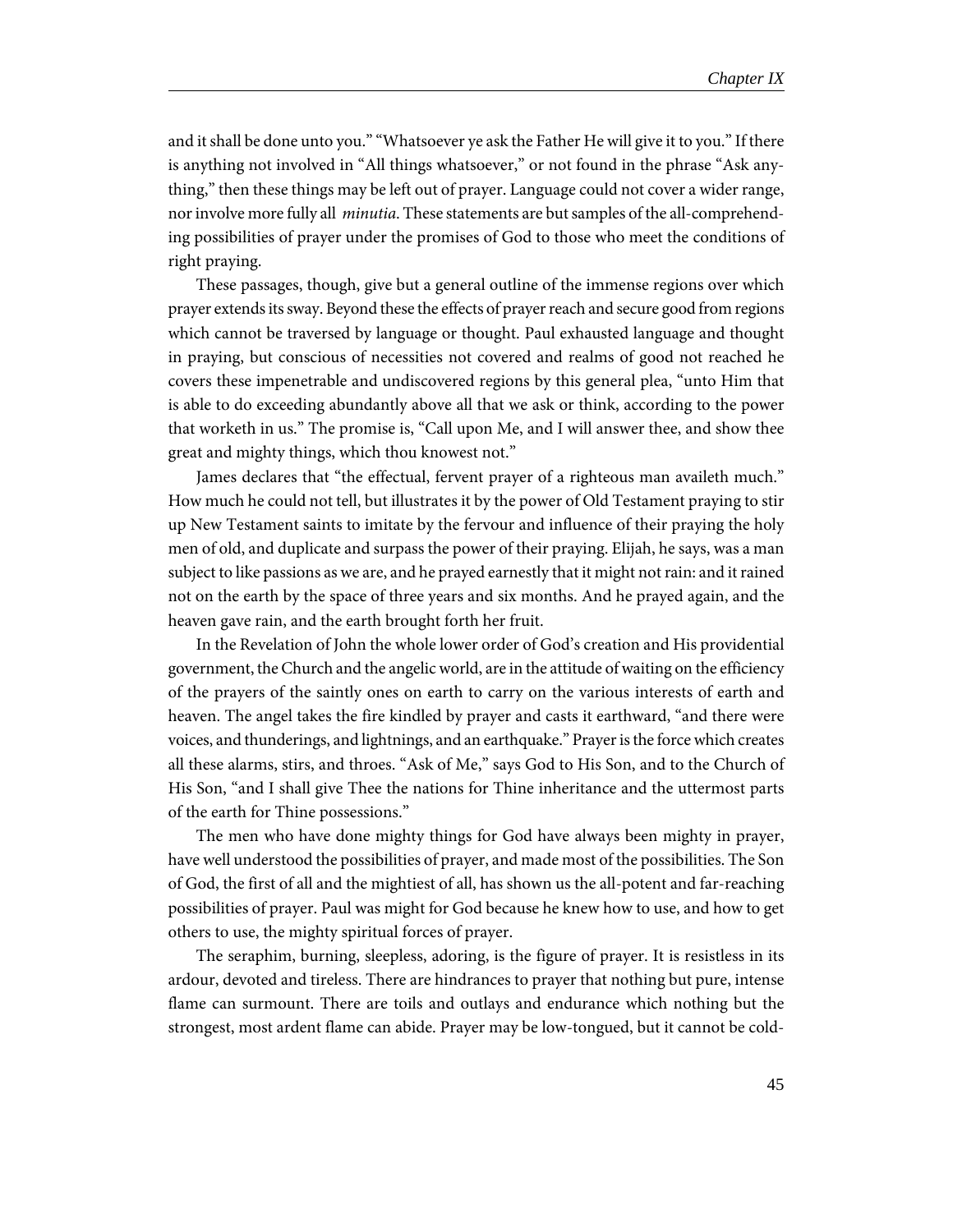and it shall be done unto you." "Whatsoever ye ask the Father He will give it to you." If there is anything not involved in "All things whatsoever," or not found in the phrase "Ask anything," then these things may be left out of prayer. Language could not cover a wider range, nor involve more fully all *minutia*. These statements are but samples of the all-comprehending possibilities of prayer under the promises of God to those who meet the conditions of right praying.

These passages, though, give but a general outline of the immense regions over which prayer extends its sway. Beyond these the effects of prayer reach and secure good from regions which cannot be traversed by language or thought. Paul exhausted language and thought in praying, but conscious of necessities not covered and realms of good not reached he covers these impenetrable and undiscovered regions by this general plea, "unto Him that is able to do exceeding abundantly above all that we ask or think, according to the power that worketh in us." The promise is, "Call upon Me, and I will answer thee, and show thee great and mighty things, which thou knowest not."

James declares that "the effectual, fervent prayer of a righteous man availeth much." How much he could not tell, but illustrates it by the power of Old Testament praying to stir up New Testament saints to imitate by the fervour and influence of their praying the holy men of old, and duplicate and surpass the power of their praying. Elijah, he says, was a man subject to like passions as we are, and he prayed earnestly that it might not rain: and it rained not on the earth by the space of three years and six months. And he prayed again, and the heaven gave rain, and the earth brought forth her fruit.

In the Revelation of John the whole lower order of God's creation and His providential government, the Church and the angelic world, are in the attitude of waiting on the efficiency of the prayers of the saintly ones on earth to carry on the various interests of earth and heaven. The angel takes the fire kindled by prayer and casts it earthward, "and there were voices, and thunderings, and lightnings, and an earthquake." Prayer is the force which creates all these alarms, stirs, and throes. "Ask of Me," says God to His Son, and to the Church of His Son, "and I shall give Thee the nations for Thine inheritance and the uttermost parts of the earth for Thine possessions."

The men who have done mighty things for God have always been mighty in prayer, have well understood the possibilities of prayer, and made most of the possibilities. The Son of God, the first of all and the mightiest of all, has shown us the all-potent and far-reaching possibilities of prayer. Paul was might for God because he knew how to use, and how to get others to use, the mighty spiritual forces of prayer.

The seraphim, burning, sleepless, adoring, is the figure of prayer. It is resistless in its ardour, devoted and tireless. There are hindrances to prayer that nothing but pure, intense flame can surmount. There are toils and outlays and endurance which nothing but the strongest, most ardent flame can abide. Prayer may be low-tongued, but it cannot be cold-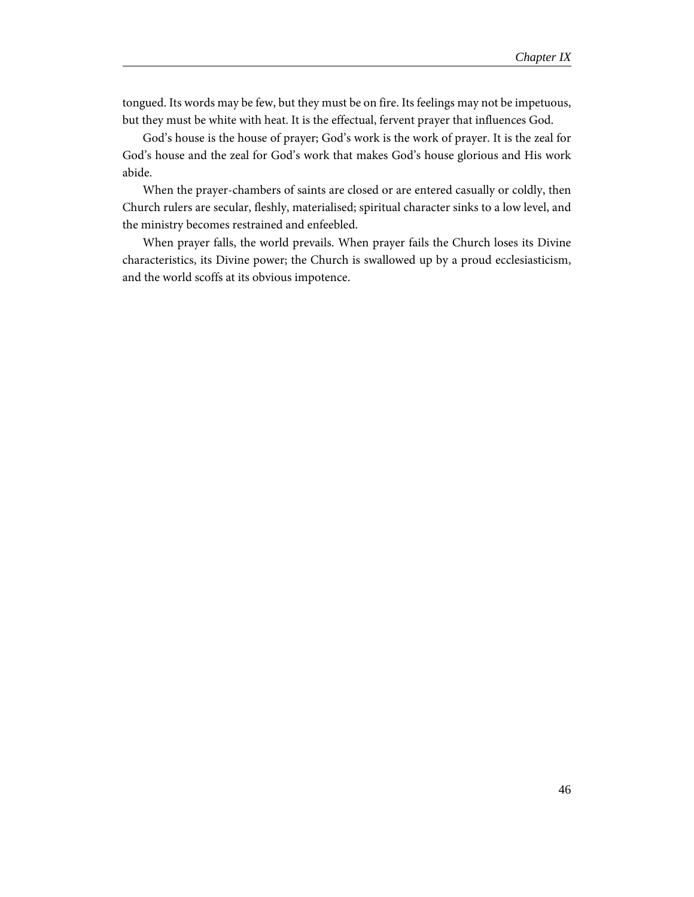tongued. Its words may be few, but they must be on fire. Its feelings may not be impetuous, but they must be white with heat. It is the effectual, fervent prayer that influences God.

God's house is the house of prayer; God's work is the work of prayer. It is the zeal for God's house and the zeal for God's work that makes God's house glorious and His work abide.

When the prayer-chambers of saints are closed or are entered casually or coldly, then Church rulers are secular, fleshly, materialised; spiritual character sinks to a low level, and the ministry becomes restrained and enfeebled.

When prayer falls, the world prevails. When prayer fails the Church loses its Divine characteristics, its Divine power; the Church is swallowed up by a proud ecclesiasticism, and the world scoffs at its obvious impotence.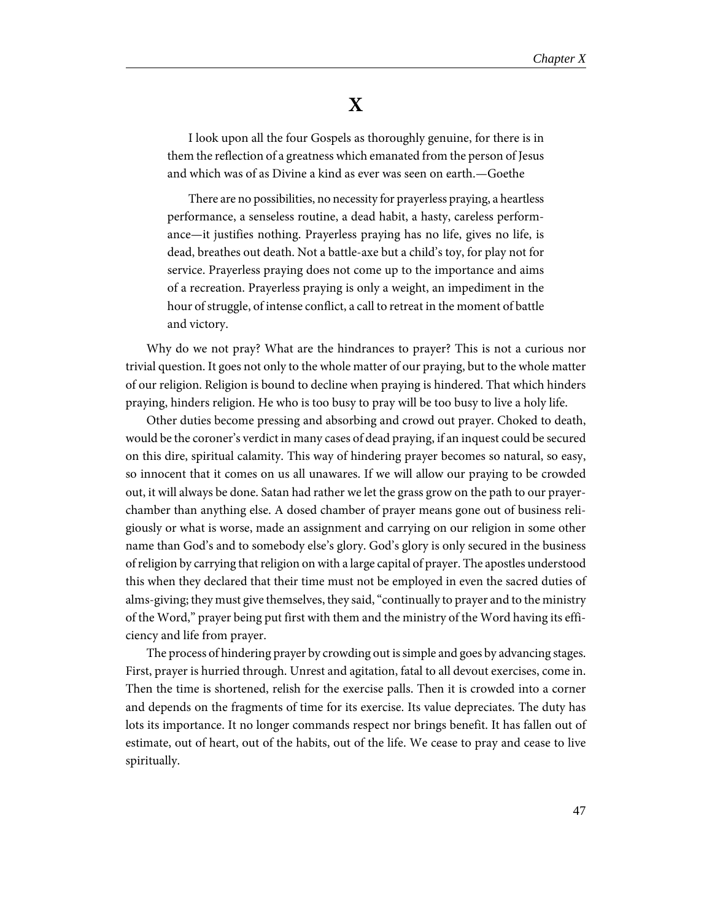# X

> I look upon all the four Gospels as thoroughly genuine, for there is in them the reflection of a greatness which emanated from the person of Jesus and which was of as Divine a kind as ever was seen on earth.—Goethe

> There are no possibilities, no necessity for prayerless praying, a heartless performance, a senseless routine, a dead habit, a hasty, careless performance—it justifies nothing. Prayerless praying has no life, gives no life, is dead, breathes out death. Not a battle-axe but a child's toy, for play not for service. Prayerless praying does not come up to the importance and aims of a recreation. Prayerless praying is only a weight, an impediment in the hour of struggle, of intense conflict, a call to retreat in the moment of battle and victory.

Why do we not pray? What are the hindrances to prayer? This is not a curious nor trivial question. It goes not only to the whole matter of our praying, but to the whole matter of our religion. Religion is bound to decline when praying is hindered. That which hinders praying, hinders religion. He who is too busy to pray will be too busy to live a holy life.

Other duties become pressing and absorbing and crowd out prayer. Choked to death, would be the coroner's verdict in many cases of dead praying, if an inquest could be secured on this dire, spiritual calamity. This way of hindering prayer becomes so natural, so easy, so innocent that it comes on us all unawares. If we will allow our praying to be crowded out, it will always be done. Satan had rather we let the grass grow on the path to our prayer-chamber than anything else. A dosed chamber of prayer means gone out of business religiously or what is worse, made an assignment and carrying on our religion in some other name than God's and to somebody else's glory. God's glory is only secured in the business of religion by carrying that religion on with a large capital of prayer. The apostles understood this when they declared that their time must not be employed in even the sacred duties of alms-giving; they must give themselves, they said, "continually to prayer and to the ministry of the Word," prayer being put first with them and the ministry of the Word having its efficiency and life from prayer.

The process of hindering prayer by crowding out is simple and goes by advancing stages. First, prayer is hurried through. Unrest and agitation, fatal to all devout exercises, come in. Then the time is shortened, relish for the exercise palls. Then it is crowded into a corner and depends on the fragments of time for its exercise. Its value depreciates. The duty has lots its importance. It no longer commands respect nor brings benefit. It has fallen out of estimate, out of heart, out of the habits, out of the life. We cease to pray and cease to live spiritually.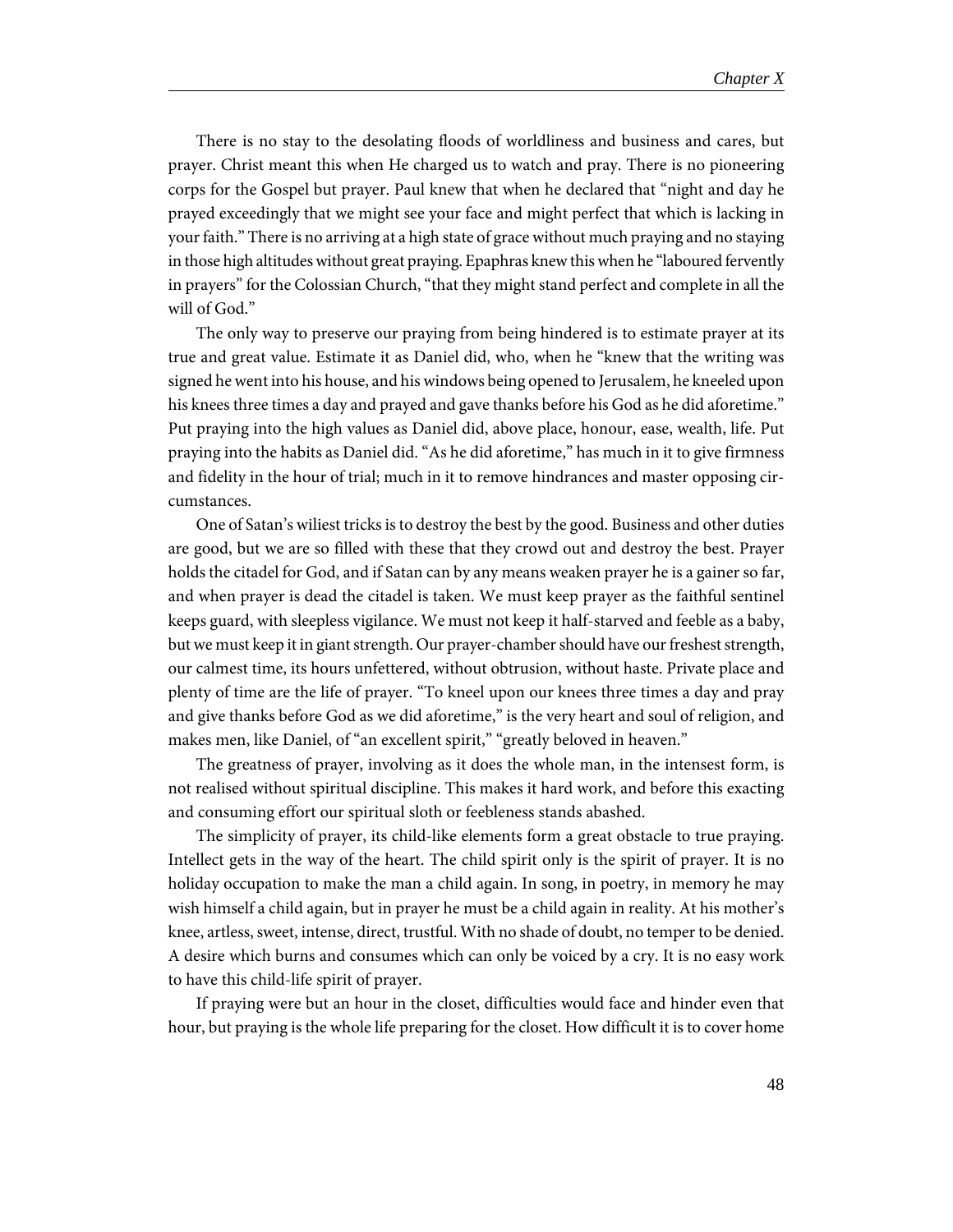There is no stay to the desolating floods of worldliness and business and cares, but prayer. Christ meant this when He charged us to watch and pray. There is no pioneering corps for the Gospel but prayer. Paul knew that when he declared that "night and day he prayed exceedingly that we might see your face and might perfect that which is lacking in your faith." There is no arriving at a high state of grace without much praying and no staying in those high altitudes without great praying. Epaphras knew this when he "laboured fervently in prayers" for the Colossian Church, "that they might stand perfect and complete in all the will of God."

The only way to preserve our praying from being hindered is to estimate prayer at its true and great value. Estimate it as Daniel did, who, when he "knew that the writing was signed he went into his house, and his windows being opened to Jerusalem, he kneeled upon his knees three times a day and prayed and gave thanks before his God as he did aforetime." Put praying into the high values as Daniel did, above place, honour, ease, wealth, life. Put praying into the habits as Daniel did. "As he did aforetime," has much in it to give firmness and fidelity in the hour of trial; much in it to remove hindrances and master opposing circumstances.

One of Satan's wiliest tricks is to destroy the best by the good. Business and other duties are good, but we are so filled with these that they crowd out and destroy the best. Prayer holds the citadel for God, and if Satan can by any means weaken prayer he is a gainer so far, and when prayer is dead the citadel is taken. We must keep prayer as the faithful sentinel keeps guard, with sleepless vigilance. We must not keep it half-starved and feeble as a baby, but we must keep it in giant strength. Our prayer-chamber should have our freshest strength, our calmest time, its hours unfettered, without obtrusion, without haste. Private place and plenty of time are the life of prayer. "To kneel upon our knees three times a day and pray and give thanks before God as we did aforetime," is the very heart and soul of religion, and makes men, like Daniel, of "an excellent spirit," "greatly beloved in heaven."

The greatness of prayer, involving as it does the whole man, in the intensest form, is not realised without spiritual discipline. This makes it hard work, and before this exacting and consuming effort our spiritual sloth or feebleness stands abashed.

The simplicity of prayer, its child-like elements form a great obstacle to true praying. Intellect gets in the way of the heart. The child spirit only is the spirit of prayer. It is no holiday occupation to make the man a child again. In song, in poetry, in memory he may wish himself a child again, but in prayer he must be a child again in reality. At his mother's knee, artless, sweet, intense, direct, trustful. With no shade of doubt, no temper to be denied. A desire which burns and consumes which can only be voiced by a cry. It is no easy work to have this child-life spirit of prayer.

If praying were but an hour in the closet, difficulties would face and hinder even that hour, but praying is the whole life preparing for the closet. How difficult it is to cover home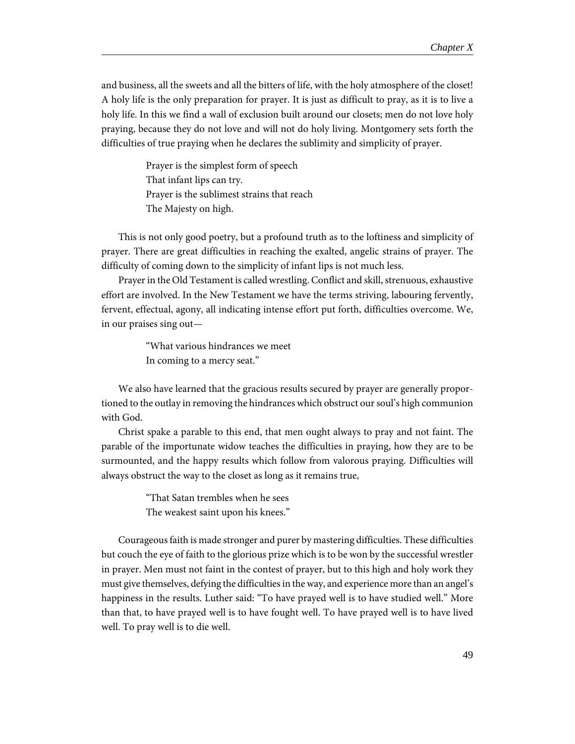and business, all the sweets and all the bitters of life, with the holy atmosphere of the closet! A holy life is the only preparation for prayer. It is just as difficult to pray, as it is to live a holy life. In this we find a wall of exclusion built around our closets; men do not love holy praying, because they do not love and will not do holy living. Montgomery sets forth the difficulties of true praying when he declares the sublimity and simplicity of prayer.

> Prayer is the simplest form of speech
> That infant lips can try.
> Prayer is the sublimest strains that reach
> The Majesty on high.

This is not only good poetry, but a profound truth as to the loftiness and simplicity of prayer. There are great difficulties in reaching the exalted, angelic strains of prayer. The difficulty of coming down to the simplicity of infant lips is not much less.

Prayer in the Old Testament is called wrestling. Conflict and skill, strenuous, exhaustive effort are involved. In the New Testament we have the terms striving, labouring fervently, fervent, effectual, agony, all indicating intense effort put forth, difficulties overcome. We, in our praises sing out—

> "What various hindrances we meet
> In coming to a mercy seat."

We also have learned that the gracious results secured by prayer are generally proportioned to the outlay in removing the hindrances which obstruct our soul's high communion with God.

Christ spake a parable to this end, that men ought always to pray and not faint. The parable of the importunate widow teaches the difficulties in praying, how they are to be surmounted, and the happy results which follow from valorous praying. Difficulties will always obstruct the way to the closet as long as it remains true,

> "That Satan trembles when he sees
> The weakest saint upon his knees."

Courageous faith is made stronger and purer by mastering difficulties. These difficulties but couch the eye of faith to the glorious prize which is to be won by the successful wrestler in prayer. Men must not faint in the contest of prayer, but to this high and holy work they must give themselves, defying the difficulties in the way, and experience more than an angel's happiness in the results. Luther said: "To have prayed well is to have studied well." More than that, to have prayed well is to have fought well. To have prayed well is to have lived well. To pray well is to die well.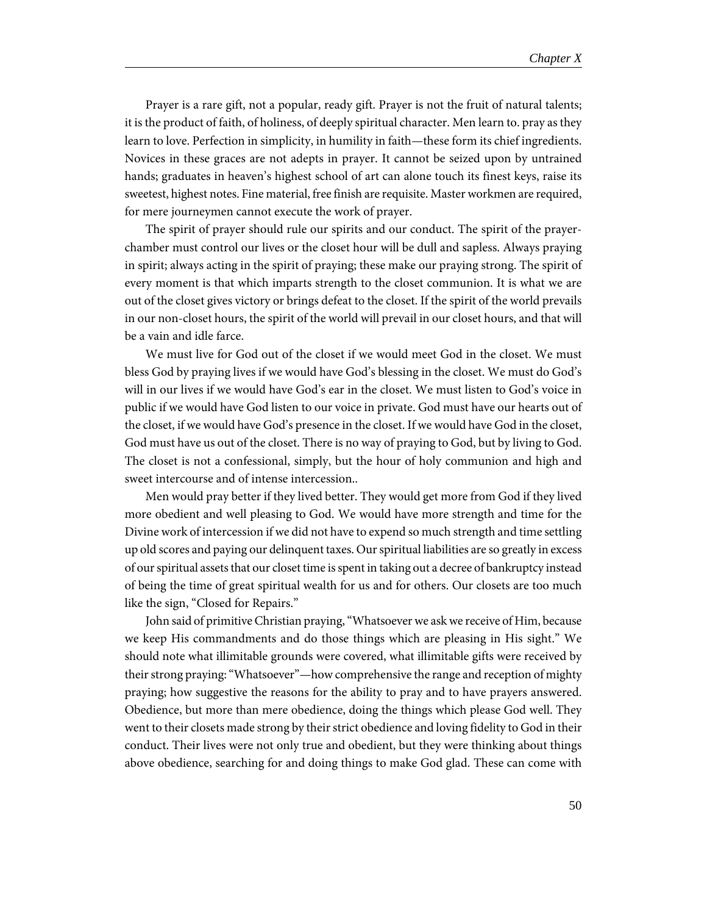Prayer is a rare gift, not a popular, ready gift. Prayer is not the fruit of natural talents; it is the product of faith, of holiness, of deeply spiritual character. Men learn to. pray as they learn to love. Perfection in simplicity, in humility in faith—these form its chief ingredients. Novices in these graces are not adepts in prayer. It cannot be seized upon by untrained hands; graduates in heaven's highest school of art can alone touch its finest keys, raise its sweetest, highest notes. Fine material, free finish are requisite. Master workmen are required, for mere journeymen cannot execute the work of prayer.

The spirit of prayer should rule our spirits and our conduct. The spirit of the prayer-chamber must control our lives or the closet hour will be dull and sapless. Always praying in spirit; always acting in the spirit of praying; these make our praying strong. The spirit of every moment is that which imparts strength to the closet communion. It is what we are out of the closet gives victory or brings defeat to the closet. If the spirit of the world prevails in our non-closet hours, the spirit of the world will prevail in our closet hours, and that will be a vain and idle farce.

We must live for God out of the closet if we would meet God in the closet. We must bless God by praying lives if we would have God's blessing in the closet. We must do God's will in our lives if we would have God's ear in the closet. We must listen to God's voice in public if we would have God listen to our voice in private. God must have our hearts out of the closet, if we would have God's presence in the closet. If we would have God in the closet, God must have us out of the closet. There is no way of praying to God, but by living to God. The closet is not a confessional, simply, but the hour of holy communion and high and sweet intercourse and of intense intercession..

Men would pray better if they lived better. They would get more from God if they lived more obedient and well pleasing to God. We would have more strength and time for the Divine work of intercession if we did not have to expend so much strength and time settling up old scores and paying our delinquent taxes. Our spiritual liabilities are so greatly in excess of our spiritual assets that our closet time is spent in taking out a decree of bankruptcy instead of being the time of great spiritual wealth for us and for others. Our closets are too much like the sign, "Closed for Repairs."

John said of primitive Christian praying, "Whatsoever we ask we receive of Him, because we keep His commandments and do those things which are pleasing in His sight." We should note what illimitable grounds were covered, what illimitable gifts were received by their strong praying: "Whatsoever"—how comprehensive the range and reception of mighty praying; how suggestive the reasons for the ability to pray and to have prayers answered. Obedience, but more than mere obedience, doing the things which please God well. They went to their closets made strong by their strict obedience and loving fidelity to God in their conduct. Their lives were not only true and obedient, but they were thinking about things above obedience, searching for and doing things to make God glad. These can come with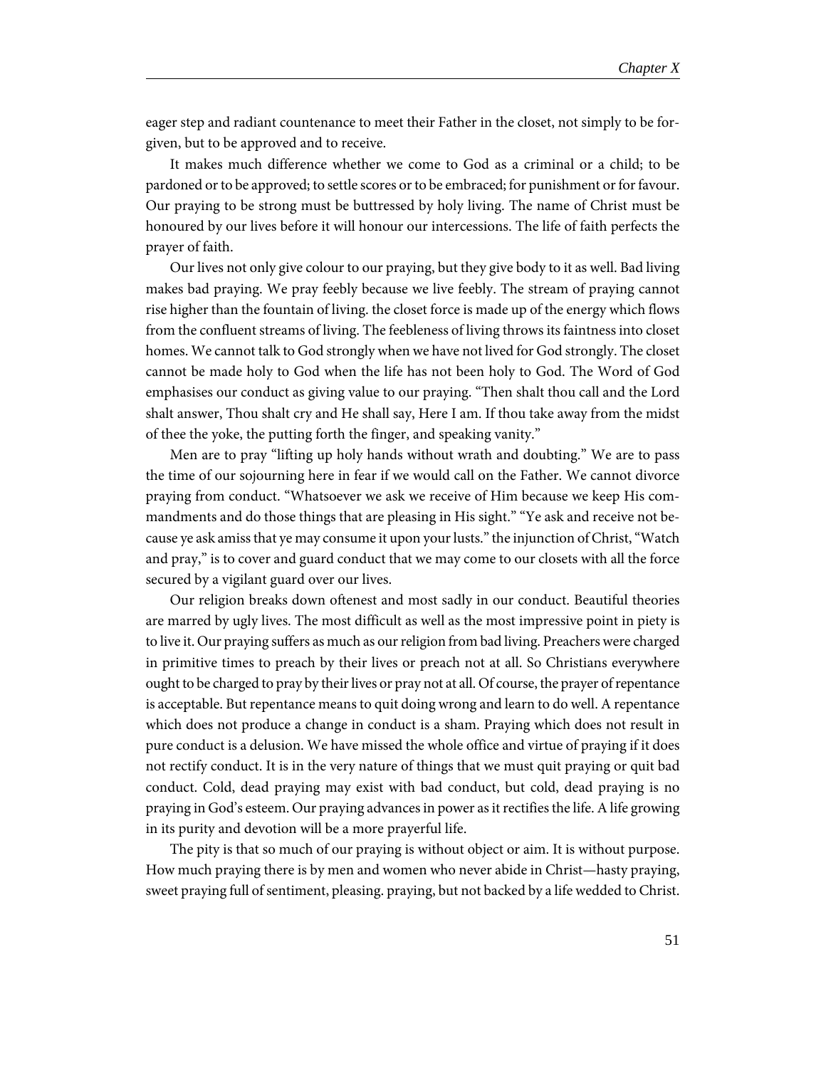eager step and radiant countenance to meet their Father in the closet, not simply to be forgiven, but to be approved and to receive.

It makes much difference whether we come to God as a criminal or a child; to be pardoned or to be approved; to settle scores or to be embraced; for punishment or for favour. Our praying to be strong must be buttressed by holy living. The name of Christ must be honoured by our lives before it will honour our intercessions. The life of faith perfects the prayer of faith.

Our lives not only give colour to our praying, but they give body to it as well. Bad living makes bad praying. We pray feebly because we live feebly. The stream of praying cannot rise higher than the fountain of living. the closet force is made up of the energy which flows from the confluent streams of living. The feebleness of living throws its faintness into closet homes. We cannot talk to God strongly when we have not lived for God strongly. The closet cannot be made holy to God when the life has not been holy to God. The Word of God emphasises our conduct as giving value to our praying. "Then shalt thou call and the Lord shalt answer, Thou shalt cry and He shall say, Here I am. If thou take away from the midst of thee the yoke, the putting forth the finger, and speaking vanity."

Men are to pray "lifting up holy hands without wrath and doubting." We are to pass the time of our sojourning here in fear if we would call on the Father. We cannot divorce praying from conduct. "Whatsoever we ask we receive of Him because we keep His commandments and do those things that are pleasing in His sight." "Ye ask and receive not because ye ask amiss that ye may consume it upon your lusts." the injunction of Christ, "Watch and pray," is to cover and guard conduct that we may come to our closets with all the force secured by a vigilant guard over our lives.

Our religion breaks down oftenest and most sadly in our conduct. Beautiful theories are marred by ugly lives. The most difficult as well as the most impressive point in piety is to live it. Our praying suffers as much as our religion from bad living. Preachers were charged in primitive times to preach by their lives or preach not at all. So Christians everywhere ought to be charged to pray by their lives or pray not at all. Of course, the prayer of repentance is acceptable. But repentance means to quit doing wrong and learn to do well. A repentance which does not produce a change in conduct is a sham. Praying which does not result in pure conduct is a delusion. We have missed the whole office and virtue of praying if it does not rectify conduct. It is in the very nature of things that we must quit praying or quit bad conduct. Cold, dead praying may exist with bad conduct, but cold, dead praying is no praying in God's esteem. Our praying advances in power as it rectifies the life. A life growing in its purity and devotion will be a more prayerful life.

The pity is that so much of our praying is without object or aim. It is without purpose. How much praying there is by men and women who never abide in Christ—hasty praying, sweet praying full of sentiment, pleasing. praying, but not backed by a life wedded to Christ.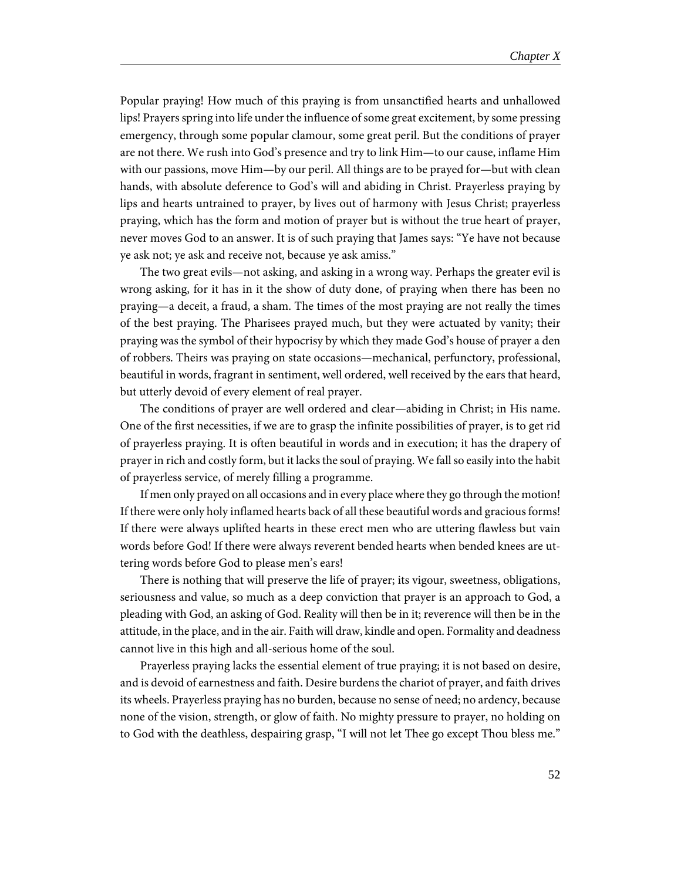Popular praying! How much of this praying is from unsanctified hearts and unhallowed lips! Prayers spring into life under the influence of some great excitement, by some pressing emergency, through some popular clamour, some great peril. But the conditions of prayer are not there. We rush into God's presence and try to link Him—to our cause, inflame Him with our passions, move Him—by our peril. All things are to be prayed for—but with clean hands, with absolute deference to God's will and abiding in Christ. Prayerless praying by lips and hearts untrained to prayer, by lives out of harmony with Jesus Christ; prayerless praying, which has the form and motion of prayer but is without the true heart of prayer, never moves God to an answer. It is of such praying that James says: "Ye have not because ye ask not; ye ask and receive not, because ye ask amiss."

The two great evils—not asking, and asking in a wrong way. Perhaps the greater evil is wrong asking, for it has in it the show of duty done, of praying when there has been no praying—a deceit, a fraud, a sham. The times of the most praying are not really the times of the best praying. The Pharisees prayed much, but they were actuated by vanity; their praying was the symbol of their hypocrisy by which they made God's house of prayer a den of robbers. Theirs was praying on state occasions—mechanical, perfunctory, professional, beautiful in words, fragrant in sentiment, well ordered, well received by the ears that heard, but utterly devoid of every element of real prayer.

The conditions of prayer are well ordered and clear—abiding in Christ; in His name. One of the first necessities, if we are to grasp the infinite possibilities of prayer, is to get rid of prayerless praying. It is often beautiful in words and in execution; it has the drapery of prayer in rich and costly form, but it lacks the soul of praying. We fall so easily into the habit of prayerless service, of merely filling a programme.

If men only prayed on all occasions and in every place where they go through the motion! If there were only holy inflamed hearts back of all these beautiful words and gracious forms! If there were always uplifted hearts in these erect men who are uttering flawless but vain words before God! If there were always reverent bended hearts when bended knees are uttering words before God to please men's ears!

There is nothing that will preserve the life of prayer; its vigour, sweetness, obligations, seriousness and value, so much as a deep conviction that prayer is an approach to God, a pleading with God, an asking of God. Reality will then be in it; reverence will then be in the attitude, in the place, and in the air. Faith will draw, kindle and open. Formality and deadness cannot live in this high and all-serious home of the soul.

Prayerless praying lacks the essential element of true praying; it is not based on desire, and is devoid of earnestness and faith. Desire burdens the chariot of prayer, and faith drives its wheels. Prayerless praying has no burden, because no sense of need; no ardency, because none of the vision, strength, or glow of faith. No mighty pressure to prayer, no holding on to God with the deathless, despairing grasp, "I will not let Thee go except Thou bless me."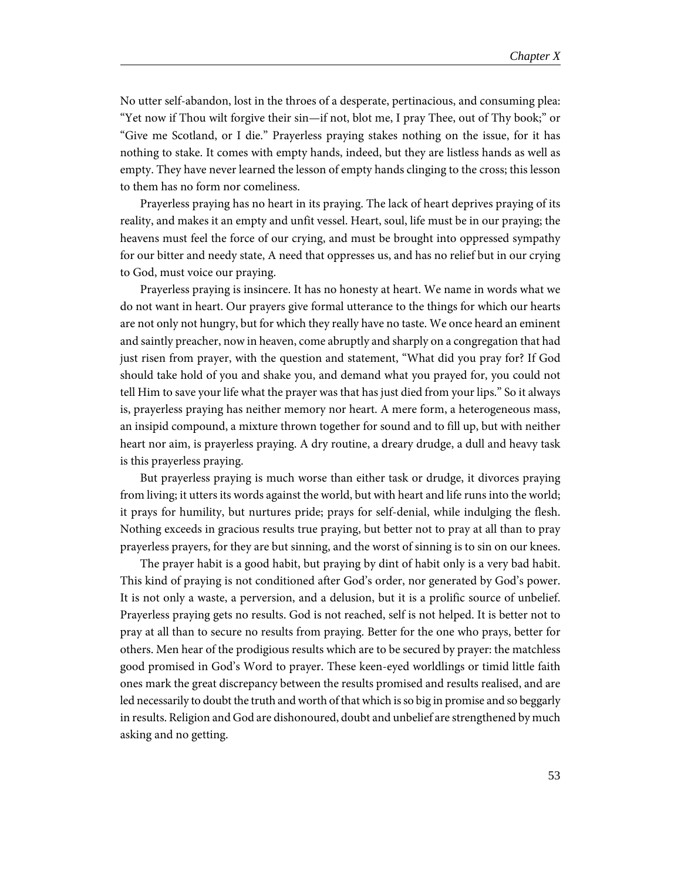No utter self-abandon, lost in the throes of a desperate, pertinacious, and consuming plea: “Yet now if Thou wilt forgive their sin—if not, blot me, I pray Thee, out of Thy book;” or “Give me Scotland, or I die.” Prayerless praying stakes nothing on the issue, for it has nothing to stake. It comes with empty hands, indeed, but they are listless hands as well as empty. They have never learned the lesson of empty hands clinging to the cross; this lesson to them has no form nor comeliness.

Prayerless praying has no heart in its praying. The lack of heart deprives praying of its reality, and makes it an empty and unfit vessel. Heart, soul, life must be in our praying; the heavens must feel the force of our crying, and must be brought into oppressed sympathy for our bitter and needy state, A need that oppresses us, and has no relief but in our crying to God, must voice our praying.

Prayerless praying is insincere. It has no honesty at heart. We name in words what we do not want in heart. Our prayers give formal utterance to the things for which our hearts are not only not hungry, but for which they really have no taste. We once heard an eminent and saintly preacher, now in heaven, come abruptly and sharply on a congregation that had just risen from prayer, with the question and statement, “What did you pray for? If God should take hold of you and shake you, and demand what you prayed for, you could not tell Him to save your life what the prayer was that has just died from your lips.” So it always is, prayerless praying has neither memory nor heart. A mere form, a heterogeneous mass, an insipid compound, a mixture thrown together for sound and to fill up, but with neither heart nor aim, is prayerless praying. A dry routine, a dreary drudge, a dull and heavy task is this prayerless praying.

But prayerless praying is much worse than either task or drudge, it divorces praying from living; it utters its words against the world, but with heart and life runs into the world; it prays for humility, but nurtures pride; prays for self-denial, while indulging the flesh. Nothing exceeds in gracious results true praying, but better not to pray at all than to pray prayerless prayers, for they are but sinning, and the worst of sinning is to sin on our knees.

The prayer habit is a good habit, but praying by dint of habit only is a very bad habit. This kind of praying is not conditioned after God’s order, nor generated by God’s power. It is not only a waste, a perversion, and a delusion, but it is a prolific source of unbelief. Prayerless praying gets no results. God is not reached, self is not helped. It is better not to pray at all than to secure no results from praying. Better for the one who prays, better for others. Men hear of the prodigious results which are to be secured by prayer: the matchless good promised in God’s Word to prayer. These keen-eyed worldlings or timid little faith ones mark the great discrepancy between the results promised and results realised, and are led necessarily to doubt the truth and worth of that which is so big in promise and so beggarly in results. Religion and God are dishonoured, doubt and unbelief are strengthened by much asking and no getting.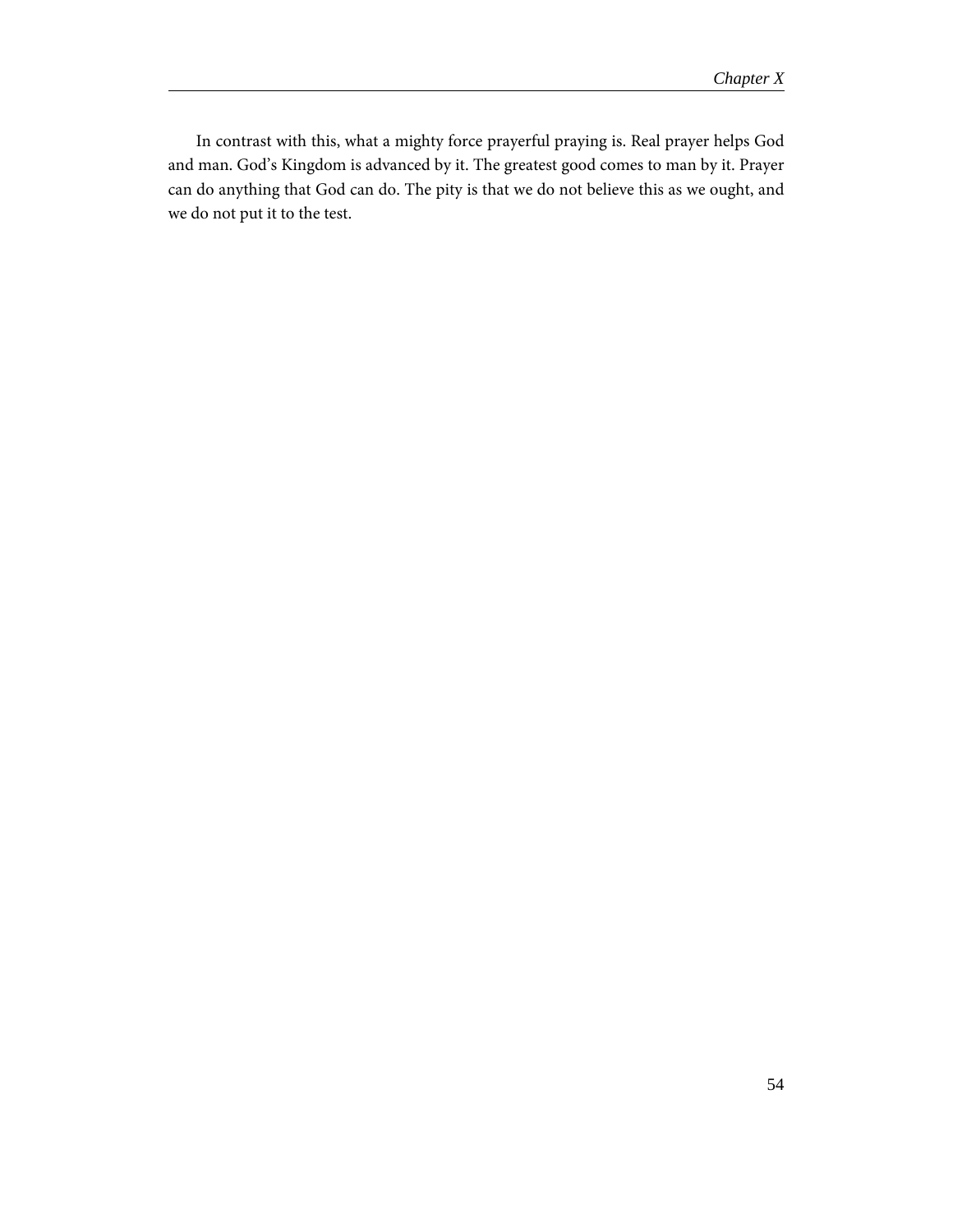In contrast with this, what a mighty force prayerful praying is. Real prayer helps God and man. God's Kingdom is advanced by it. The greatest good comes to man by it. Prayer can do anything that God can do. The pity is that we do not believe this as we ought, and we do not put it to the test.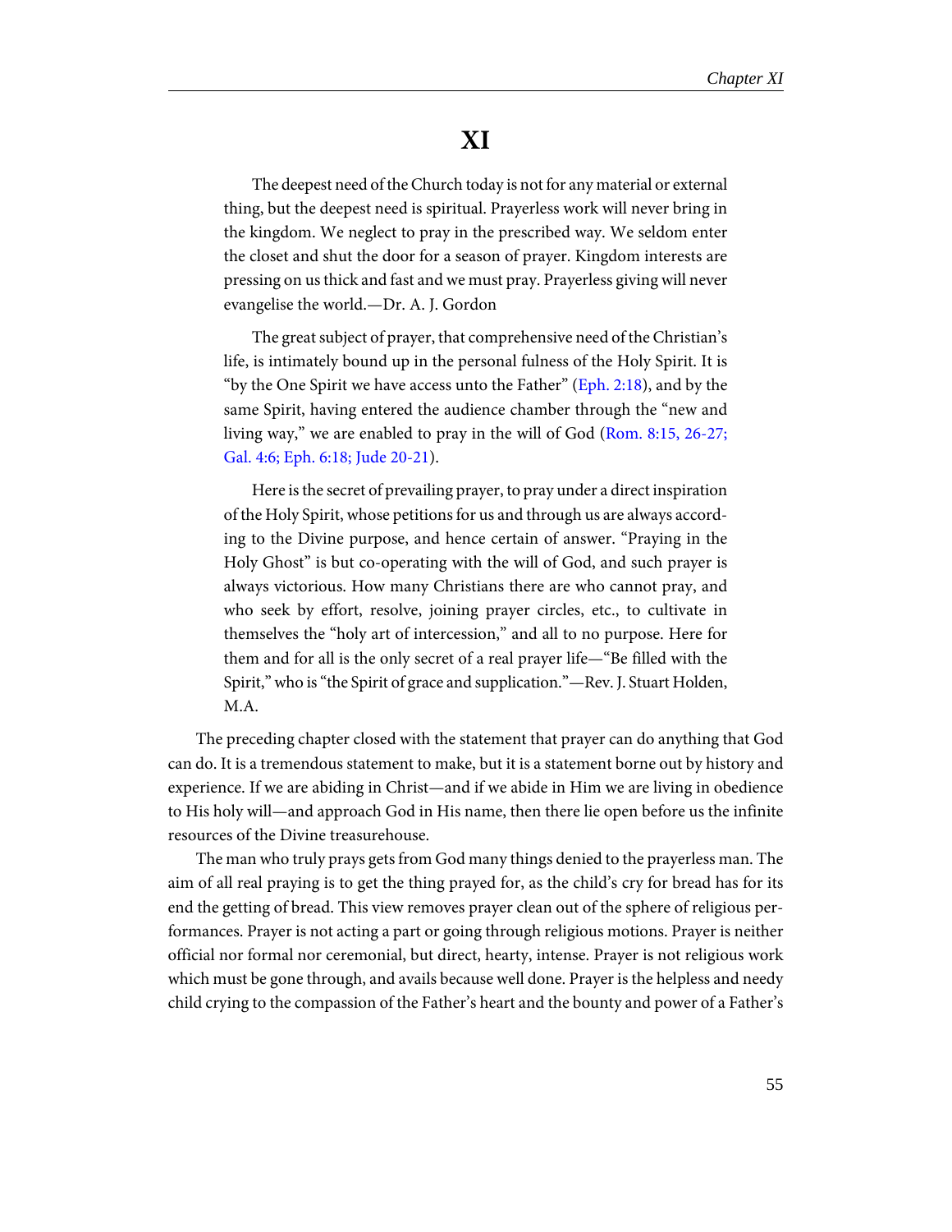# XI

> The deepest need of the Church today is not for any material or external thing, but the deepest need is spiritual. Prayerless work will never bring in the kingdom. We neglect to pray in the prescribed way. We seldom enter the closet and shut the door for a season of prayer. Kingdom interests are pressing on us thick and fast and we must pray. Prayerless giving will never evangelise the world.—Dr. A. J. Gordon

> The great subject of prayer, that comprehensive need of the Christian's life, is intimately bound up in the personal fulness of the Holy Spirit. It is "by the One Spirit we have access unto the Father" (Eph. 2:18), and by the same Spirit, having entered the audience chamber through the "new and living way," we are enabled to pray in the will of God (Rom. 8:15, 26-27; Gal. 4:6; Eph. 6:18; Jude 20-21).

> Here is the secret of prevailing prayer, to pray under a direct inspiration of the Holy Spirit, whose petitions for us and through us are always according to the Divine purpose, and hence certain of answer. "Praying in the Holy Ghost" is but co-operating with the will of God, and such prayer is always victorious. How many Christians there are who cannot pray, and who seek by effort, resolve, joining prayer circles, etc., to cultivate in themselves the "holy art of intercession," and all to no purpose. Here for them and for all is the only secret of a real prayer life—"Be filled with the Spirit," who is "the Spirit of grace and supplication."—Rev. J. Stuart Holden, M.A.

The preceding chapter closed with the statement that prayer can do anything that God can do. It is a tremendous statement to make, but it is a statement borne out by history and experience. If we are abiding in Christ—and if we abide in Him we are living in obedience to His holy will—and approach God in His name, then there lie open before us the infinite resources of the Divine treasurehouse.

The man who truly prays gets from God many things denied to the prayerless man. The aim of all real praying is to get the thing prayed for, as the child's cry for bread has for its end the getting of bread. This view removes prayer clean out of the sphere of religious performances. Prayer is not acting a part or going through religious motions. Prayer is neither official nor formal nor ceremonial, but direct, hearty, intense. Prayer is not religious work which must be gone through, and avails because well done. Prayer is the helpless and needy child crying to the compassion of the Father's heart and the bounty and power of a Father's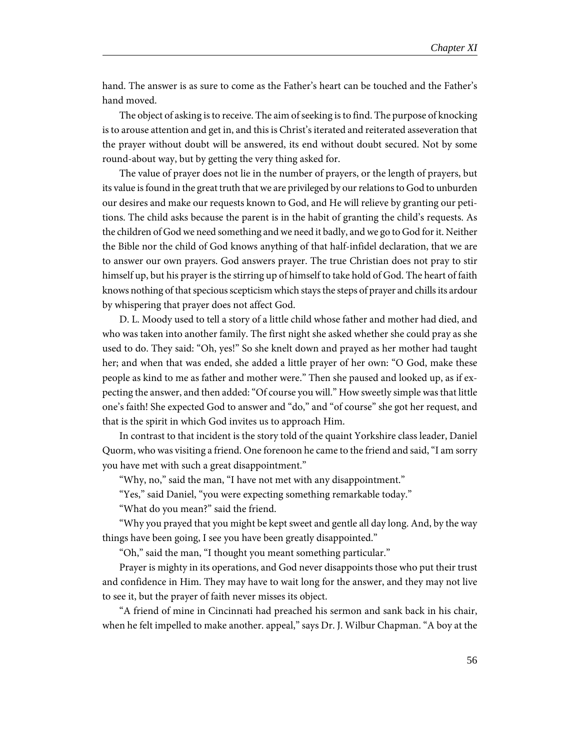hand. The answer is as sure to come as the Father's heart can be touched and the Father's hand moved.

The object of asking is to receive. The aim of seeking is to find. The purpose of knocking is to arouse attention and get in, and this is Christ's iterated and reiterated asseveration that the prayer without doubt will be answered, its end without doubt secured. Not by some round-about way, but by getting the very thing asked for.

The value of prayer does not lie in the number of prayers, or the length of prayers, but its value is found in the great truth that we are privileged by our relations to God to unburden our desires and make our requests known to God, and He will relieve by granting our petitions. The child asks because the parent is in the habit of granting the child's requests. As the children of God we need something and we need it badly, and we go to God for it. Neither the Bible nor the child of God knows anything of that half-infidel declaration, that we are to answer our own prayers. God answers prayer. The true Christian does not pray to stir himself up, but his prayer is the stirring up of himself to take hold of God. The heart of faith knows nothing of that specious scepticism which stays the steps of prayer and chills its ardour by whispering that prayer does not affect God.

D. L. Moody used to tell a story of a little child whose father and mother had died, and who was taken into another family. The first night she asked whether she could pray as she used to do. They said: "Oh, yes!" So she knelt down and prayed as her mother had taught her; and when that was ended, she added a little prayer of her own: "O God, make these people as kind to me as father and mother were." Then she paused and looked up, as if expecting the answer, and then added: "Of course you will." How sweetly simple was that little one's faith! She expected God to answer and "do," and "of course" she got her request, and that is the spirit in which God invites us to approach Him.

In contrast to that incident is the story told of the quaint Yorkshire class leader, Daniel Quorm, who was visiting a friend. One forenoon he came to the friend and said, "I am sorry you have met with such a great disappointment."

"Why, no," said the man, "I have not met with any disappointment."

"Yes," said Daniel, "you were expecting something remarkable today."

"What do you mean?" said the friend.

"Why you prayed that you might be kept sweet and gentle all day long. And, by the way things have been going, I see you have been greatly disappointed."

"Oh," said the man, "I thought you meant something particular."

Prayer is mighty in its operations, and God never disappoints those who put their trust and confidence in Him. They may have to wait long for the answer, and they may not live to see it, but the prayer of faith never misses its object.

"A friend of mine in Cincinnati had preached his sermon and sank back in his chair, when he felt impelled to make another. appeal," says Dr. J. Wilbur Chapman. "A boy at the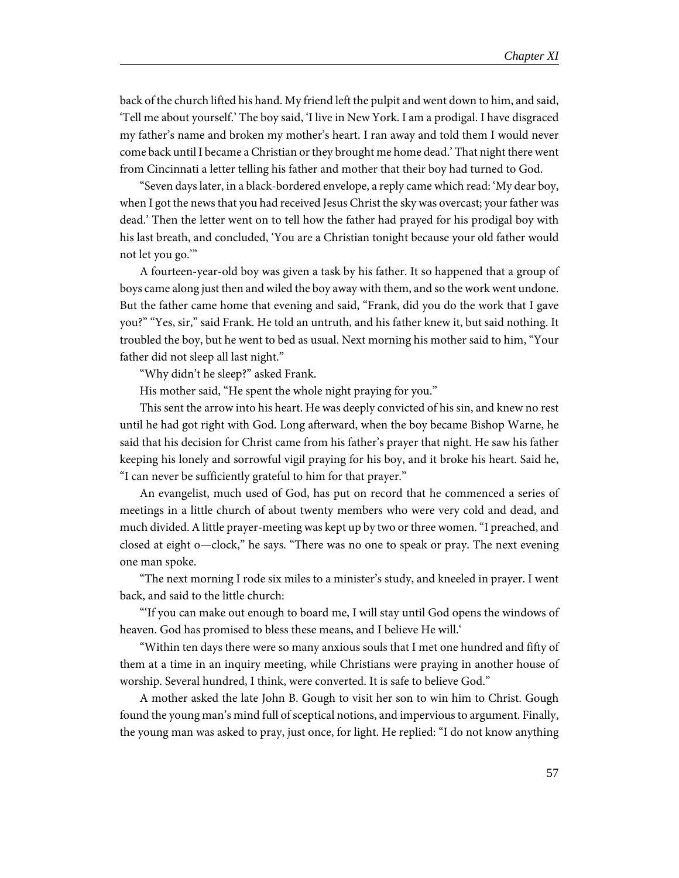back of the church lifted his hand. My friend left the pulpit and went down to him, and said, 'Tell me about yourself.' The boy said, 'I live in New York. I am a prodigal. I have disgraced my father's name and broken my mother's heart. I ran away and told them I would never come back until I became a Christian or they brought me home dead.' That night there went from Cincinnati a letter telling his father and mother that their boy had turned to God.

"Seven days later, in a black-bordered envelope, a reply came which read: 'My dear boy, when I got the news that you had received Jesus Christ the sky was overcast; your father was dead.' Then the letter went on to tell how the father had prayed for his prodigal boy with his last breath, and concluded, 'You are a Christian tonight because your old father would not let you go.'"

A fourteen-year-old boy was given a task by his father. It so happened that a group of boys came along just then and wiled the boy away with them, and so the work went undone. But the father came home that evening and said, "Frank, did you do the work that I gave you?" "Yes, sir," said Frank. He told an untruth, and his father knew it, but said nothing. It troubled the boy, but he went to bed as usual. Next morning his mother said to him, "Your father did not sleep all last night."

"Why didn't he sleep?" asked Frank.

His mother said, "He spent the whole night praying for you."

This sent the arrow into his heart. He was deeply convicted of his sin, and knew no rest until he had got right with God. Long afterward, when the boy became Bishop Warne, he said that his decision for Christ came from his father's prayer that night. He saw his father keeping his lonely and sorrowful vigil praying for his boy, and it broke his heart. Said he, "I can never be sufficiently grateful to him for that prayer."

An evangelist, much used of God, has put on record that he commenced a series of meetings in a little church of about twenty members who were very cold and dead, and much divided. A little prayer-meeting was kept up by two or three women. "I preached, and closed at eight o—clock," he says. "There was no one to speak or pray. The next evening one man spoke.

"The next morning I rode six miles to a minister's study, and kneeled in prayer. I went back, and said to the little church:

"'If you can make out enough to board me, I will stay until God opens the windows of heaven. God has promised to bless these means, and I believe He will.'

"Within ten days there were so many anxious souls that I met one hundred and fifty of them at a time in an inquiry meeting, while Christians were praying in another house of worship. Several hundred, I think, were converted. It is safe to believe God."

A mother asked the late John B. Gough to visit her son to win him to Christ. Gough found the young man's mind full of sceptical notions, and impervious to argument. Finally, the young man was asked to pray, just once, for light. He replied: "I do not know anything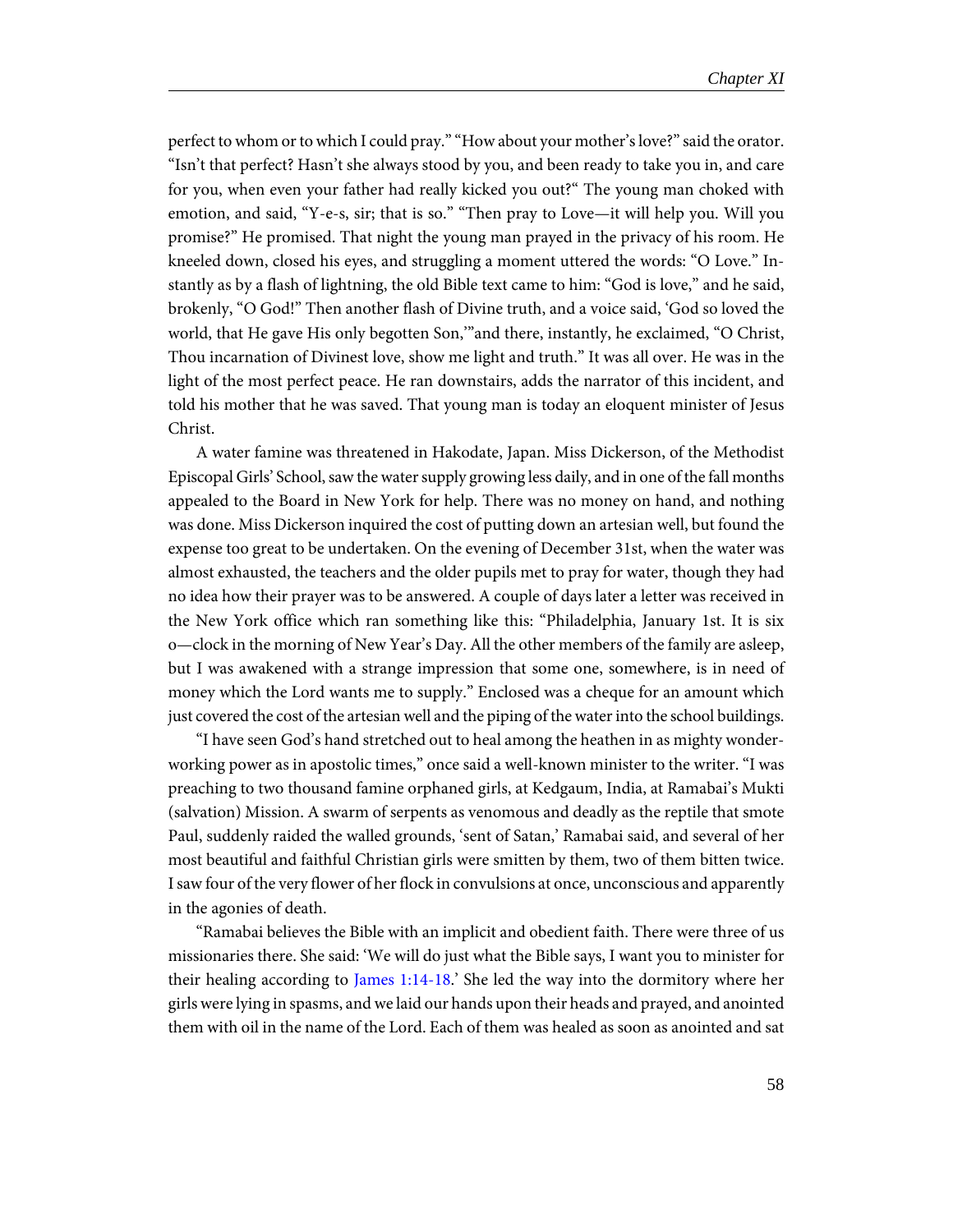perfect to whom or to which I could pray." "How about your mother's love?" said the orator. "Isn't that perfect? Hasn't she always stood by you, and been ready to take you in, and care for you, when even your father had really kicked you out?" The young man choked with emotion, and said, "Y-e-s, sir; that is so." "Then pray to Love—it will help you. Will you promise?" He promised. That night the young man prayed in the privacy of his room. He kneeled down, closed his eyes, and struggling a moment uttered the words: "O Love." Instantly as by a flash of lightning, the old Bible text came to him: "God is love," and he said, brokenly, "O God!" Then another flash of Divine truth, and a voice said, 'God so loved the world, that He gave His only begotten Son,'"and there, instantly, he exclaimed, "O Christ, Thou incarnation of Divinest love, show me light and truth." It was all over. He was in the light of the most perfect peace. He ran downstairs, adds the narrator of this incident, and told his mother that he was saved. That young man is today an eloquent minister of Jesus Christ.

A water famine was threatened in Hakodate, Japan. Miss Dickerson, of the Methodist Episcopal Girls' School, saw the water supply growing less daily, and in one of the fall months appealed to the Board in New York for help. There was no money on hand, and nothing was done. Miss Dickerson inquired the cost of putting down an artesian well, but found the expense too great to be undertaken. On the evening of December 31st, when the water was almost exhausted, the teachers and the older pupils met to pray for water, though they had no idea how their prayer was to be answered. A couple of days later a letter was received in the New York office which ran something like this: "Philadelphia, January 1st. It is six o—clock in the morning of New Year's Day. All the other members of the family are asleep, but I was awakened with a strange impression that some one, somewhere, is in need of money which the Lord wants me to supply." Enclosed was a cheque for an amount which just covered the cost of the artesian well and the piping of the water into the school buildings.

"I have seen God's hand stretched out to heal among the heathen in as mighty wonder-working power as in apostolic times," once said a well-known minister to the writer. "I was preaching to two thousand famine orphaned girls, at Kedgaum, India, at Ramabai's Mukti (salvation) Mission. A swarm of serpents as venomous and deadly as the reptile that smote Paul, suddenly raided the walled grounds, 'sent of Satan,' Ramabai said, and several of her most beautiful and faithful Christian girls were smitten by them, two of them bitten twice. I saw four of the very flower of her flock in convulsions at once, unconscious and apparently in the agonies of death.

"Ramabai believes the Bible with an implicit and obedient faith. There were three of us missionaries there. She said: 'We will do just what the Bible says, I want you to minister for their healing according to James 1:14-18.' She led the way into the dormitory where her girls were lying in spasms, and we laid our hands upon their heads and prayed, and anointed them with oil in the name of the Lord. Each of them was healed as soon as anointed and sat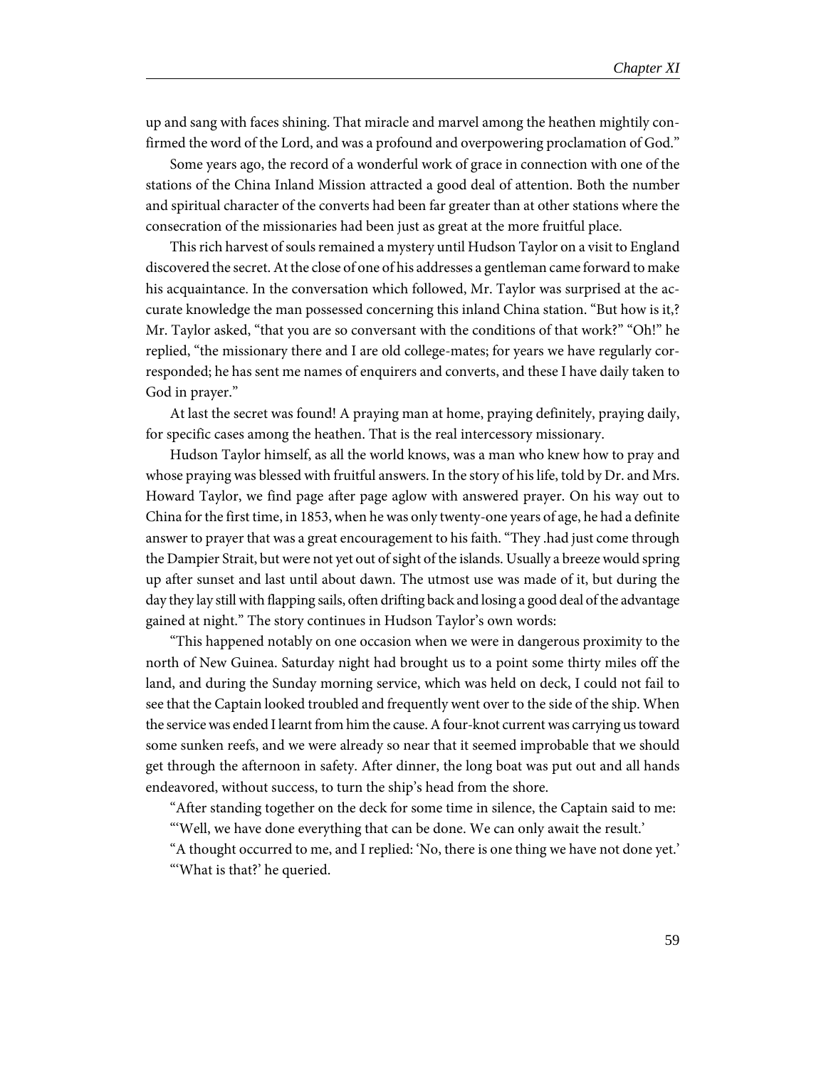up and sang with faces shining. That miracle and marvel among the heathen mightily confirmed the word of the Lord, and was a profound and overpowering proclamation of God."

Some years ago, the record of a wonderful work of grace in connection with one of the stations of the China Inland Mission attracted a good deal of attention. Both the number and spiritual character of the converts had been far greater than at other stations where the consecration of the missionaries had been just as great at the more fruitful place.

This rich harvest of souls remained a mystery until Hudson Taylor on a visit to England discovered the secret. At the close of one of his addresses a gentleman came forward to make his acquaintance. In the conversation which followed, Mr. Taylor was surprised at the accurate knowledge the man possessed concerning this inland China station. "But how is it,? Mr. Taylor asked, "that you are so conversant with the conditions of that work?" "Oh!" he replied, "the missionary there and I are old college-mates; for years we have regularly corresponded; he has sent me names of enquirers and converts, and these I have daily taken to God in prayer."

At last the secret was found! A praying man at home, praying definitely, praying daily, for specific cases among the heathen. That is the real intercessory missionary.

Hudson Taylor himself, as all the world knows, was a man who knew how to pray and whose praying was blessed with fruitful answers. In the story of his life, told by Dr. and Mrs. Howard Taylor, we find page after page aglow with answered prayer. On his way out to China for the first time, in 1853, when he was only twenty-one years of age, he had a definite answer to prayer that was a great encouragement to his faith. "They .had just come through the Dampier Strait, but were not yet out of sight of the islands. Usually a breeze would spring up after sunset and last until about dawn. The utmost use was made of it, but during the day they lay still with flapping sails, often drifting back and losing a good deal of the advantage gained at night." The story continues in Hudson Taylor's own words:

"This happened notably on one occasion when we were in dangerous proximity to the north of New Guinea. Saturday night had brought us to a point some thirty miles off the land, and during the Sunday morning service, which was held on deck, I could not fail to see that the Captain looked troubled and frequently went over to the side of the ship. When the service was ended I learnt from him the cause. A four-knot current was carrying us toward some sunken reefs, and we were already so near that it seemed improbable that we should get through the afternoon in safety. After dinner, the long boat was put out and all hands endeavored, without success, to turn the ship's head from the shore.

"After standing together on the deck for some time in silence, the Captain said to me:

"'Well, we have done everything that can be done. We can only await the result.'

"A thought occurred to me, and I replied: 'No, there is one thing we have not done yet.'

"'What is that?' he queried.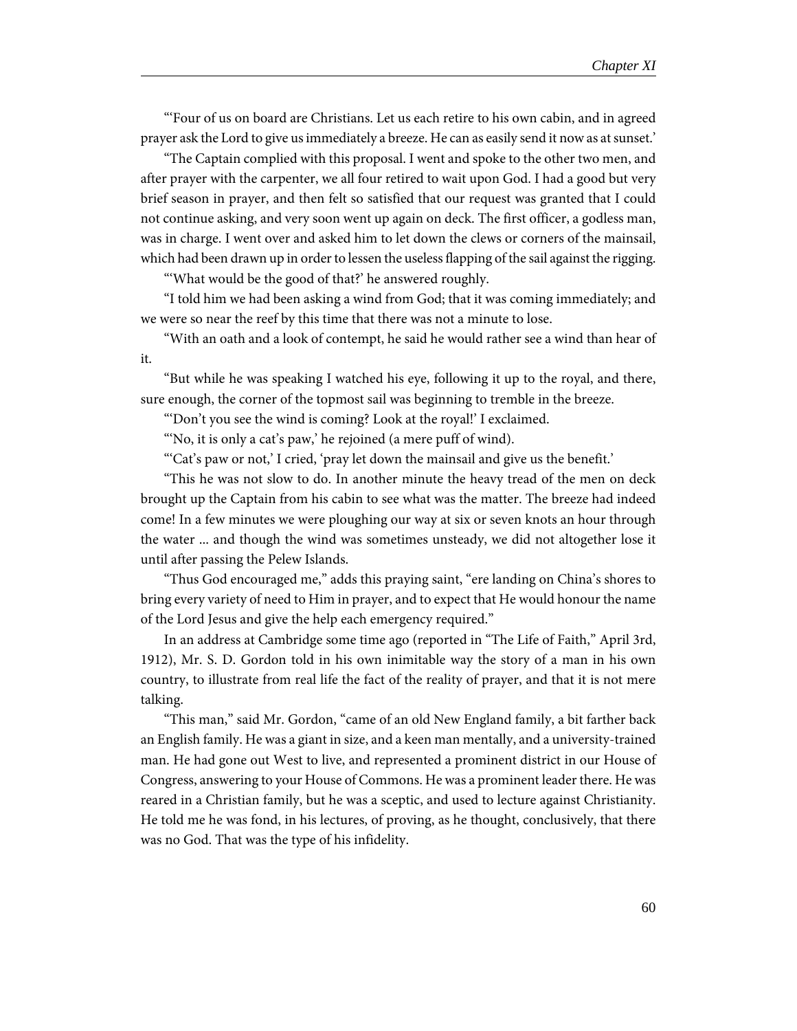"'Four of us on board are Christians. Let us each retire to his own cabin, and in agreed prayer ask the Lord to give us immediately a breeze. He can as easily send it now as at sunset.'

"The Captain complied with this proposal. I went and spoke to the other two men, and after prayer with the carpenter, we all four retired to wait upon God. I had a good but very brief season in prayer, and then felt so satisfied that our request was granted that I could not continue asking, and very soon went up again on deck. The first officer, a godless man, was in charge. I went over and asked him to let down the clews or corners of the mainsail, which had been drawn up in order to lessen the useless flapping of the sail against the rigging.

"'What would be the good of that?' he answered roughly.

"I told him we had been asking a wind from God; that it was coming immediately; and we were so near the reef by this time that there was not a minute to lose.

"With an oath and a look of contempt, he said he would rather see a wind than hear of it.

"But while he was speaking I watched his eye, following it up to the royal, and there, sure enough, the corner of the topmost sail was beginning to tremble in the breeze.

"'Don't you see the wind is coming? Look at the royal!' I exclaimed.

"'No, it is only a cat's paw,' he rejoined (a mere puff of wind).

"'Cat's paw or not,' I cried, 'pray let down the mainsail and give us the benefit.'

"This he was not slow to do. In another minute the heavy tread of the men on deck brought up the Captain from his cabin to see what was the matter. The breeze had indeed come! In a few minutes we were ploughing our way at six or seven knots an hour through the water ... and though the wind was sometimes unsteady, we did not altogether lose it until after passing the Pelew Islands.

"Thus God encouraged me," adds this praying saint, "ere landing on China's shores to bring every variety of need to Him in prayer, and to expect that He would honour the name of the Lord Jesus and give the help each emergency required."

In an address at Cambridge some time ago (reported in "The Life of Faith," April 3rd, 1912), Mr. S. D. Gordon told in his own inimitable way the story of a man in his own country, to illustrate from real life the fact of the reality of prayer, and that it is not mere talking.

"This man," said Mr. Gordon, "came of an old New England family, a bit farther back an English family. He was a giant in size, and a keen man mentally, and a university-trained man. He had gone out West to live, and represented a prominent district in our House of Congress, answering to your House of Commons. He was a prominent leader there. He was reared in a Christian family, but he was a sceptic, and used to lecture against Christianity. He told me he was fond, in his lectures, of proving, as he thought, conclusively, that there was no God. That was the type of his infidelity.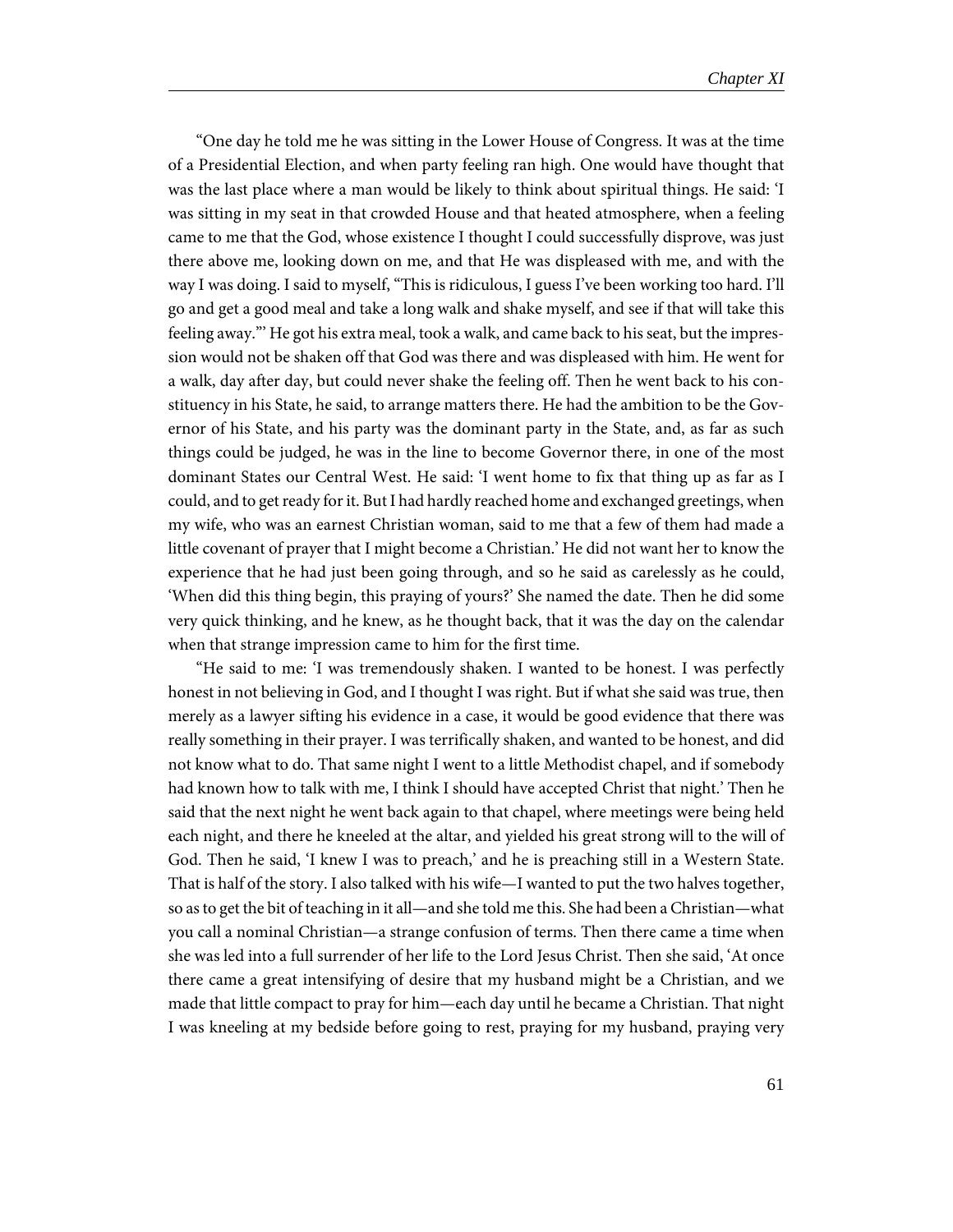"One day he told me he was sitting in the Lower House of Congress. It was at the time of a Presidential Election, and when party feeling ran high. One would have thought that was the last place where a man would be likely to think about spiritual things. He said: 'I was sitting in my seat in that crowded House and that heated atmosphere, when a feeling came to me that the God, whose existence I thought I could successfully disprove, was just there above me, looking down on me, and that He was displeased with me, and with the way I was doing. I said to myself, "This is ridiculous, I guess I've been working too hard. I'll go and get a good meal and take a long walk and shake myself, and see if that will take this feeling away."' He got his extra meal, took a walk, and came back to his seat, but the impression would not be shaken off that God was there and was displeased with him. He went for a walk, day after day, but could never shake the feeling off. Then he went back to his constituency in his State, he said, to arrange matters there. He had the ambition to be the Governor of his State, and his party was the dominant party in the State, and, as far as such things could be judged, he was in the line to become Governor there, in one of the most dominant States our Central West. He said: 'I went home to fix that thing up as far as I could, and to get ready for it. But I had hardly reached home and exchanged greetings, when my wife, who was an earnest Christian woman, said to me that a few of them had made a little covenant of prayer that I might become a Christian.' He did not want her to know the experience that he had just been going through, and so he said as carelessly as he could, 'When did this thing begin, this praying of yours?' She named the date. Then he did some very quick thinking, and he knew, as he thought back, that it was the day on the calendar when that strange impression came to him for the first time.

"He said to me: 'I was tremendously shaken. I wanted to be honest. I was perfectly honest in not believing in God, and I thought I was right. But if what she said was true, then merely as a lawyer sifting his evidence in a case, it would be good evidence that there was really something in their prayer. I was terrifically shaken, and wanted to be honest, and did not know what to do. That same night I went to a little Methodist chapel, and if somebody had known how to talk with me, I think I should have accepted Christ that night.' Then he said that the next night he went back again to that chapel, where meetings were being held each night, and there he kneeled at the altar, and yielded his great strong will to the will of God. Then he said, 'I knew I was to preach,' and he is preaching still in a Western State. That is half of the story. I also talked with his wife—I wanted to put the two halves together, so as to get the bit of teaching in it all—and she told me this. She had been a Christian—what you call a nominal Christian—a strange confusion of terms. Then there came a time when she was led into a full surrender of her life to the Lord Jesus Christ. Then she said, 'At once there came a great intensifying of desire that my husband might be a Christian, and we made that little compact to pray for him—each day until he became a Christian. That night I was kneeling at my bedside before going to rest, praying for my husband, praying very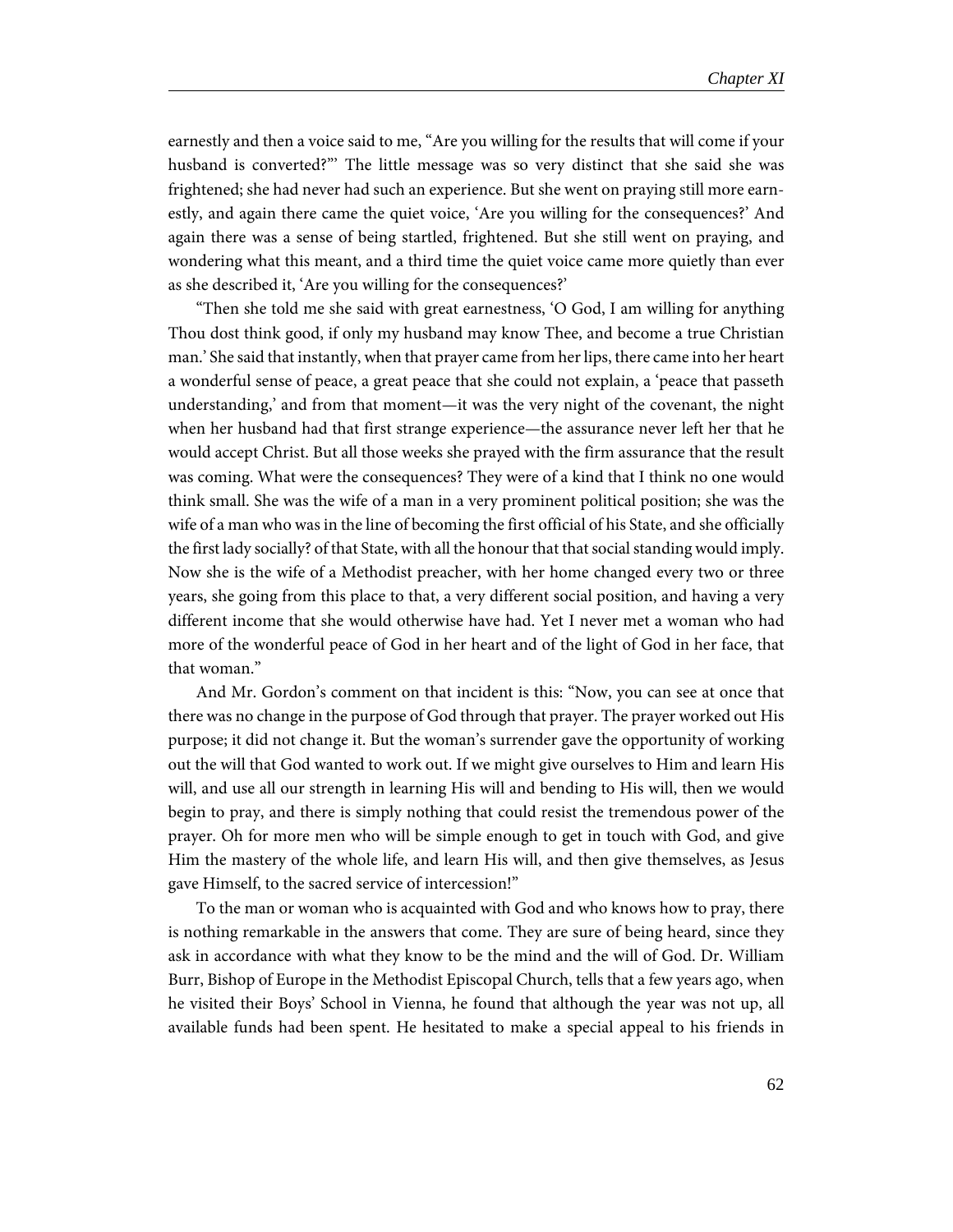earnestly and then a voice said to me, "Are you willing for the results that will come if your husband is converted?"' The little message was so very distinct that she said she was frightened; she had never had such an experience. But she went on praying still more earnestly, and again there came the quiet voice, 'Are you willing for the consequences?' And again there was a sense of being startled, frightened. But she still went on praying, and wondering what this meant, and a third time the quiet voice came more quietly than ever as she described it, 'Are you willing for the consequences?'

"Then she told me she said with great earnestness, 'O God, I am willing for anything Thou dost think good, if only my husband may know Thee, and become a true Christian man.' She said that instantly, when that prayer came from her lips, there came into her heart a wonderful sense of peace, a great peace that she could not explain, a 'peace that passeth understanding,' and from that moment—it was the very night of the covenant, the night when her husband had that first strange experience—the assurance never left her that he would accept Christ. But all those weeks she prayed with the firm assurance that the result was coming. What were the consequences? They were of a kind that I think no one would think small. She was the wife of a man in a very prominent political position; she was the wife of a man who was in the line of becoming the first official of his State, and she officially the first lady socially? of that State, with all the honour that that social standing would imply. Now she is the wife of a Methodist preacher, with her home changed every two or three years, she going from this place to that, a very different social position, and having a very different income that she would otherwise have had. Yet I never met a woman who had more of the wonderful peace of God in her heart and of the light of God in her face, that that woman."

And Mr. Gordon's comment on that incident is this: "Now, you can see at once that there was no change in the purpose of God through that prayer. The prayer worked out His purpose; it did not change it. But the woman's surrender gave the opportunity of working out the will that God wanted to work out. If we might give ourselves to Him and learn His will, and use all our strength in learning His will and bending to His will, then we would begin to pray, and there is simply nothing that could resist the tremendous power of the prayer. Oh for more men who will be simple enough to get in touch with God, and give Him the mastery of the whole life, and learn His will, and then give themselves, as Jesus gave Himself, to the sacred service of intercession!"

To the man or woman who is acquainted with God and who knows how to pray, there is nothing remarkable in the answers that come. They are sure of being heard, since they ask in accordance with what they know to be the mind and the will of God. Dr. William Burr, Bishop of Europe in the Methodist Episcopal Church, tells that a few years ago, when he visited their Boys' School in Vienna, he found that although the year was not up, all available funds had been spent. He hesitated to make a special appeal to his friends in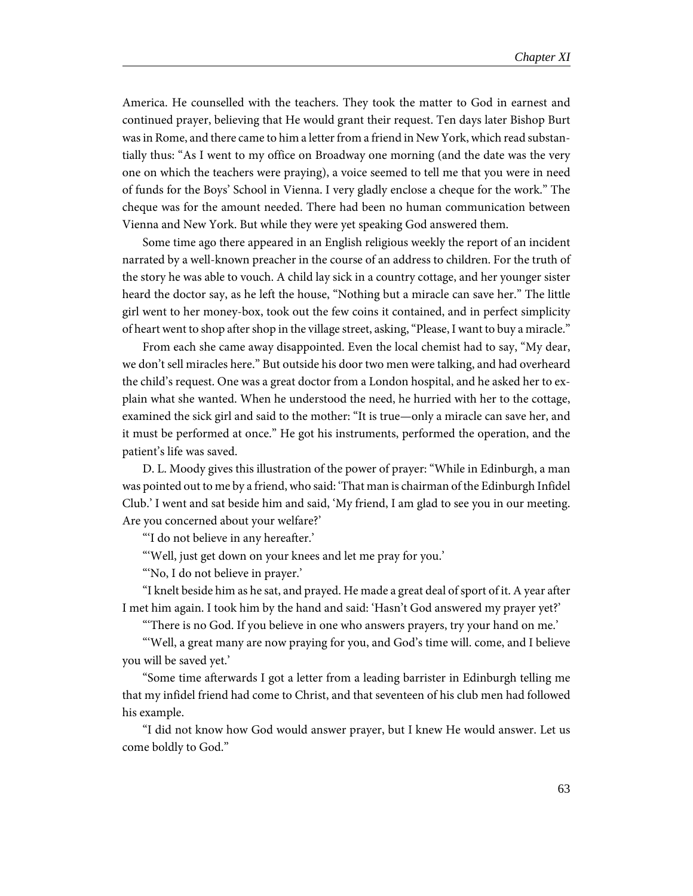America. He counselled with the teachers. They took the matter to God in earnest and continued prayer, believing that He would grant their request. Ten days later Bishop Burt was in Rome, and there came to him a letter from a friend in New York, which read substantially thus: "As I went to my office on Broadway one morning (and the date was the very one on which the teachers were praying), a voice seemed to tell me that you were in need of funds for the Boys' School in Vienna. I very gladly enclose a cheque for the work." The cheque was for the amount needed. There had been no human communication between Vienna and New York. But while they were yet speaking God answered them.

Some time ago there appeared in an English religious weekly the report of an incident narrated by a well-known preacher in the course of an address to children. For the truth of the story he was able to vouch. A child lay sick in a country cottage, and her younger sister heard the doctor say, as he left the house, "Nothing but a miracle can save her." The little girl went to her money-box, took out the few coins it contained, and in perfect simplicity of heart went to shop after shop in the village street, asking, "Please, I want to buy a miracle."

From each she came away disappointed. Even the local chemist had to say, "My dear, we don't sell miracles here." But outside his door two men were talking, and had overheard the child's request. One was a great doctor from a London hospital, and he asked her to explain what she wanted. When he understood the need, he hurried with her to the cottage, examined the sick girl and said to the mother: "It is true—only a miracle can save her, and it must be performed at once." He got his instruments, performed the operation, and the patient's life was saved.

D. L. Moody gives this illustration of the power of prayer: "While in Edinburgh, a man was pointed out to me by a friend, who said: 'That man is chairman of the Edinburgh Infidel Club.' I went and sat beside him and said, 'My friend, I am glad to see you in our meeting. Are you concerned about your welfare?'

"'I do not believe in any hereafter.'

"'Well, just get down on your knees and let me pray for you.'

"'No, I do not believe in prayer.'

"I knelt beside him as he sat, and prayed. He made a great deal of sport of it. A year after I met him again. I took him by the hand and said: 'Hasn't God answered my prayer yet?'

"'There is no God. If you believe in one who answers prayers, try your hand on me.'

"'Well, a great many are now praying for you, and God's time will. come, and I believe you will be saved yet.'

"Some time afterwards I got a letter from a leading barrister in Edinburgh telling me that my infidel friend had come to Christ, and that seventeen of his club men had followed his example.

"I did not know how God would answer prayer, but I knew He would answer. Let us come boldly to God."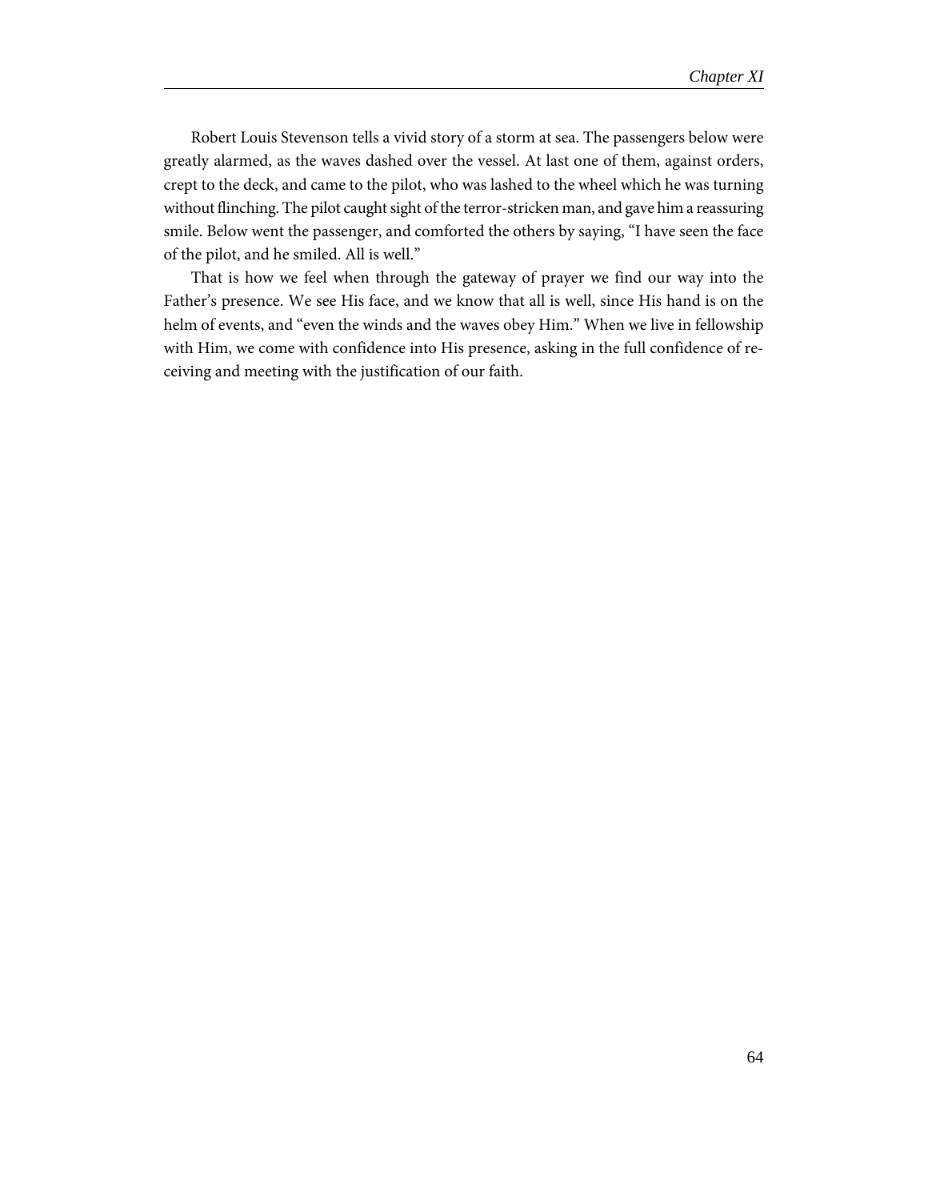Robert Louis Stevenson tells a vivid story of a storm at sea. The passengers below were greatly alarmed, as the waves dashed over the vessel. At last one of them, against orders, crept to the deck, and came to the pilot, who was lashed to the wheel which he was turning without flinching. The pilot caught sight of the terror-stricken man, and gave him a reassuring smile. Below went the passenger, and comforted the others by saying, "I have seen the face of the pilot, and he smiled. All is well."

That is how we feel when through the gateway of prayer we find our way into the Father's presence. We see His face, and we know that all is well, since His hand is on the helm of events, and "even the winds and the waves obey Him." When we live in fellowship with Him, we come with confidence into His presence, asking in the full confidence of receiving and meeting with the justification of our faith.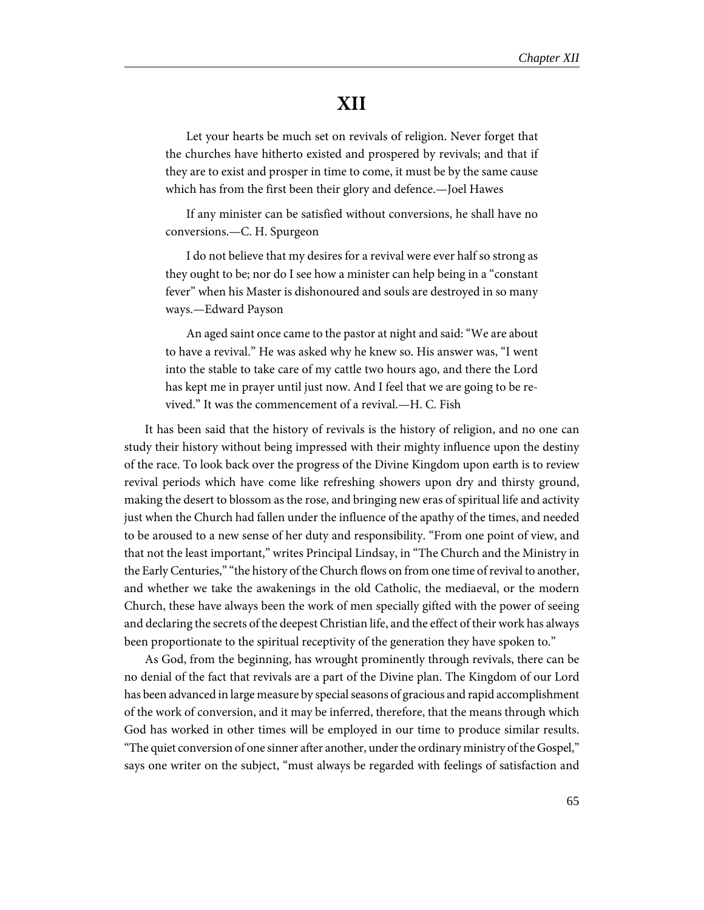# XII

> Let your hearts be much set on revivals of religion. Never forget that the churches have hitherto existed and prospered by revivals; and that if they are to exist and prosper in time to come, it must be by the same cause which has from the first been their glory and defence.—Joel Hawes

> If any minister can be satisfied without conversions, he shall have no conversions.—C. H. Spurgeon

> I do not believe that my desires for a revival were ever half so strong as they ought to be; nor do I see how a minister can help being in a "constant fever" when his Master is dishonoured and souls are destroyed in so many ways.—Edward Payson

> An aged saint once came to the pastor at night and said: "We are about to have a revival." He was asked why he knew so. His answer was, "I went into the stable to take care of my cattle two hours ago, and there the Lord has kept me in prayer until just now. And I feel that we are going to be revived." It was the commencement of a revival.—H. C. Fish

It has been said that the history of revivals is the history of religion, and no one can study their history without being impressed with their mighty influence upon the destiny of the race. To look back over the progress of the Divine Kingdom upon earth is to review revival periods which have come like refreshing showers upon dry and thirsty ground, making the desert to blossom as the rose, and bringing new eras of spiritual life and activity just when the Church had fallen under the influence of the apathy of the times, and needed to be aroused to a new sense of her duty and responsibility. "From one point of view, and that not the least important," writes Principal Lindsay, in "The Church and the Ministry in the Early Centuries," "the history of the Church flows on from one time of revival to another, and whether we take the awakenings in the old Catholic, the mediaeval, or the modern Church, these have always been the work of men specially gifted with the power of seeing and declaring the secrets of the deepest Christian life, and the effect of their work has always been proportionate to the spiritual receptivity of the generation they have spoken to."

As God, from the beginning, has wrought prominently through revivals, there can be no denial of the fact that revivals are a part of the Divine plan. The Kingdom of our Lord has been advanced in large measure by special seasons of gracious and rapid accomplishment of the work of conversion, and it may be inferred, therefore, that the means through which God has worked in other times will be employed in our time to produce similar results. "The quiet conversion of one sinner after another, under the ordinary ministry of the Gospel," says one writer on the subject, "must always be regarded with feelings of satisfaction and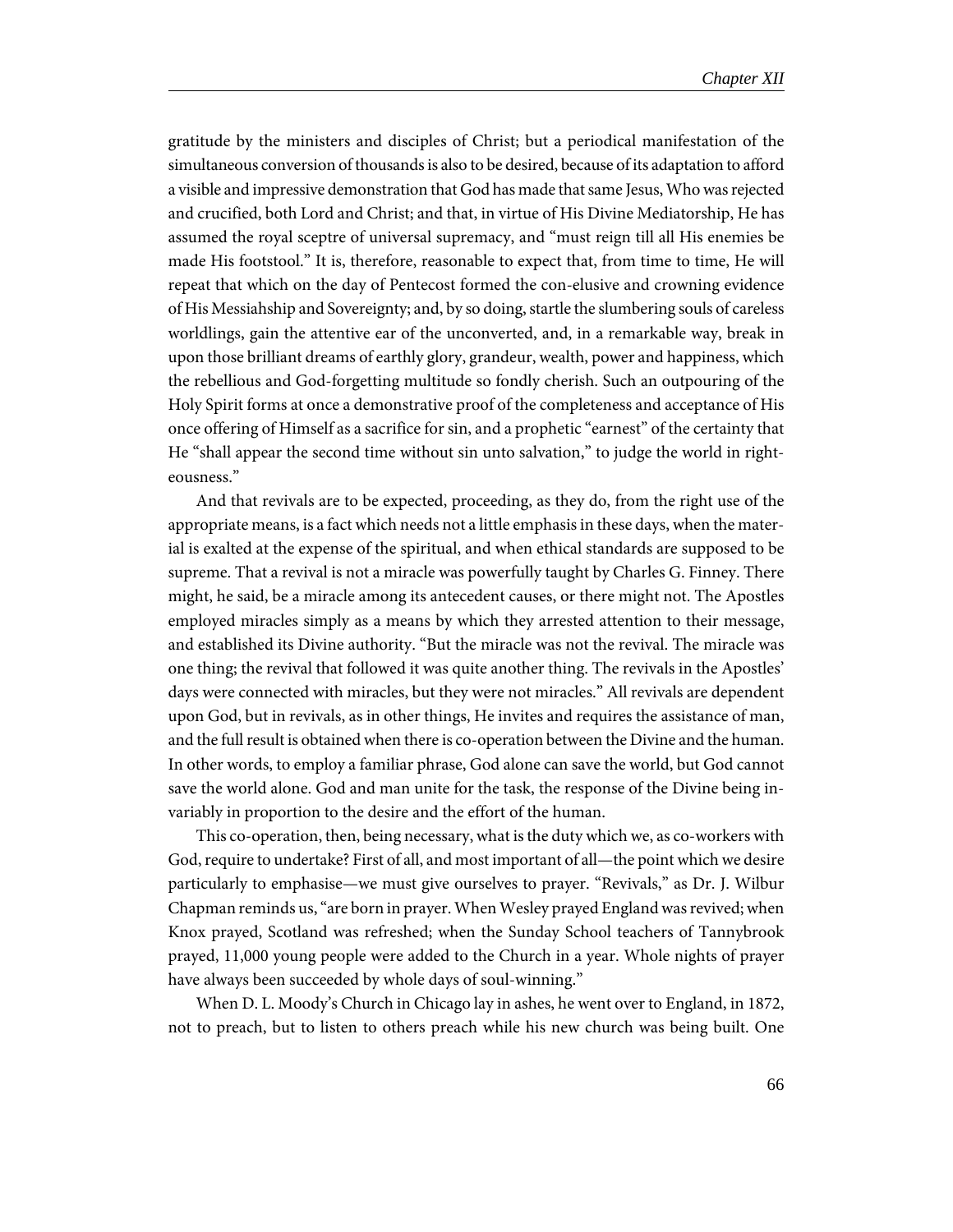gratitude by the ministers and disciples of Christ; but a periodical manifestation of the simultaneous conversion of thousands is also to be desired, because of its adaptation to afford a visible and impressive demonstration that God has made that same Jesus, Who was rejected and crucified, both Lord and Christ; and that, in virtue of His Divine Mediatorship, He has assumed the royal sceptre of universal supremacy, and "must reign till all His enemies be made His footstool." It is, therefore, reasonable to expect that, from time to time, He will repeat that which on the day of Pentecost formed the con-elusive and crowning evidence of His Messiahship and Sovereignty; and, by so doing, startle the slumbering souls of careless worldlings, gain the attentive ear of the unconverted, and, in a remarkable way, break in upon those brilliant dreams of earthly glory, grandeur, wealth, power and happiness, which the rebellious and God-forgetting multitude so fondly cherish. Such an outpouring of the Holy Spirit forms at once a demonstrative proof of the completeness and acceptance of His once offering of Himself as a sacrifice for sin, and a prophetic "earnest" of the certainty that He "shall appear the second time without sin unto salvation," to judge the world in righteousness."

And that revivals are to be expected, proceeding, as they do, from the right use of the appropriate means, is a fact which needs not a little emphasis in these days, when the material is exalted at the expense of the spiritual, and when ethical standards are supposed to be supreme. That a revival is not a miracle was powerfully taught by Charles G. Finney. There might, he said, be a miracle among its antecedent causes, or there might not. The Apostles employed miracles simply as a means by which they arrested attention to their message, and established its Divine authority. "But the miracle was not the revival. The miracle was one thing; the revival that followed it was quite another thing. The revivals in the Apostles' days were connected with miracles, but they were not miracles." All revivals are dependent upon God, but in revivals, as in other things, He invites and requires the assistance of man, and the full result is obtained when there is co-operation between the Divine and the human. In other words, to employ a familiar phrase, God alone can save the world, but God cannot save the world alone. God and man unite for the task, the response of the Divine being invariably in proportion to the desire and the effort of the human.

This co-operation, then, being necessary, what is the duty which we, as co-workers with God, require to undertake? First of all, and most important of all—the point which we desire particularly to emphasise—we must give ourselves to prayer. "Revivals," as Dr. J. Wilbur Chapman reminds us, "are born in prayer. When Wesley prayed England was revived; when Knox prayed, Scotland was refreshed; when the Sunday School teachers of Tannybrook prayed, 11,000 young people were added to the Church in a year. Whole nights of prayer have always been succeeded by whole days of soul-winning."

When D. L. Moody's Church in Chicago lay in ashes, he went over to England, in 1872, not to preach, but to listen to others preach while his new church was being built. One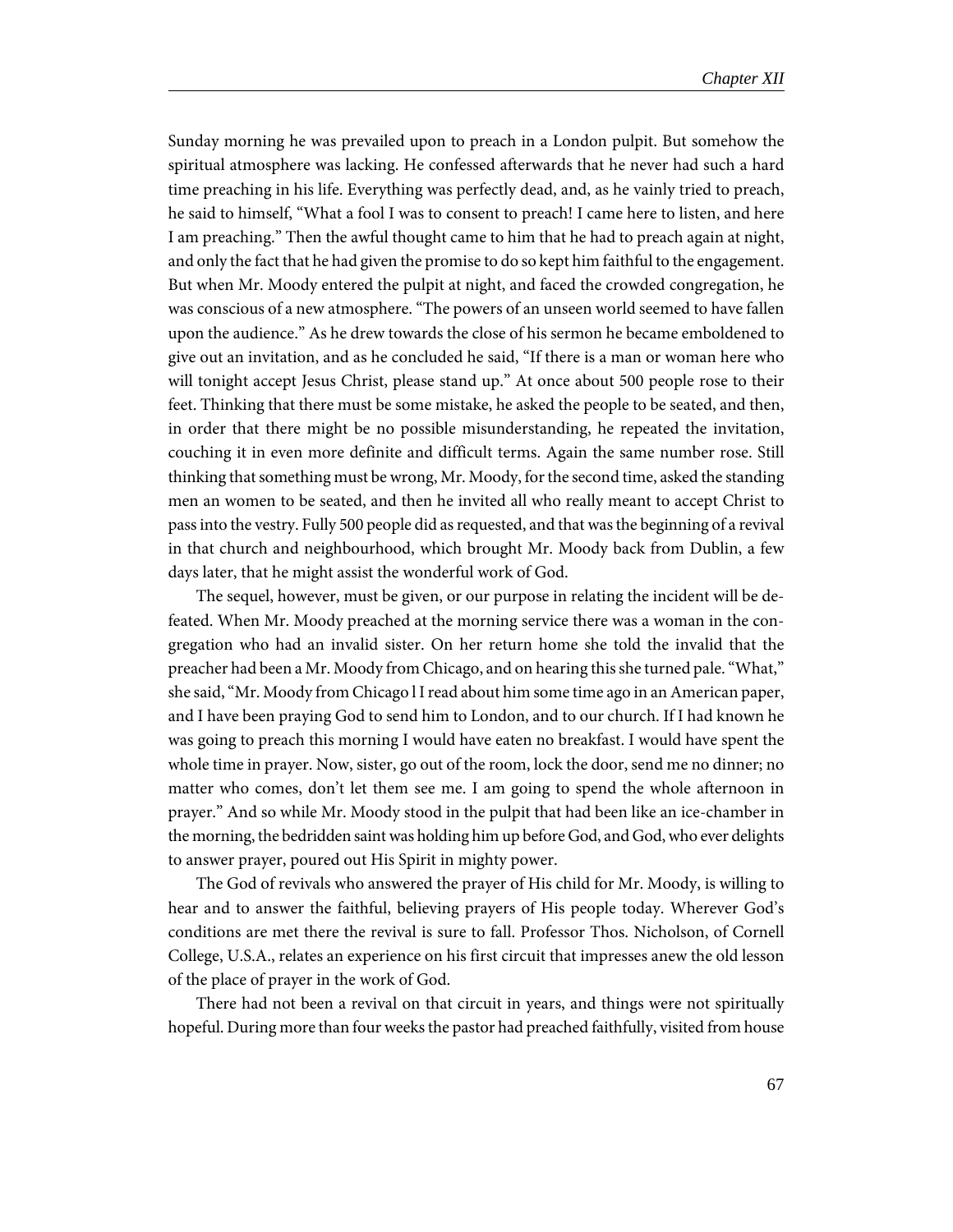Sunday morning he was prevailed upon to preach in a London pulpit. But somehow the spiritual atmosphere was lacking. He confessed afterwards that he never had such a hard time preaching in his life. Everything was perfectly dead, and, as he vainly tried to preach, he said to himself, "What a fool I was to consent to preach! I came here to listen, and here I am preaching." Then the awful thought came to him that he had to preach again at night, and only the fact that he had given the promise to do so kept him faithful to the engagement. But when Mr. Moody entered the pulpit at night, and faced the crowded congregation, he was conscious of a new atmosphere. "The powers of an unseen world seemed to have fallen upon the audience." As he drew towards the close of his sermon he became emboldened to give out an invitation, and as he concluded he said, "If there is a man or woman here who will tonight accept Jesus Christ, please stand up." At once about 500 people rose to their feet. Thinking that there must be some mistake, he asked the people to be seated, and then, in order that there might be no possible misunderstanding, he repeated the invitation, couching it in even more definite and difficult terms. Again the same number rose. Still thinking that something must be wrong, Mr. Moody, for the second time, asked the standing men an women to be seated, and then he invited all who really meant to accept Christ to pass into the vestry. Fully 500 people did as requested, and that was the beginning of a revival in that church and neighbourhood, which brought Mr. Moody back from Dublin, a few days later, that he might assist the wonderful work of God.

The sequel, however, must be given, or our purpose in relating the incident will be defeated. When Mr. Moody preached at the morning service there was a woman in the congregation who had an invalid sister. On her return home she told the invalid that the preacher had been a Mr. Moody from Chicago, and on hearing this she turned pale. "What," she said, "Mr. Moody from Chicago l I read about him some time ago in an American paper, and I have been praying God to send him to London, and to our church. If I had known he was going to preach this morning I would have eaten no breakfast. I would have spent the whole time in prayer. Now, sister, go out of the room, lock the door, send me no dinner; no matter who comes, don't let them see me. I am going to spend the whole afternoon in prayer." And so while Mr. Moody stood in the pulpit that had been like an ice-chamber in the morning, the bedridden saint was holding him up before God, and God, who ever delights to answer prayer, poured out His Spirit in mighty power.

The God of revivals who answered the prayer of His child for Mr. Moody, is willing to hear and to answer the faithful, believing prayers of His people today. Wherever God's conditions are met there the revival is sure to fall. Professor Thos. Nicholson, of Cornell College, U.S.A., relates an experience on his first circuit that impresses anew the old lesson of the place of prayer in the work of God.

There had not been a revival on that circuit in years, and things were not spiritually hopeful. During more than four weeks the pastor had preached faithfully, visited from house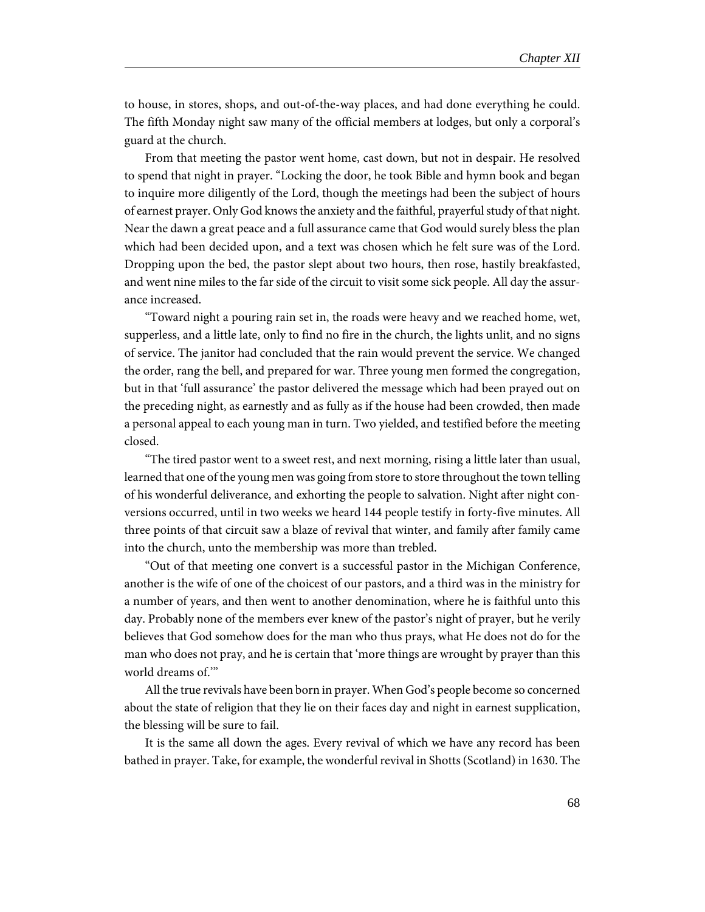to house, in stores, shops, and out-of-the-way places, and had done everything he could. The fifth Monday night saw many of the official members at lodges, but only a corporal's guard at the church.

From that meeting the pastor went home, cast down, but not in despair. He resolved to spend that night in prayer. "Locking the door, he took Bible and hymn book and began to inquire more diligently of the Lord, though the meetings had been the subject of hours of earnest prayer. Only God knows the anxiety and the faithful, prayerful study of that night. Near the dawn a great peace and a full assurance came that God would surely bless the plan which had been decided upon, and a text was chosen which he felt sure was of the Lord. Dropping upon the bed, the pastor slept about two hours, then rose, hastily breakfasted, and went nine miles to the far side of the circuit to visit some sick people. All day the assurance increased.

"Toward night a pouring rain set in, the roads were heavy and we reached home, wet, supperless, and a little late, only to find no fire in the church, the lights unlit, and no signs of service. The janitor had concluded that the rain would prevent the service. We changed the order, rang the bell, and prepared for war. Three young men formed the congregation, but in that 'full assurance' the pastor delivered the message which had been prayed out on the preceding night, as earnestly and as fully as if the house had been crowded, then made a personal appeal to each young man in turn. Two yielded, and testified before the meeting closed.

"The tired pastor went to a sweet rest, and next morning, rising a little later than usual, learned that one of the young men was going from store to store throughout the town telling of his wonderful deliverance, and exhorting the people to salvation. Night after night conversions occurred, until in two weeks we heard 144 people testify in forty-five minutes. All three points of that circuit saw a blaze of revival that winter, and family after family came into the church, unto the membership was more than trebled.

"Out of that meeting one convert is a successful pastor in the Michigan Conference, another is the wife of one of the choicest of our pastors, and a third was in the ministry for a number of years, and then went to another denomination, where he is faithful unto this day. Probably none of the members ever knew of the pastor's night of prayer, but he verily believes that God somehow does for the man who thus prays, what He does not do for the man who does not pray, and he is certain that 'more things are wrought by prayer than this world dreams of.'"

All the true revivals have been born in prayer. When God's people become so concerned about the state of religion that they lie on their faces day and night in earnest supplication, the blessing will be sure to fail.

It is the same all down the ages. Every revival of which we have any record has been bathed in prayer. Take, for example, the wonderful revival in Shotts (Scotland) in 1630. The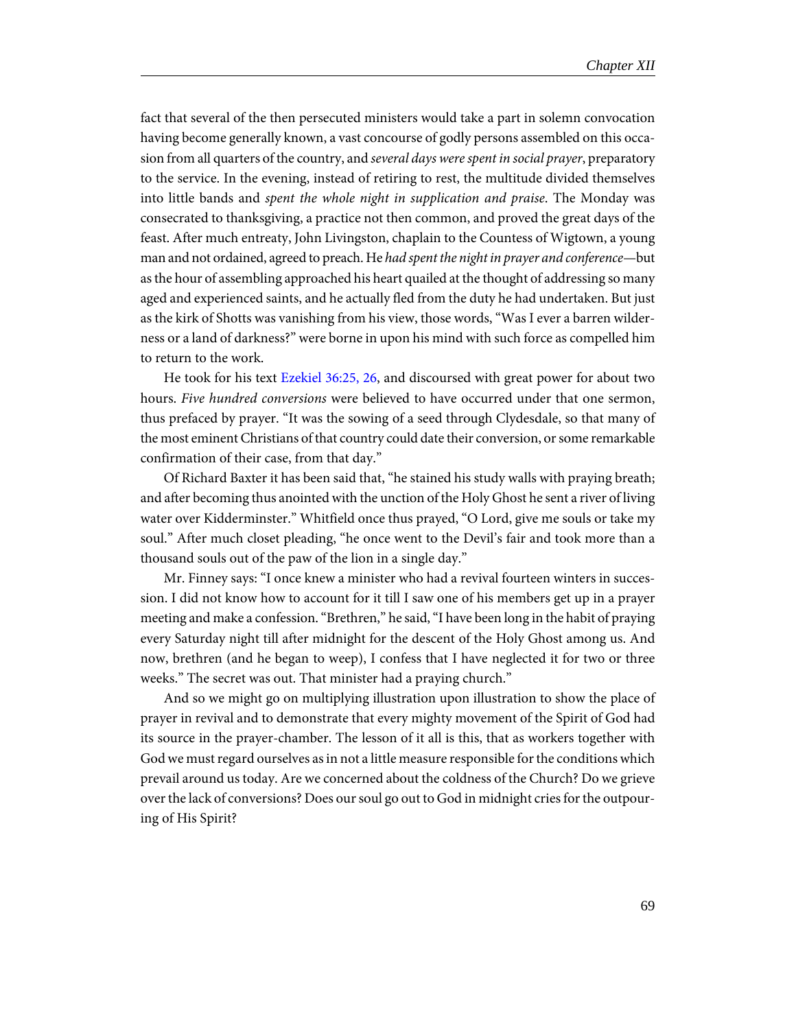fact that several of the then persecuted ministers would take a part in solemn convocation having become generally known, a vast concourse of godly persons assembled on this occasion from all quarters of the country, and *several days were spent in social prayer*, preparatory to the service. In the evening, instead of retiring to rest, the multitude divided themselves into little bands and *spent the whole night in supplication and praise*. The Monday was consecrated to thanksgiving, a practice not then common, and proved the great days of the feast. After much entreaty, John Livingston, chaplain to the Countess of Wigtown, a young man and not ordained, agreed to preach. He *had spent the night in prayer and conference*—but as the hour of assembling approached his heart quailed at the thought of addressing so many aged and experienced saints, and he actually fled from the duty he had undertaken. But just as the kirk of Shotts was vanishing from his view, those words, "Was I ever a barren wilderness or a land of darkness?" were borne in upon his mind with such force as compelled him to return to the work.

He took for his text Ezekiel 36:25, 26, and discoursed with great power for about two hours. *Five hundred conversions* were believed to have occurred under that one sermon, thus prefaced by prayer. "It was the sowing of a seed through Clydesdale, so that many of the most eminent Christians of that country could date their conversion, or some remarkable confirmation of their case, from that day."

Of Richard Baxter it has been said that, "he stained his study walls with praying breath; and after becoming thus anointed with the unction of the Holy Ghost he sent a river of living water over Kidderminster." Whitfield once thus prayed, "O Lord, give me souls or take my soul." After much closet pleading, "he once went to the Devil's fair and took more than a thousand souls out of the paw of the lion in a single day."

Mr. Finney says: "I once knew a minister who had a revival fourteen winters in succession. I did not know how to account for it till I saw one of his members get up in a prayer meeting and make a confession. "Brethren," he said, "I have been long in the habit of praying every Saturday night till after midnight for the descent of the Holy Ghost among us. And now, brethren (and he began to weep), I confess that I have neglected it for two or three weeks." The secret was out. That minister had a praying church."

And so we might go on multiplying illustration upon illustration to show the place of prayer in revival and to demonstrate that every mighty movement of the Spirit of God had its source in the prayer-chamber. The lesson of it all is this, that as workers together with God we must regard ourselves as in not a little measure responsible for the conditions which prevail around us today. Are we concerned about the coldness of the Church? Do we grieve over the lack of conversions? Does our soul go out to God in midnight cries for the outpouring of His Spirit?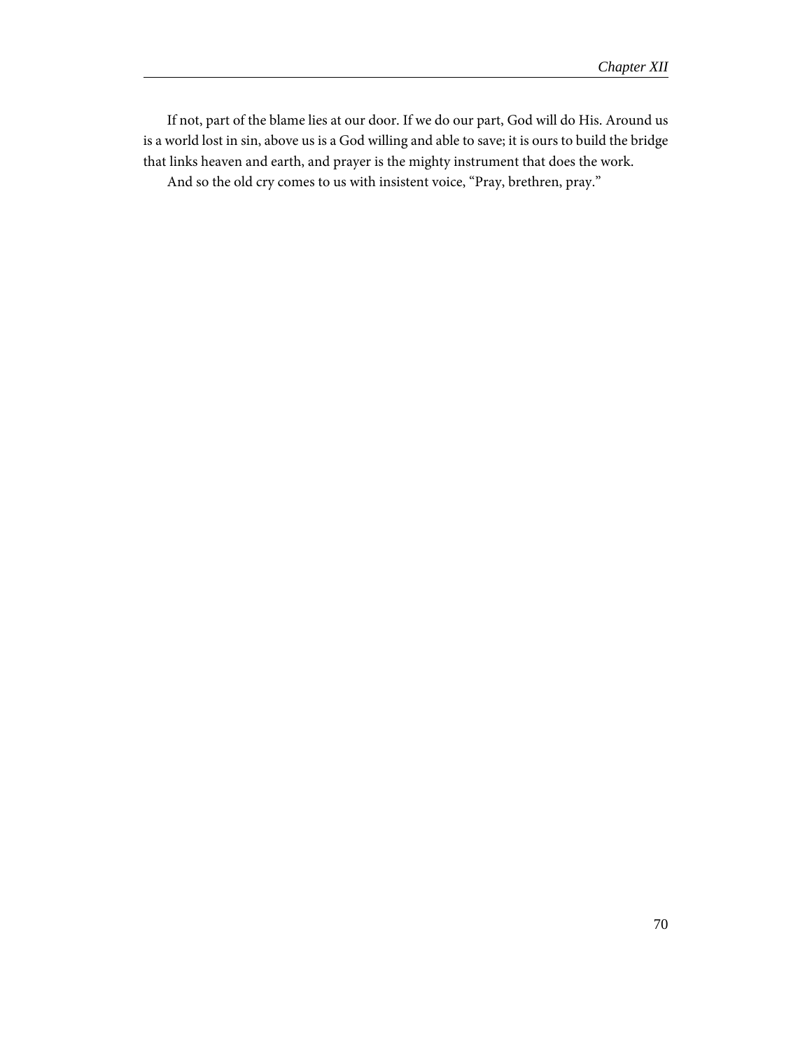If not, part of the blame lies at our door. If we do our part, God will do His. Around us is a world lost in sin, above us is a God willing and able to save; it is ours to build the bridge that links heaven and earth, and prayer is the mighty instrument that does the work.

And so the old cry comes to us with insistent voice, “Pray, brethren, pray.”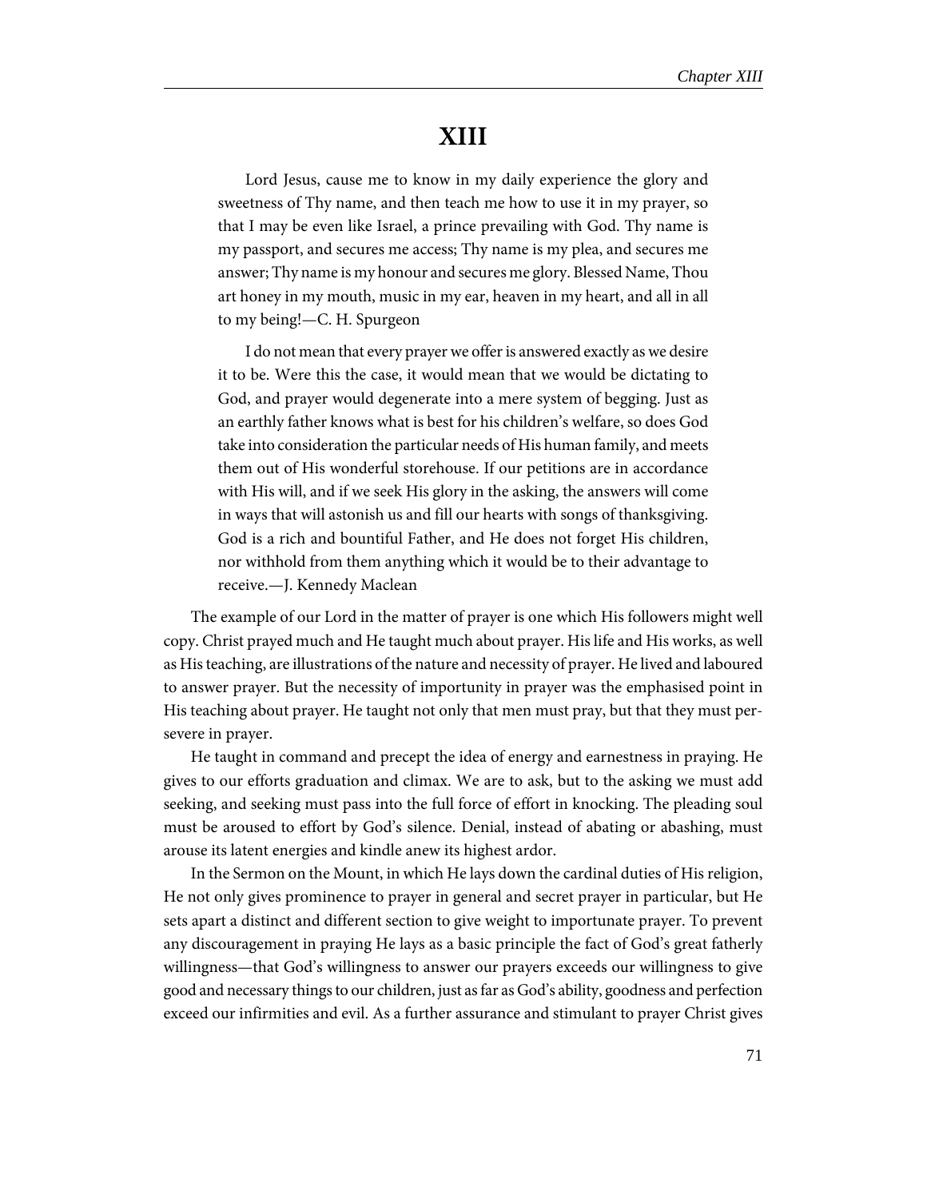# XIII

> Lord Jesus, cause me to know in my daily experience the glory and sweetness of Thy name, and then teach me how to use it in my prayer, so that I may be even like Israel, a prince prevailing with God. Thy name is my passport, and secures me access; Thy name is my plea, and secures me answer; Thy name is my honour and secures me glory. Blessed Name, Thou art honey in my mouth, music in my ear, heaven in my heart, and all in all to my being!—C. H. Spurgeon

> I do not mean that every prayer we offer is answered exactly as we desire it to be. Were this the case, it would mean that we would be dictating to God, and prayer would degenerate into a mere system of begging. Just as an earthly father knows what is best for his children's welfare, so does God take into consideration the particular needs of His human family, and meets them out of His wonderful storehouse. If our petitions are in accordance with His will, and if we seek His glory in the asking, the answers will come in ways that will astonish us and fill our hearts with songs of thanksgiving. God is a rich and bountiful Father, and He does not forget His children, nor withhold from them anything which it would be to their advantage to receive.—J. Kennedy Maclean

The example of our Lord in the matter of prayer is one which His followers might well copy. Christ prayed much and He taught much about prayer. His life and His works, as well as His teaching, are illustrations of the nature and necessity of prayer. He lived and laboured to answer prayer. But the necessity of importunity in prayer was the emphasised point in His teaching about prayer. He taught not only that men must pray, but that they must persevere in prayer.

He taught in command and precept the idea of energy and earnestness in praying. He gives to our efforts graduation and climax. We are to ask, but to the asking we must add seeking, and seeking must pass into the full force of effort in knocking. The pleading soul must be aroused to effort by God's silence. Denial, instead of abating or abashing, must arouse its latent energies and kindle anew its highest ardor.

In the Sermon on the Mount, in which He lays down the cardinal duties of His religion, He not only gives prominence to prayer in general and secret prayer in particular, but He sets apart a distinct and different section to give weight to importunate prayer. To prevent any discouragement in praying He lays as a basic principle the fact of God's great fatherly willingness—that God's willingness to answer our prayers exceeds our willingness to give good and necessary things to our children, just as far as God's ability, goodness and perfection exceed our infirmities and evil. As a further assurance and stimulant to prayer Christ gives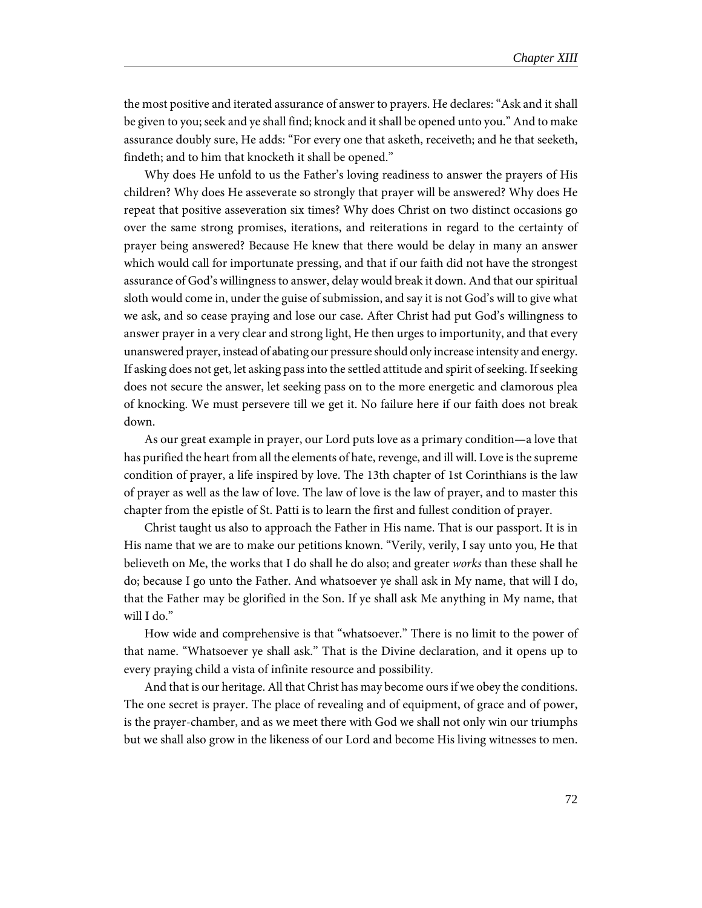the most positive and iterated assurance of answer to prayers. He declares: "Ask and it shall be given to you; seek and ye shall find; knock and it shall be opened unto you." And to make assurance doubly sure, He adds: "For every one that asketh, receiveth; and he that seeketh, findeth; and to him that knocketh it shall be opened."

Why does He unfold to us the Father's loving readiness to answer the prayers of His children? Why does He asseverate so strongly that prayer will be answered? Why does He repeat that positive asseveration six times? Why does Christ on two distinct occasions go over the same strong promises, iterations, and reiterations in regard to the certainty of prayer being answered? Because He knew that there would be delay in many an answer which would call for importunate pressing, and that if our faith did not have the strongest assurance of God's willingness to answer, delay would break it down. And that our spiritual sloth would come in, under the guise of submission, and say it is not God's will to give what we ask, and so cease praying and lose our case. After Christ had put God's willingness to answer prayer in a very clear and strong light, He then urges to importunity, and that every unanswered prayer, instead of abating our pressure should only increase intensity and energy. If asking does not get, let asking pass into the settled attitude and spirit of seeking. If seeking does not secure the answer, let seeking pass on to the more energetic and clamorous plea of knocking. We must persevere till we get it. No failure here if our faith does not break down.

As our great example in prayer, our Lord puts love as a primary condition—a love that has purified the heart from all the elements of hate, revenge, and ill will. Love is the supreme condition of prayer, a life inspired by love. The 13th chapter of 1st Corinthians is the law of prayer as well as the law of love. The law of love is the law of prayer, and to master this chapter from the epistle of St. Patti is to learn the first and fullest condition of prayer.

Christ taught us also to approach the Father in His name. That is our passport. It is in His name that we are to make our petitions known. "Verily, verily, I say unto you, He that believeth on Me, the works that I do shall he do also; and greater *works* than these shall he do; because I go unto the Father. And whatsoever ye shall ask in My name, that will I do, that the Father may be glorified in the Son. If ye shall ask Me anything in My name, that will I do."

How wide and comprehensive is that "whatsoever." There is no limit to the power of that name. "Whatsoever ye shall ask." That is the Divine declaration, and it opens up to every praying child a vista of infinite resource and possibility.

And that is our heritage. All that Christ has may become ours if we obey the conditions. The one secret is prayer. The place of revealing and of equipment, of grace and of power, is the prayer-chamber, and as we meet there with God we shall not only win our triumphs but we shall also grow in the likeness of our Lord and become His living witnesses to men.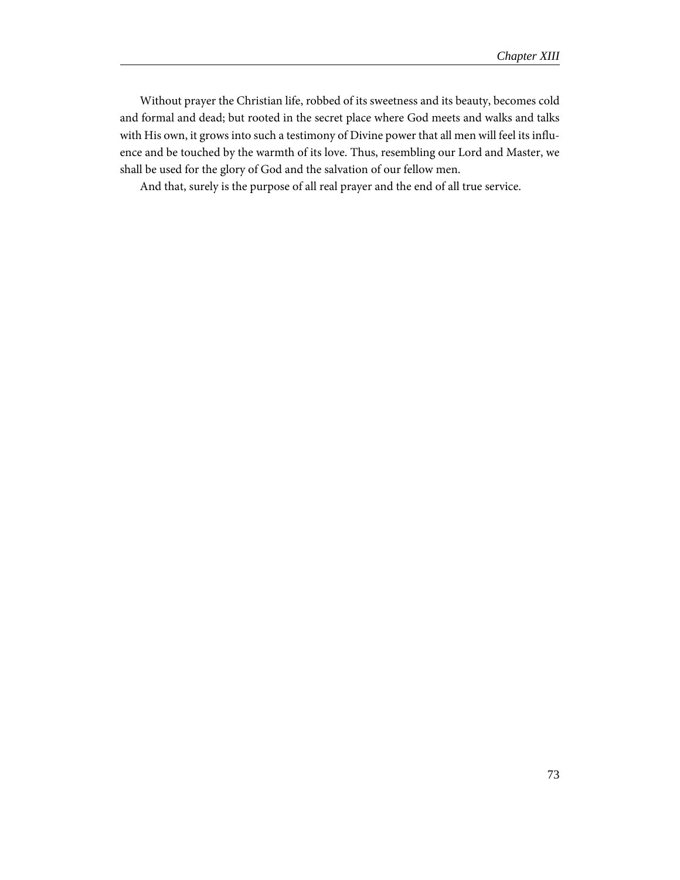Without prayer the Christian life, robbed of its sweetness and its beauty, becomes cold and formal and dead; but rooted in the secret place where God meets and walks and talks with His own, it grows into such a testimony of Divine power that all men will feel its influence and be touched by the warmth of its love. Thus, resembling our Lord and Master, we shall be used for the glory of God and the salvation of our fellow men.

And that, surely is the purpose of all real prayer and the end of all true service.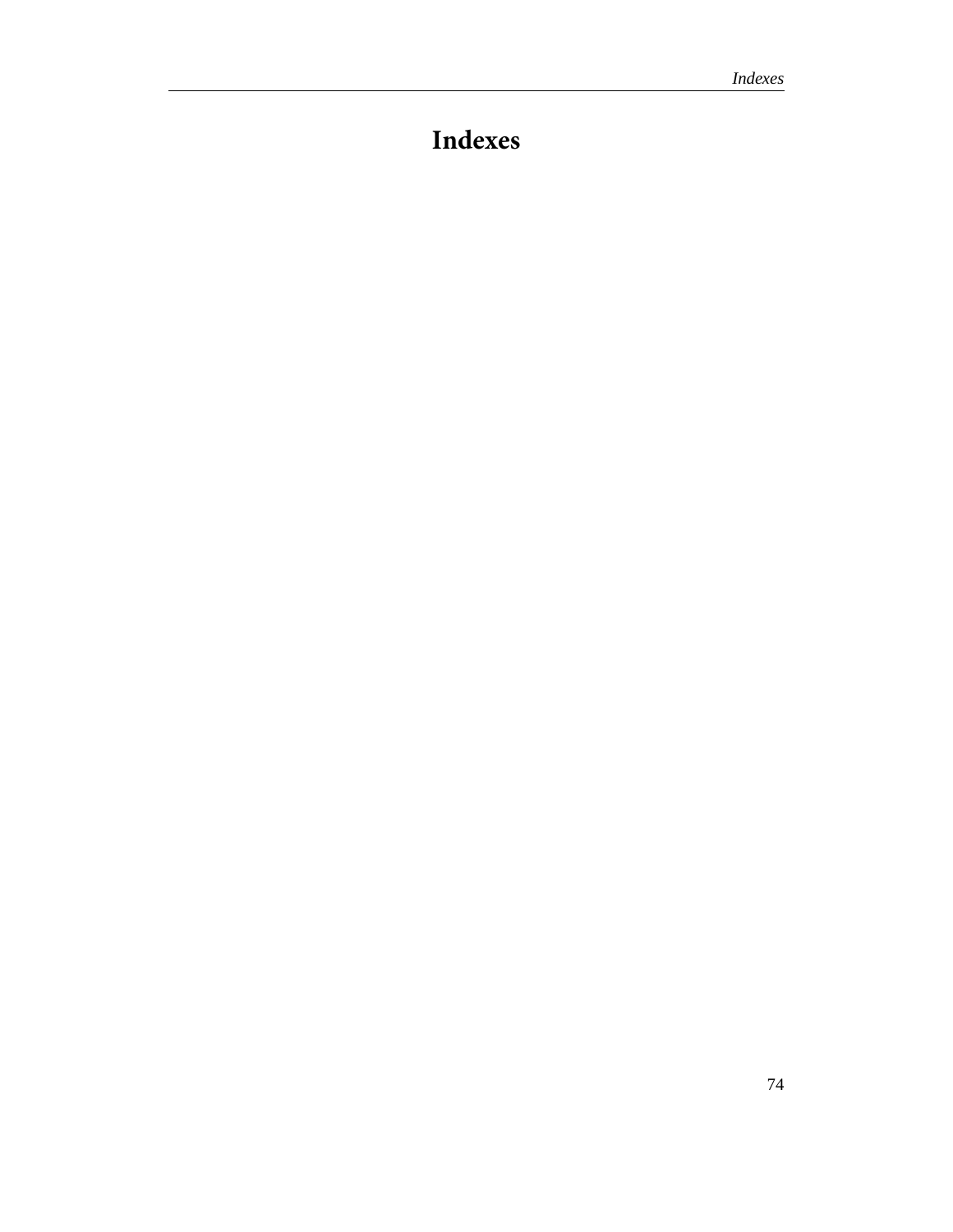# Indexes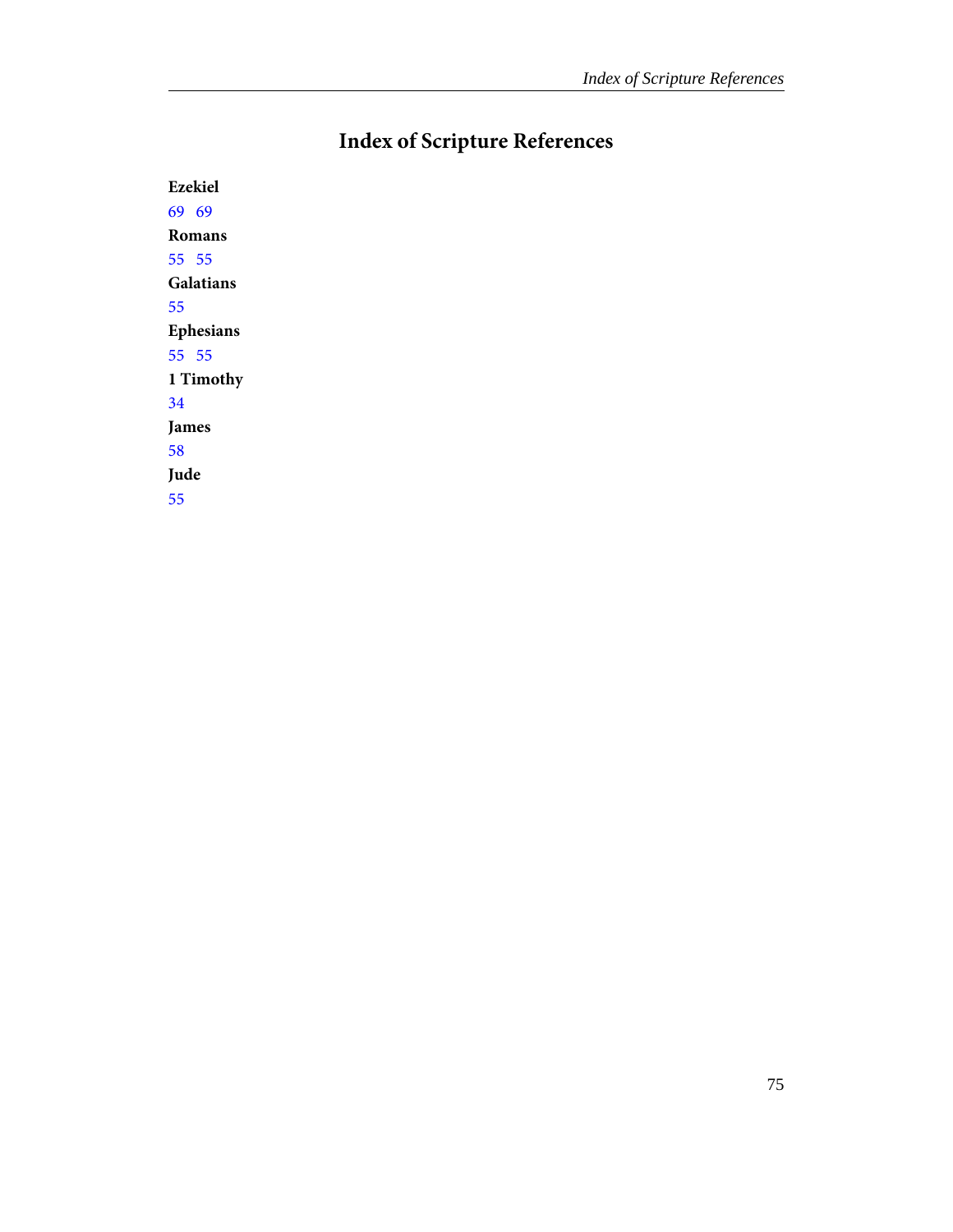# Index of Scripture References

**Ezekiel**

69 69

**Romans**

55 55

**Galatians**

55

**Ephesians**

55 55

**1 Timothy**

34

**James**

58

**Jude**

55